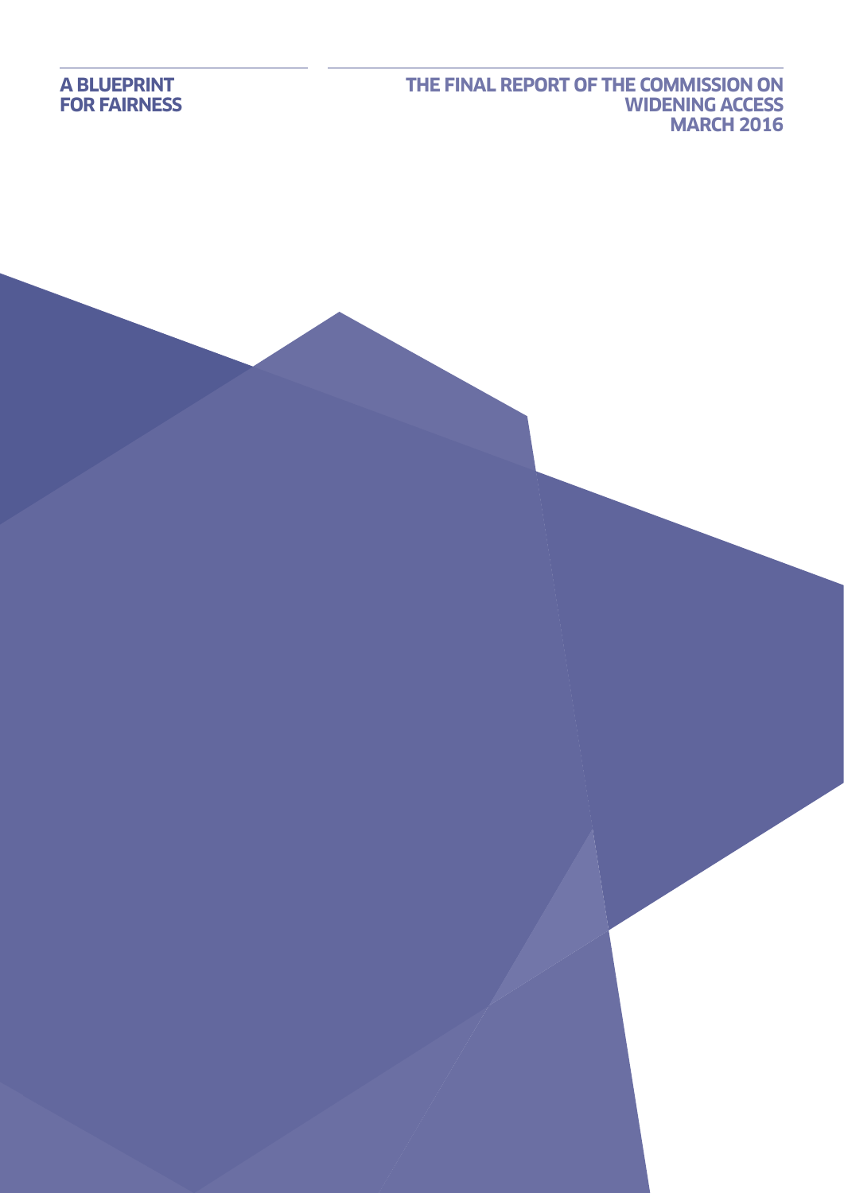# A BLUEPRINT FOR FAIRNESS

## THE FINAL REPORT OF THE COMMISSION ON WIDENING ACCESS

**MARCH 2016**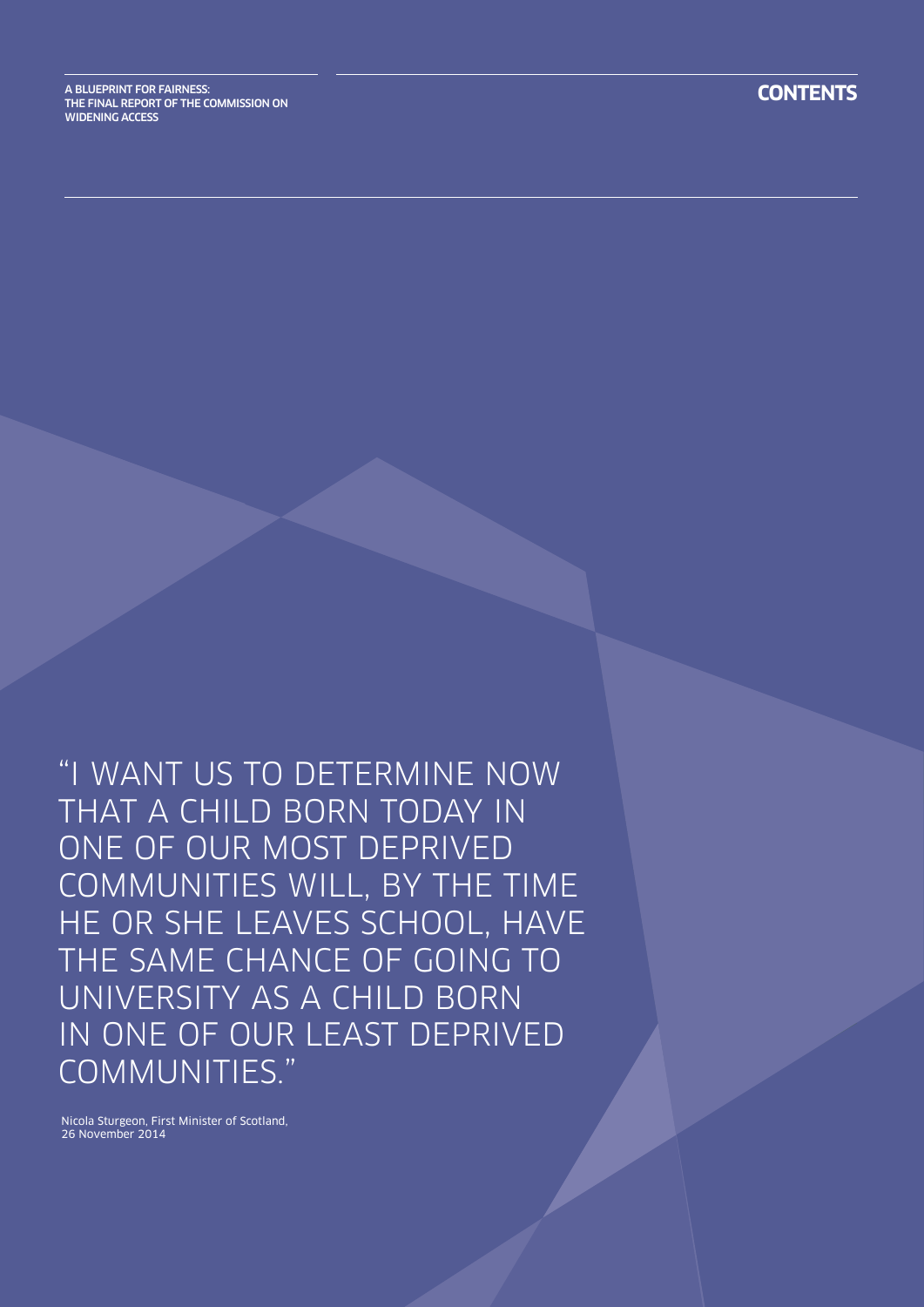> "I WANT US TO DETERMINE NOW THAT A CHILD BORN TODAY IN ONE OF OUR MOST DEPRIVED COMMUNITIES WILL, BY THE TIME HE OR SHE LEAVES SCHOOL, HAVE THE SAME CHANCE OF GOING TO UNIVERSITY AS A CHILD BORN IN ONE OF OUR LEAST DEPRIVED COMMUNITIES."

Nicola Sturgeon, First Minister of Scotland, 26 November 2014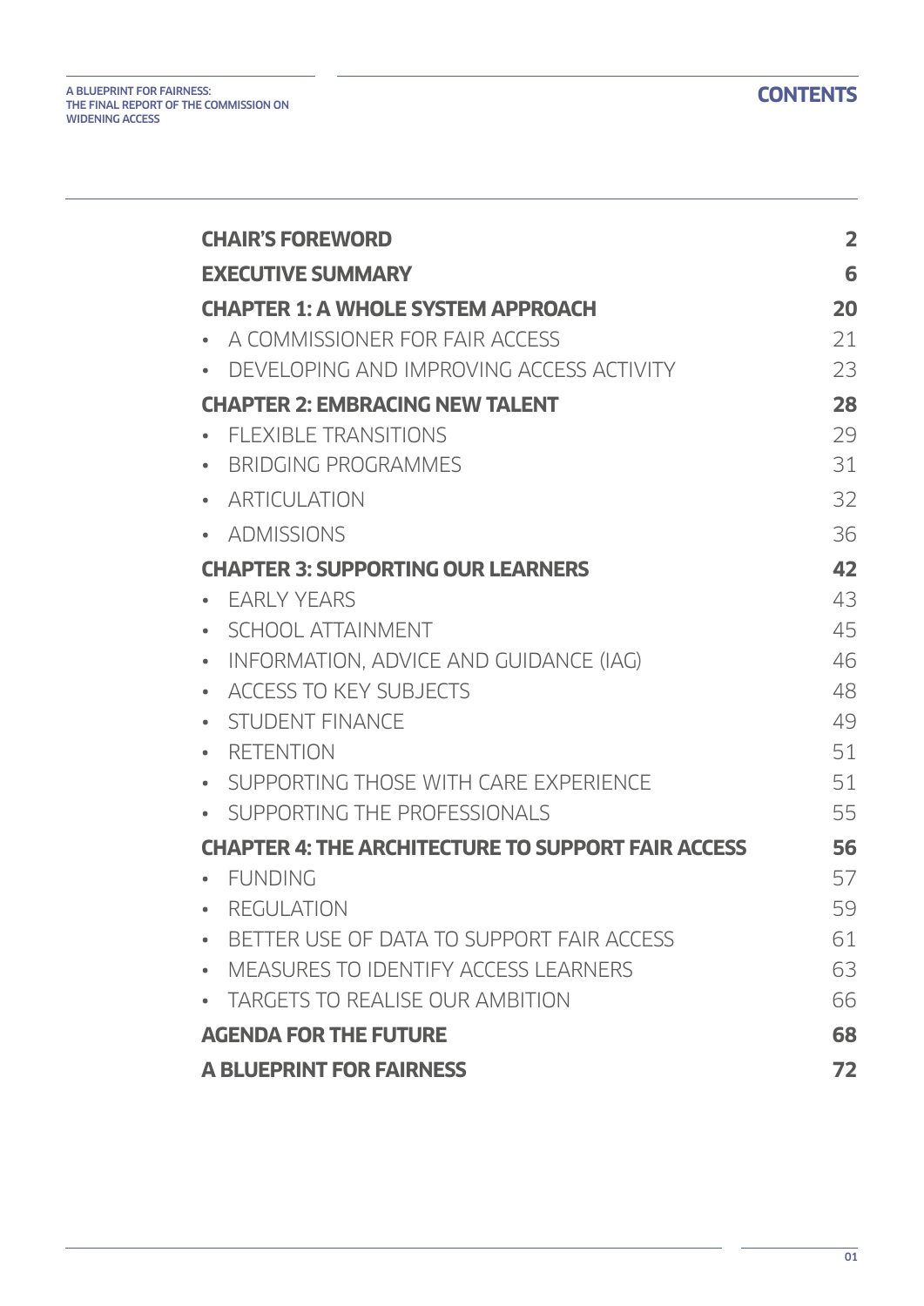# CONTENTS

| | |
|---|---|
| **CHAIR'S FOREWORD** | **2** |
| **EXECUTIVE SUMMARY** | **6** |
| **CHAPTER 1: A WHOLE SYSTEM APPROACH** | **20** |
| • A COMMISSIONER FOR FAIR ACCESS | 21 |
| • DEVELOPING AND IMPROVING ACCESS ACTIVITY | 23 |
| **CHAPTER 2: EMBRACING NEW TALENT** | **28** |
| • FLEXIBLE TRANSITIONS | 29 |
| • BRIDGING PROGRAMMES | 31 |
| • ARTICULATION | 32 |
| • ADMISSIONS | 36 |
| **CHAPTER 3: SUPPORTING OUR LEARNERS** | **42** |
| • EARLY YEARS | 43 |
| • SCHOOL ATTAINMENT | 45 |
| • INFORMATION, ADVICE AND GUIDANCE (IAG) | 46 |
| • ACCESS TO KEY SUBJECTS | 48 |
| • STUDENT FINANCE | 49 |
| • RETENTION | 51 |
| • SUPPORTING THOSE WITH CARE EXPERIENCE | 51 |
| • SUPPORTING THE PROFESSIONALS | 55 |
| **CHAPTER 4: THE ARCHITECTURE TO SUPPORT FAIR ACCESS** | **56** |
| • FUNDING | 57 |
| • REGULATION | 59 |
| • BETTER USE OF DATA TO SUPPORT FAIR ACCESS | 61 |
| • MEASURES TO IDENTIFY ACCESS LEARNERS | 63 |
| • TARGETS TO REALISE OUR AMBITION | 66 |
| **AGENDA FOR THE FUTURE** | **68** |
| **A BLUEPRINT FOR FAIRNESS** | **72** |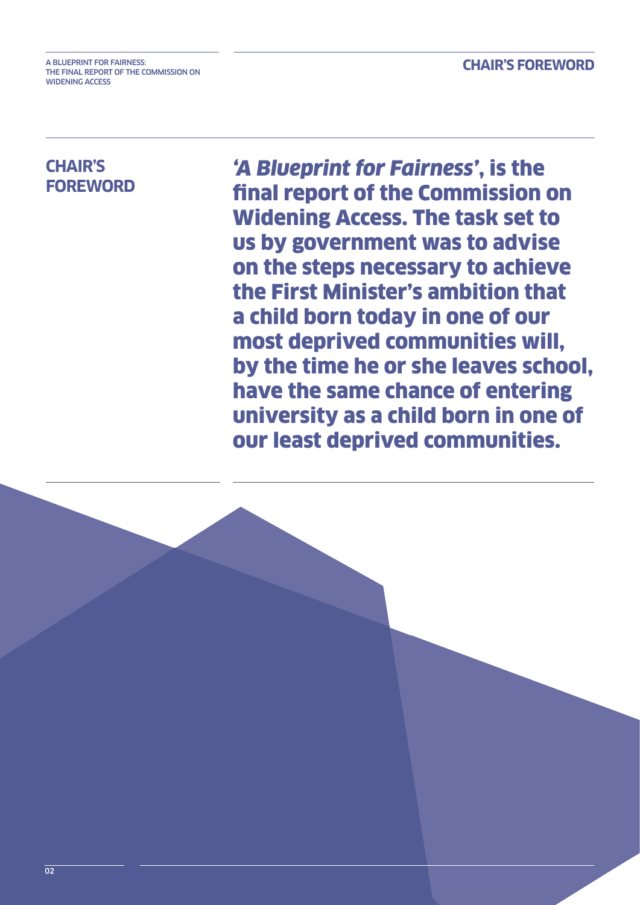## CHAIR'S FOREWORD

**'*A Blueprint for Fairness*', is the final report of the Commission on Widening Access. The task set to us by government was to advise on the steps necessary to achieve the First Minister's ambition that a child born today in one of our most deprived communities will, by the time he or she leaves school, have the same chance of entering university as a child born in one of our least deprived communities.**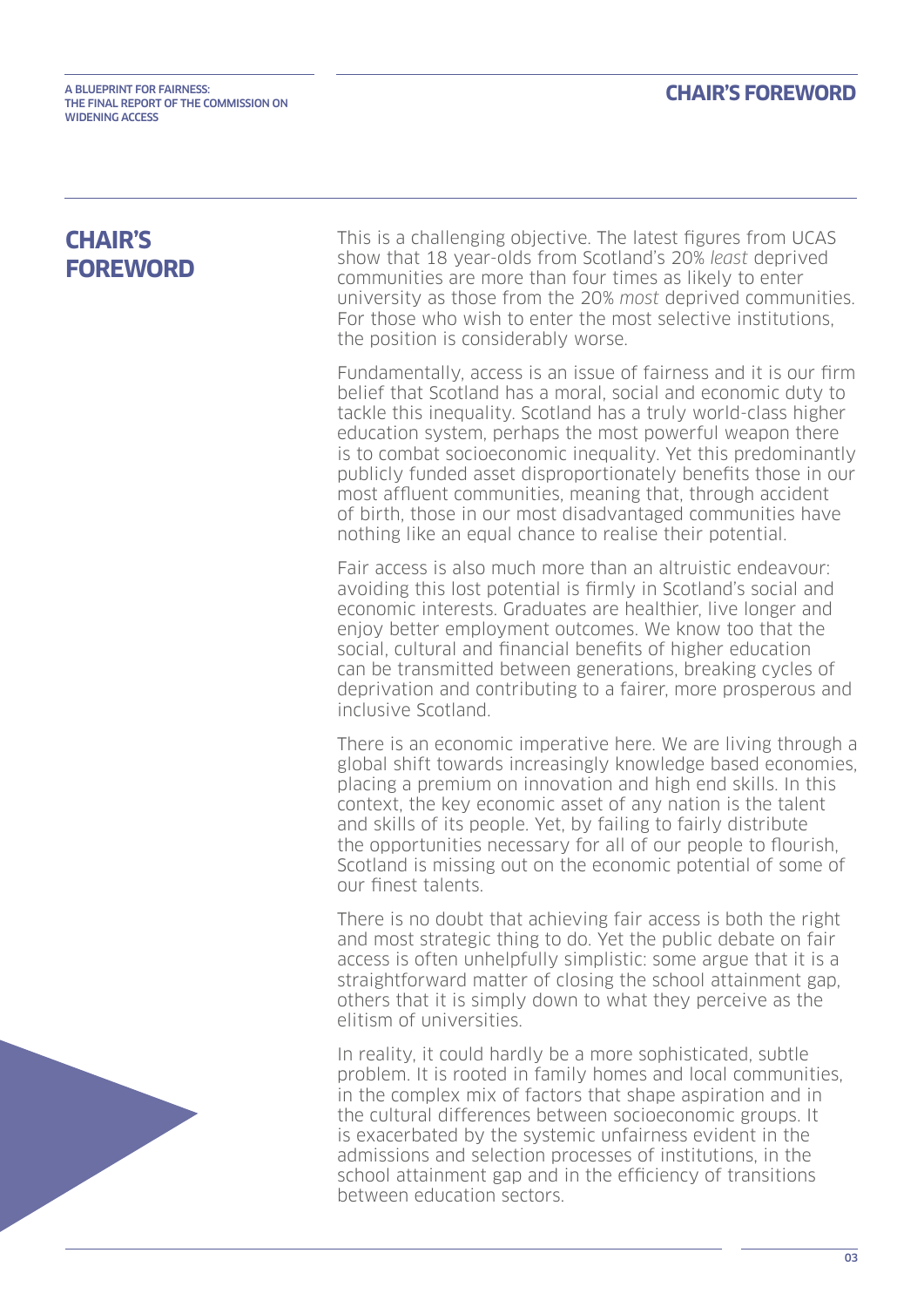# CHAIR'S FOREWORD

This is a challenging objective. The latest figures from UCAS show that 18 year-olds from Scotland's 20% *least* deprived communities are more than four times as likely to enter university as those from the 20% *most* deprived communities. For those who wish to enter the most selective institutions, the position is considerably worse.

Fundamentally, access is an issue of fairness and it is our firm belief that Scotland has a moral, social and economic duty to tackle this inequality. Scotland has a truly world-class higher education system, perhaps the most powerful weapon there is to combat socioeconomic inequality. Yet this predominantly publicly funded asset disproportionately benefits those in our most affluent communities, meaning that, through accident of birth, those in our most disadvantaged communities have nothing like an equal chance to realise their potential.

Fair access is also much more than an altruistic endeavour: avoiding this lost potential is firmly in Scotland's social and economic interests. Graduates are healthier, live longer and enjoy better employment outcomes. We know too that the social, cultural and financial benefits of higher education can be transmitted between generations, breaking cycles of deprivation and contributing to a fairer, more prosperous and inclusive Scotland.

There is an economic imperative here. We are living through a global shift towards increasingly knowledge based economies, placing a premium on innovation and high end skills. In this context, the key economic asset of any nation is the talent and skills of its people. Yet, by failing to fairly distribute the opportunities necessary for all of our people to flourish, Scotland is missing out on the economic potential of some of our finest talents.

There is no doubt that achieving fair access is both the right and most strategic thing to do. Yet the public debate on fair access is often unhelpfully simplistic: some argue that it is a straightforward matter of closing the school attainment gap, others that it is simply down to what they perceive as the elitism of universities.

In reality, it could hardly be a more sophisticated, subtle problem. It is rooted in family homes and local communities, in the complex mix of factors that shape aspiration and in the cultural differences between socioeconomic groups. It is exacerbated by the systemic unfairness evident in the admissions and selection processes of institutions, in the school attainment gap and in the efficiency of transitions between education sectors.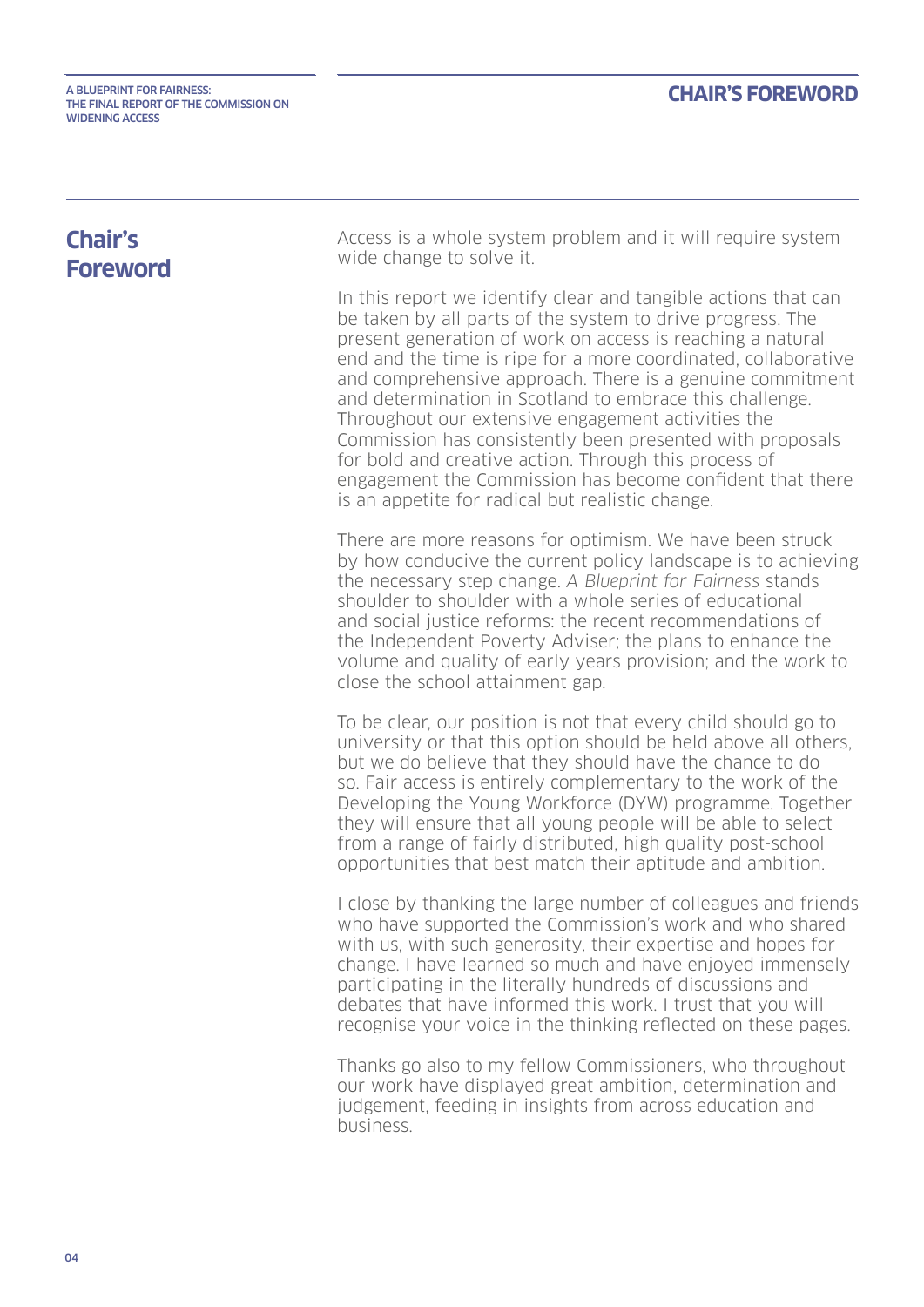## Chair's Foreword

Access is a whole system problem and it will require system wide change to solve it.

In this report we identify clear and tangible actions that can be taken by all parts of the system to drive progress. The present generation of work on access is reaching a natural end and the time is ripe for a more coordinated, collaborative and comprehensive approach. There is a genuine commitment and determination in Scotland to embrace this challenge. Throughout our extensive engagement activities the Commission has consistently been presented with proposals for bold and creative action. Through this process of engagement the Commission has become confident that there is an appetite for radical but realistic change.

There are more reasons for optimism. We have been struck by how conducive the current policy landscape is to achieving the necessary step change. *A Blueprint for Fairness* stands shoulder to shoulder with a whole series of educational and social justice reforms: the recent recommendations of the Independent Poverty Adviser; the plans to enhance the volume and quality of early years provision; and the work to close the school attainment gap.

To be clear, our position is not that every child should go to university or that this option should be held above all others, but we do believe that they should have the chance to do so. Fair access is entirely complementary to the work of the Developing the Young Workforce (DYW) programme. Together they will ensure that all young people will be able to select from a range of fairly distributed, high quality post-school opportunities that best match their aptitude and ambition.

I close by thanking the large number of colleagues and friends who have supported the Commission's work and who shared with us, with such generosity, their expertise and hopes for change. I have learned so much and have enjoyed immensely participating in the literally hundreds of discussions and debates that have informed this work. I trust that you will recognise your voice in the thinking reflected on these pages.

Thanks go also to my fellow Commissioners, who throughout our work have displayed great ambition, determination and judgement, feeding in insights from across education and business.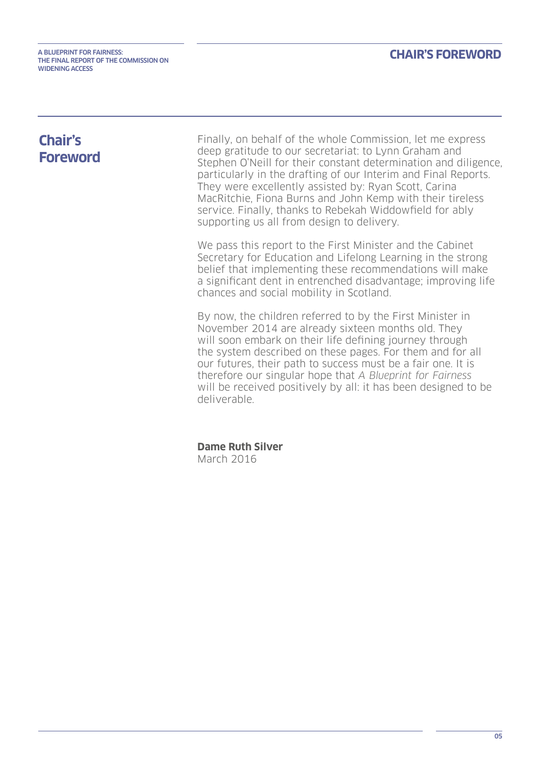## Chair's Foreword

Finally, on behalf of the whole Commission, let me express deep gratitude to our secretariat: to Lynn Graham and Stephen O'Neill for their constant determination and diligence, particularly in the drafting of our Interim and Final Reports. They were excellently assisted by: Ryan Scott, Carina MacRitchie, Fiona Burns and John Kemp with their tireless service. Finally, thanks to Rebekah Widdowfield for ably supporting us all from design to delivery.

We pass this report to the First Minister and the Cabinet Secretary for Education and Lifelong Learning in the strong belief that implementing these recommendations will make a significant dent in entrenched disadvantage; improving life chances and social mobility in Scotland.

By now, the children referred to by the First Minister in November 2014 are already sixteen months old. They will soon embark on their life defining journey through the system described on these pages. For them and for all our futures, their path to success must be a fair one. It is therefore our singular hope that *A Blueprint for Fairness* will be received positively by all: it has been designed to be deliverable.

**Dame Ruth Silver**
March 2016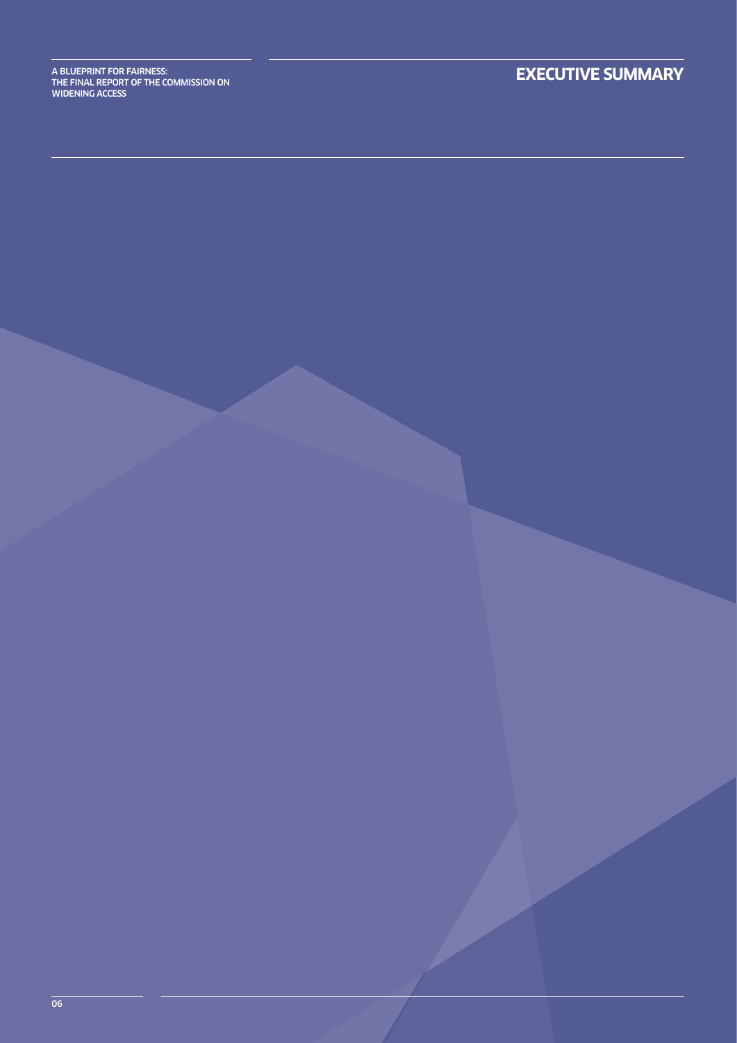# EXECUTIVE SUMMARY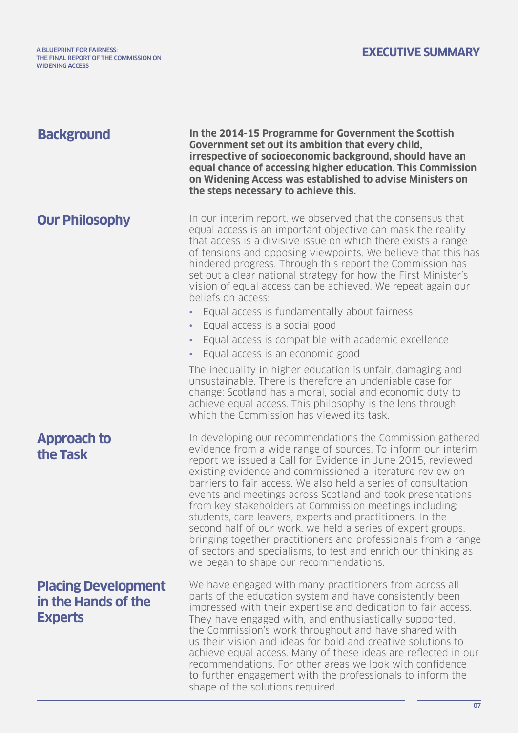## Background

**In the 2014-15 Programme for Government the Scottish Government set out its ambition that every child, irrespective of socioeconomic background, should have an equal chance of accessing higher education. This Commission on Widening Access was established to advise Ministers on the steps necessary to achieve this.**

## Our Philosophy

In our interim report, we observed that the consensus that equal access is an important objective can mask the reality that access is a divisive issue on which there exists a range of tensions and opposing viewpoints. We believe that this has hindered progress. Through this report the Commission has set out a clear national strategy for how the First Minister's vision of equal access can be achieved. We repeat again our beliefs on access:

- Equal access is fundamentally about fairness
- Equal access is a social good
- Equal access is compatible with academic excellence
- Equal access is an economic good

The inequality in higher education is unfair, damaging and unsustainable. There is therefore an undeniable case for change: Scotland has a moral, social and economic duty to achieve equal access. This philosophy is the lens through which the Commission has viewed its task.

## Approach to the Task

In developing our recommendations the Commission gathered evidence from a wide range of sources. To inform our interim report we issued a Call for Evidence in June 2015, reviewed existing evidence and commissioned a literature review on barriers to fair access. We also held a series of consultation events and meetings across Scotland and took presentations from key stakeholders at Commission meetings including: students, care leavers, experts and practitioners. In the second half of our work, we held a series of expert groups, bringing together practitioners and professionals from a range of sectors and specialisms, to test and enrich our thinking as we began to shape our recommendations.

## Placing Development in the Hands of the Experts

We have engaged with many practitioners from across all parts of the education system and have consistently been impressed with their expertise and dedication to fair access. They have engaged with, and enthusiastically supported, the Commission's work throughout and have shared with us their vision and ideas for bold and creative solutions to achieve equal access. Many of these ideas are reflected in our recommendations. For other areas we look with confidence to further engagement with the professionals to inform the shape of the solutions required.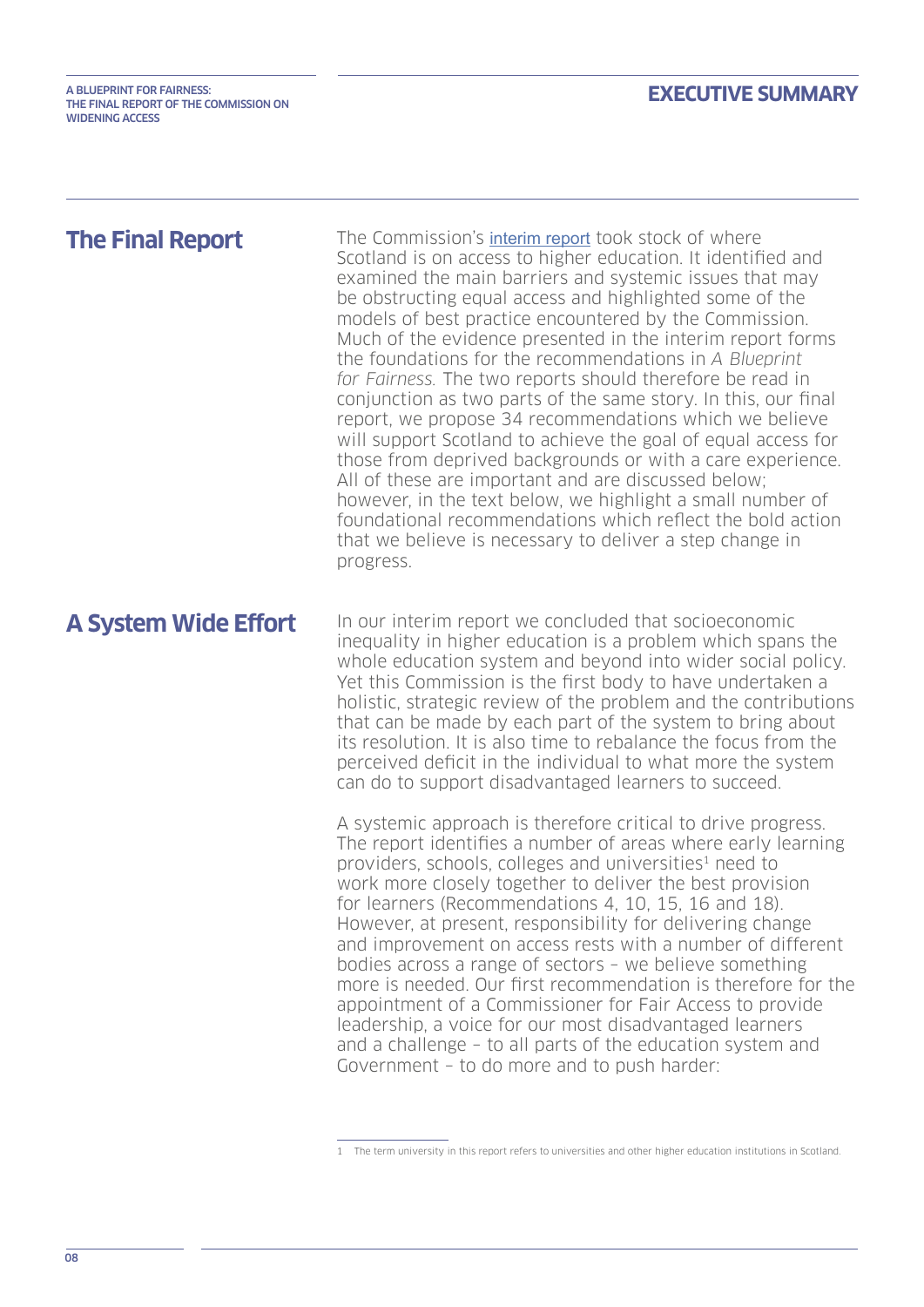## The Final Report

The Commission's interim report took stock of where Scotland is on access to higher education. It identified and examined the main barriers and systemic issues that may be obstructing equal access and highlighted some of the models of best practice encountered by the Commission. Much of the evidence presented in the interim report forms the foundations for the recommendations in *A Blueprint for Fairness.* The two reports should therefore be read in conjunction as two parts of the same story. In this, our final report, we propose 34 recommendations which we believe will support Scotland to achieve the goal of equal access for those from deprived backgrounds or with a care experience. All of these are important and are discussed below; however, in the text below, we highlight a small number of foundational recommendations which reflect the bold action that we believe is necessary to deliver a step change in progress.

## A System Wide Effort

In our interim report we concluded that socioeconomic inequality in higher education is a problem which spans the whole education system and beyond into wider social policy. Yet this Commission is the first body to have undertaken a holistic, strategic review of the problem and the contributions that can be made by each part of the system to bring about its resolution. It is also time to rebalance the focus from the perceived deficit in the individual to what more the system can do to support disadvantaged learners to succeed.

A systemic approach is therefore critical to drive progress. The report identifies a number of areas where early learning providers, schools, colleges and universities[1] need to work more closely together to deliver the best provision for learners (Recommendations 4, 10, 15, 16 and 18). However, at present, responsibility for delivering change and improvement on access rests with a number of different bodies across a range of sectors – we believe something more is needed. Our first recommendation is therefore for the appointment of a Commissioner for Fair Access to provide leadership, a voice for our most disadvantaged learners and a challenge – to all parts of the education system and Government – to do more and to push harder:

1 The term university in this report refers to universities and other higher education institutions in Scotland.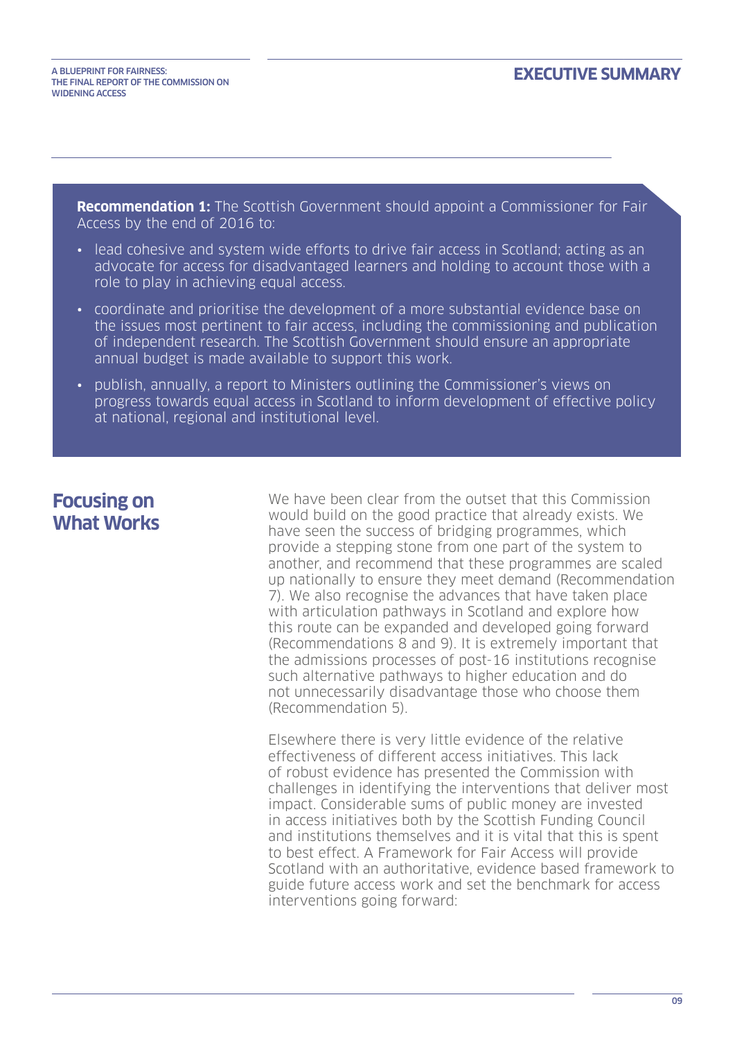**Recommendation 1:** The Scottish Government should appoint a Commissioner for Fair Access by the end of 2016 to:

- lead cohesive and system wide efforts to drive fair access in Scotland; acting as an advocate for access for disadvantaged learners and holding to account those with a role to play in achieving equal access.
- coordinate and prioritise the development of a more substantial evidence base on the issues most pertinent to fair access, including the commissioning and publication of independent research. The Scottish Government should ensure an appropriate annual budget is made available to support this work.
- publish, annually, a report to Ministers outlining the Commissioner's views on progress towards equal access in Scotland to inform development of effective policy at national, regional and institutional level.

## Focusing on What Works

We have been clear from the outset that this Commission would build on the good practice that already exists. We have seen the success of bridging programmes, which provide a stepping stone from one part of the system to another, and recommend that these programmes are scaled up nationally to ensure they meet demand (Recommendation 7). We also recognise the advances that have taken place with articulation pathways in Scotland and explore how this route can be expanded and developed going forward (Recommendations 8 and 9). It is extremely important that the admissions processes of post-16 institutions recognise such alternative pathways to higher education and do not unnecessarily disadvantage those who choose them (Recommendation 5).

Elsewhere there is very little evidence of the relative effectiveness of different access initiatives. This lack of robust evidence has presented the Commission with challenges in identifying the interventions that deliver most impact. Considerable sums of public money are invested in access initiatives both by the Scottish Funding Council and institutions themselves and it is vital that this is spent to best effect. A Framework for Fair Access will provide Scotland with an authoritative, evidence based framework to guide future access work and set the benchmark for access interventions going forward: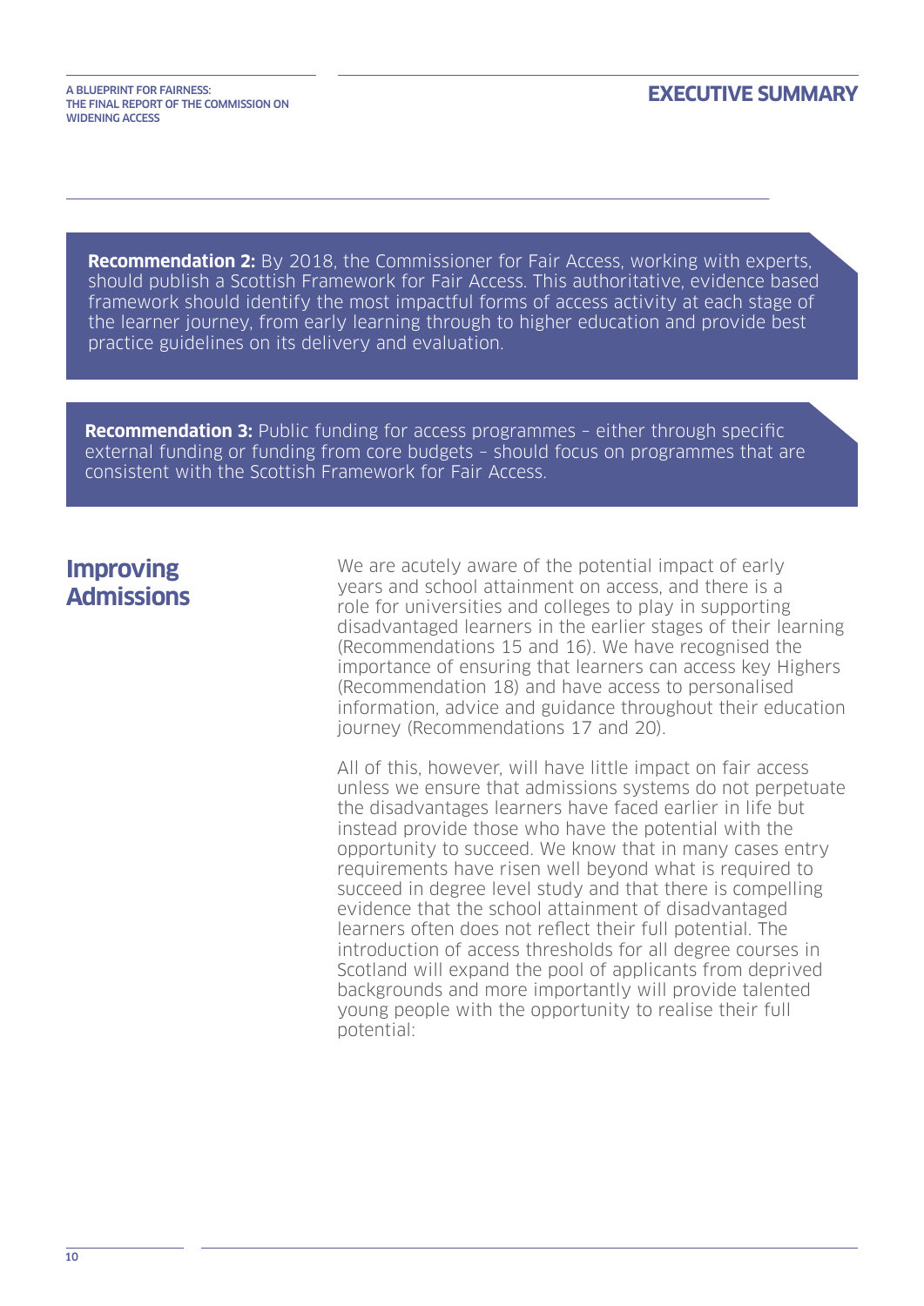**Recommendation 2:** By 2018, the Commissioner for Fair Access, working with experts, should publish a Scottish Framework for Fair Access. This authoritative, evidence based framework should identify the most impactful forms of access activity at each stage of the learner journey, from early learning through to higher education and provide best practice guidelines on its delivery and evaluation.

**Recommendation 3:** Public funding for access programmes – either through specific external funding or funding from core budgets – should focus on programmes that are consistent with the Scottish Framework for Fair Access.

## Improving Admissions

We are acutely aware of the potential impact of early years and school attainment on access, and there is a role for universities and colleges to play in supporting disadvantaged learners in the earlier stages of their learning (Recommendations 15 and 16). We have recognised the importance of ensuring that learners can access key Highers (Recommendation 18) and have access to personalised information, advice and guidance throughout their education journey (Recommendations 17 and 20).

All of this, however, will have little impact on fair access unless we ensure that admissions systems do not perpetuate the disadvantages learners have faced earlier in life but instead provide those who have the potential with the opportunity to succeed. We know that in many cases entry requirements have risen well beyond what is required to succeed in degree level study and that there is compelling evidence that the school attainment of disadvantaged learners often does not reflect their full potential. The introduction of access thresholds for all degree courses in Scotland will expand the pool of applicants from deprived backgrounds and more importantly will provide talented young people with the opportunity to realise their full potential: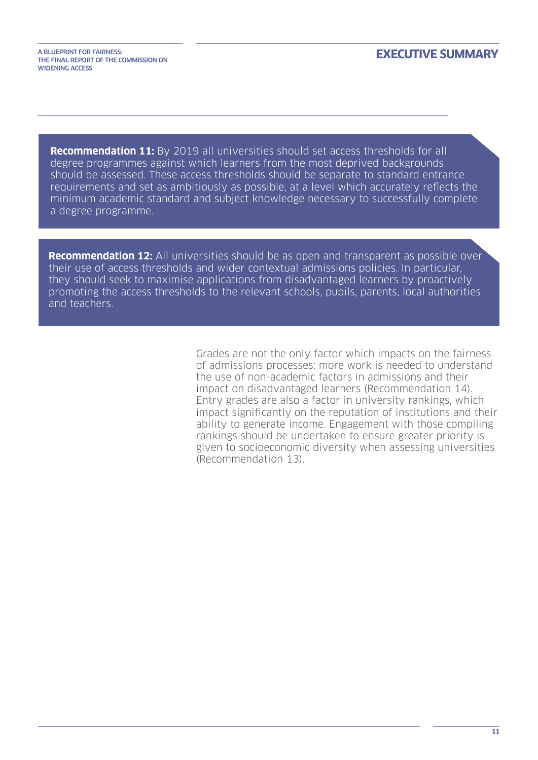**Recommendation 11:** By 2019 all universities should set access thresholds for all degree programmes against which learners from the most deprived backgrounds should be assessed. These access thresholds should be separate to standard entrance requirements and set as ambitiously as possible, at a level which accurately reflects the minimum academic standard and subject knowledge necessary to successfully complete a degree programme.

**Recommendation 12:** All universities should be as open and transparent as possible over their use of access thresholds and wider contextual admissions policies. In particular, they should seek to maximise applications from disadvantaged learners by proactively promoting the access thresholds to the relevant schools, pupils, parents, local authorities and teachers.

Grades are not the only factor which impacts on the fairness of admissions processes: more work is needed to understand the use of non-academic factors in admissions and their impact on disadvantaged learners (Recommendation 14). Entry grades are also a factor in university rankings, which impact significantly on the reputation of institutions and their ability to generate income. Engagement with those compiling rankings should be undertaken to ensure greater priority is given to socioeconomic diversity when assessing universities (Recommendation 13).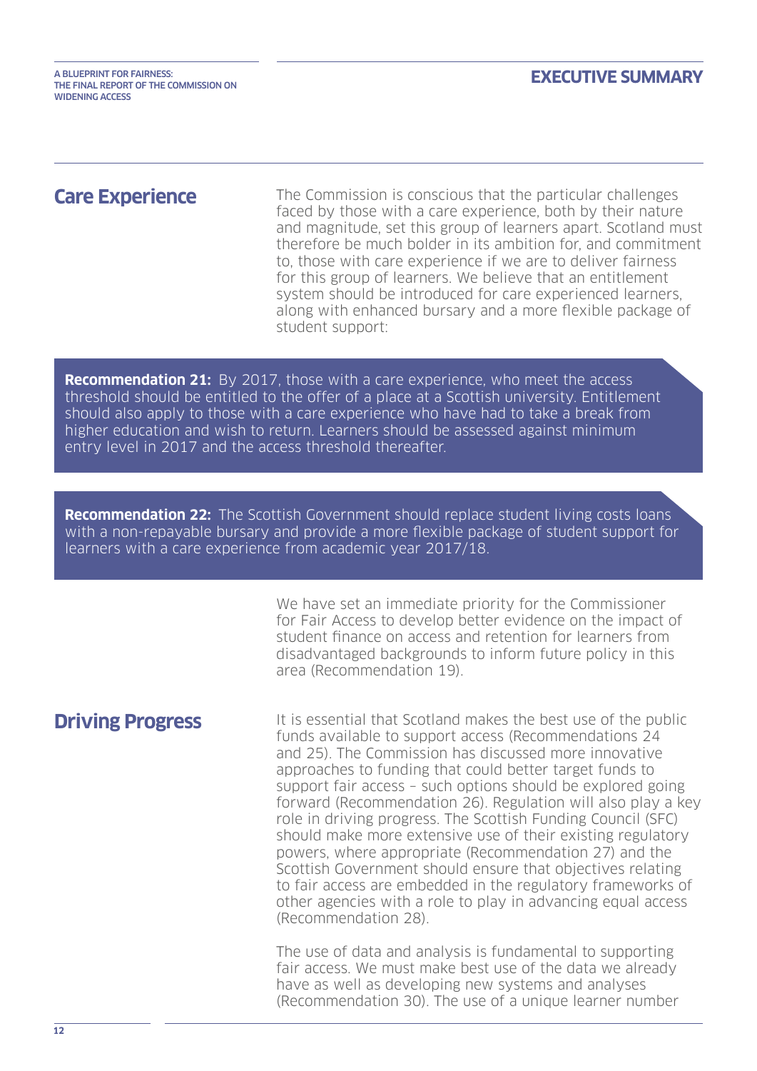## Care Experience

The Commission is conscious that the particular challenges faced by those with a care experience, both by their nature and magnitude, set this group of learners apart. Scotland must therefore be much bolder in its ambition for, and commitment to, those with care experience if we are to deliver fairness for this group of learners. We believe that an entitlement system should be introduced for care experienced learners, along with enhanced bursary and a more flexible package of student support:

**Recommendation 21:** By 2017, those with a care experience, who meet the access threshold should be entitled to the offer of a place at a Scottish university. Entitlement should also apply to those with a care experience who have had to take a break from higher education and wish to return. Learners should be assessed against minimum entry level in 2017 and the access threshold thereafter.

**Recommendation 22:** The Scottish Government should replace student living costs loans with a non-repayable bursary and provide a more flexible package of student support for learners with a care experience from academic year 2017/18.

We have set an immediate priority for the Commissioner for Fair Access to develop better evidence on the impact of student finance on access and retention for learners from disadvantaged backgrounds to inform future policy in this area (Recommendation 19).

## Driving Progress

It is essential that Scotland makes the best use of the public funds available to support access (Recommendations 24 and 25). The Commission has discussed more innovative approaches to funding that could better target funds to support fair access – such options should be explored going forward (Recommendation 26). Regulation will also play a key role in driving progress. The Scottish Funding Council (SFC) should make more extensive use of their existing regulatory powers, where appropriate (Recommendation 27) and the Scottish Government should ensure that objectives relating to fair access are embedded in the regulatory frameworks of other agencies with a role to play in advancing equal access (Recommendation 28).

The use of data and analysis is fundamental to supporting fair access. We must make best use of the data we already have as well as developing new systems and analyses (Recommendation 30). The use of a unique learner number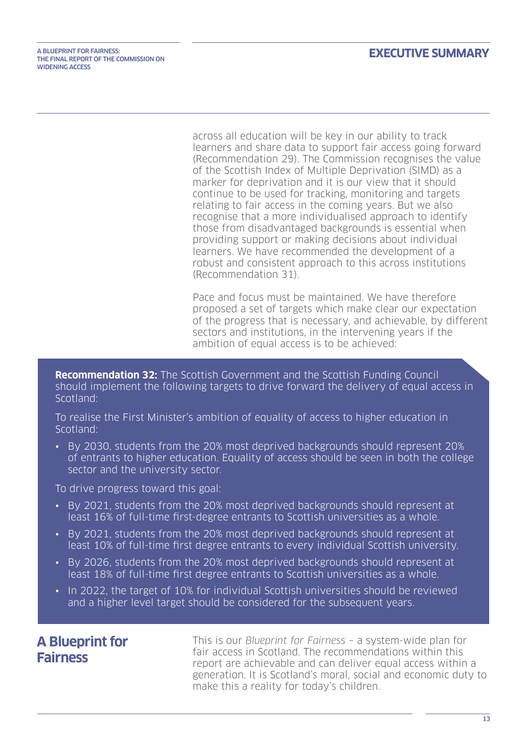across all education will be key in our ability to track learners and share data to support fair access going forward (Recommendation 29). The Commission recognises the value of the Scottish Index of Multiple Deprivation (SIMD) as a marker for deprivation and it is our view that it should continue to be used for tracking, monitoring and targets relating to fair access in the coming years. But we also recognise that a more individualised approach to identify those from disadvantaged backgrounds is essential when providing support or making decisions about individual learners. We have recommended the development of a robust and consistent approach to this across institutions (Recommendation 31).

Pace and focus must be maintained. We have therefore proposed a set of targets which make clear our expectation of the progress that is necessary, and achievable, by different sectors and institutions, in the intervening years if the ambition of equal access is to be achieved:

**Recommendation 32:** The Scottish Government and the Scottish Funding Council should implement the following targets to drive forward the delivery of equal access in Scotland:

To realise the First Minister's ambition of equality of access to higher education in Scotland:

- By 2030, students from the 20% most deprived backgrounds should represent 20% of entrants to higher education. Equality of access should be seen in both the college sector and the university sector.

To drive progress toward this goal:

- By 2021, students from the 20% most deprived backgrounds should represent at least 16% of full-time first-degree entrants to Scottish universities as a whole.
- By 2021, students from the 20% most deprived backgrounds should represent at least 10% of full-time first degree entrants to every individual Scottish university.
- By 2026, students from the 20% most deprived backgrounds should represent at least 18% of full-time first degree entrants to Scottish universities as a whole.
- In 2022, the target of 10% for individual Scottish universities should be reviewed and a higher level target should be considered for the subsequent years.

## A Blueprint for Fairness

This is our *Blueprint for Fairness* – a system-wide plan for fair access in Scotland. The recommendations within this report are achievable and can deliver equal access within a generation. It is Scotland's moral, social and economic duty to make this a reality for today's children.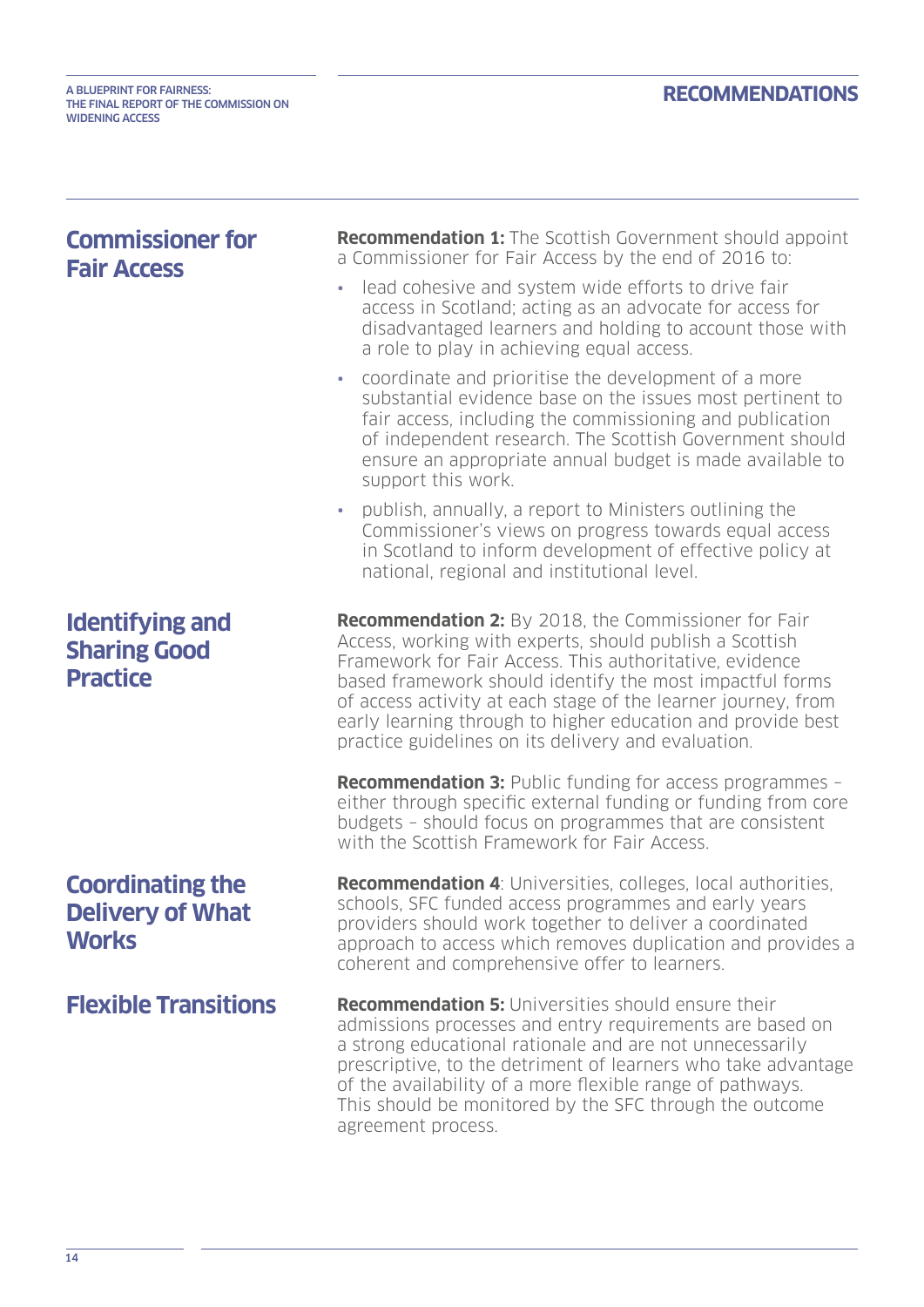## Commissioner for Fair Access

**Recommendation 1:** The Scottish Government should appoint a Commissioner for Fair Access by the end of 2016 to:

- lead cohesive and system wide efforts to drive fair access in Scotland; acting as an advocate for access for disadvantaged learners and holding to account those with a role to play in achieving equal access.
- coordinate and prioritise the development of a more substantial evidence base on the issues most pertinent to fair access, including the commissioning and publication of independent research. The Scottish Government should ensure an appropriate annual budget is made available to support this work.
- publish, annually, a report to Ministers outlining the Commissioner's views on progress towards equal access in Scotland to inform development of effective policy at national, regional and institutional level.

## Identifying and Sharing Good Practice

**Recommendation 2:** By 2018, the Commissioner for Fair Access, working with experts, should publish a Scottish Framework for Fair Access. This authoritative, evidence based framework should identify the most impactful forms of access activity at each stage of the learner journey, from early learning through to higher education and provide best practice guidelines on its delivery and evaluation.

**Recommendation 3:** Public funding for access programmes – either through specific external funding or funding from core budgets – should focus on programmes that are consistent with the Scottish Framework for Fair Access.

## Coordinating the Delivery of What Works

**Recommendation 4**: Universities, colleges, local authorities, schools, SFC funded access programmes and early years providers should work together to deliver a coordinated approach to access which removes duplication and provides a coherent and comprehensive offer to learners.

## Flexible Transitions

**Recommendation 5:** Universities should ensure their admissions processes and entry requirements are based on a strong educational rationale and are not unnecessarily prescriptive, to the detriment of learners who take advantage of the availability of a more flexible range of pathways. This should be monitored by the SFC through the outcome agreement process.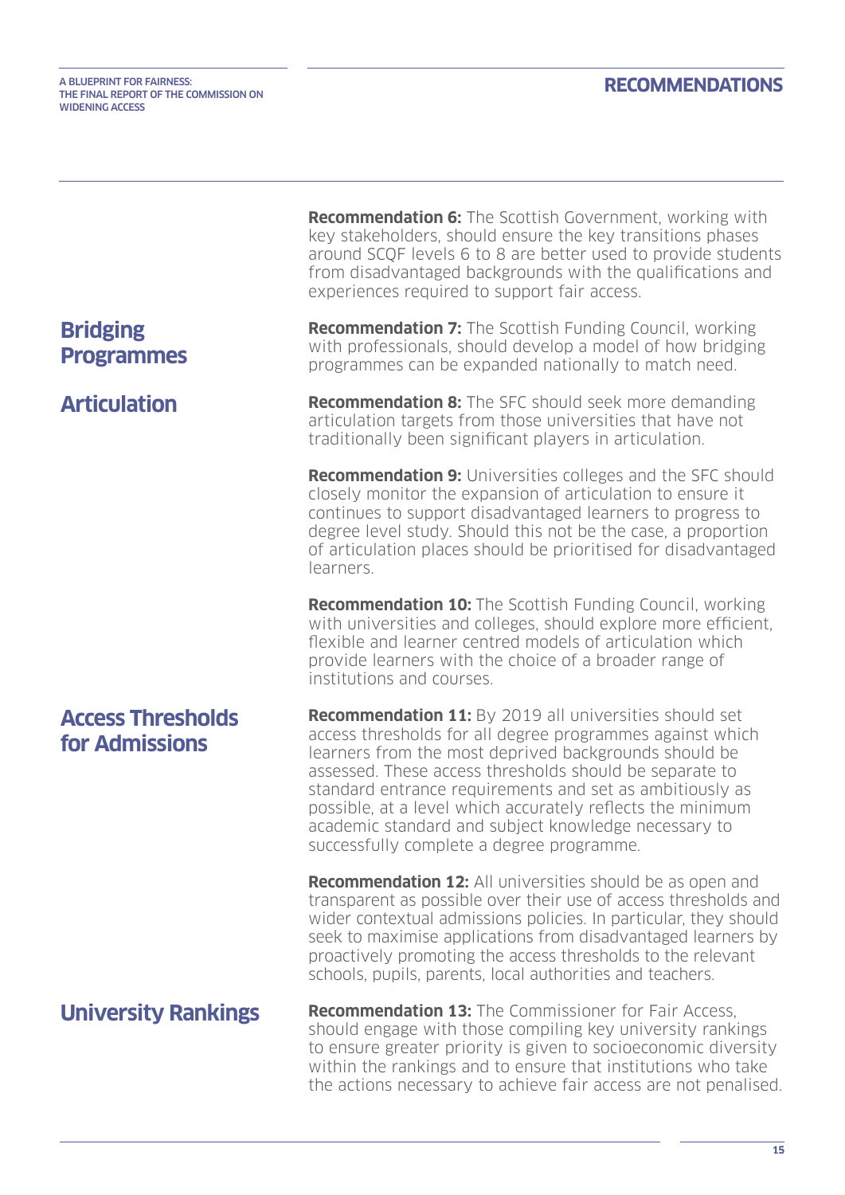**Recommendation 6:** The Scottish Government, working with key stakeholders, should ensure the key transitions phases around SCQF levels 6 to 8 are better used to provide students from disadvantaged backgrounds with the qualifications and experiences required to support fair access.

## Bridging Programmes

**Recommendation 7:** The Scottish Funding Council, working with professionals, should develop a model of how bridging programmes can be expanded nationally to match need.

## Articulation

**Recommendation 8:** The SFC should seek more demanding articulation targets from those universities that have not traditionally been significant players in articulation.

**Recommendation 9:** Universities colleges and the SFC should closely monitor the expansion of articulation to ensure it continues to support disadvantaged learners to progress to degree level study. Should this not be the case, a proportion of articulation places should be prioritised for disadvantaged learners.

**Recommendation 10:** The Scottish Funding Council, working with universities and colleges, should explore more efficient, flexible and learner centred models of articulation which provide learners with the choice of a broader range of institutions and courses.

## Access Thresholds for Admissions

**Recommendation 11:** By 2019 all universities should set access thresholds for all degree programmes against which learners from the most deprived backgrounds should be assessed. These access thresholds should be separate to standard entrance requirements and set as ambitiously as possible, at a level which accurately reflects the minimum academic standard and subject knowledge necessary to successfully complete a degree programme.

**Recommendation 12:** All universities should be as open and transparent as possible over their use of access thresholds and wider contextual admissions policies. In particular, they should seek to maximise applications from disadvantaged learners by proactively promoting the access thresholds to the relevant schools, pupils, parents, local authorities and teachers.

## University Rankings

**Recommendation 13:** The Commissioner for Fair Access, should engage with those compiling key university rankings to ensure greater priority is given to socioeconomic diversity within the rankings and to ensure that institutions who take the actions necessary to achieve fair access are not penalised.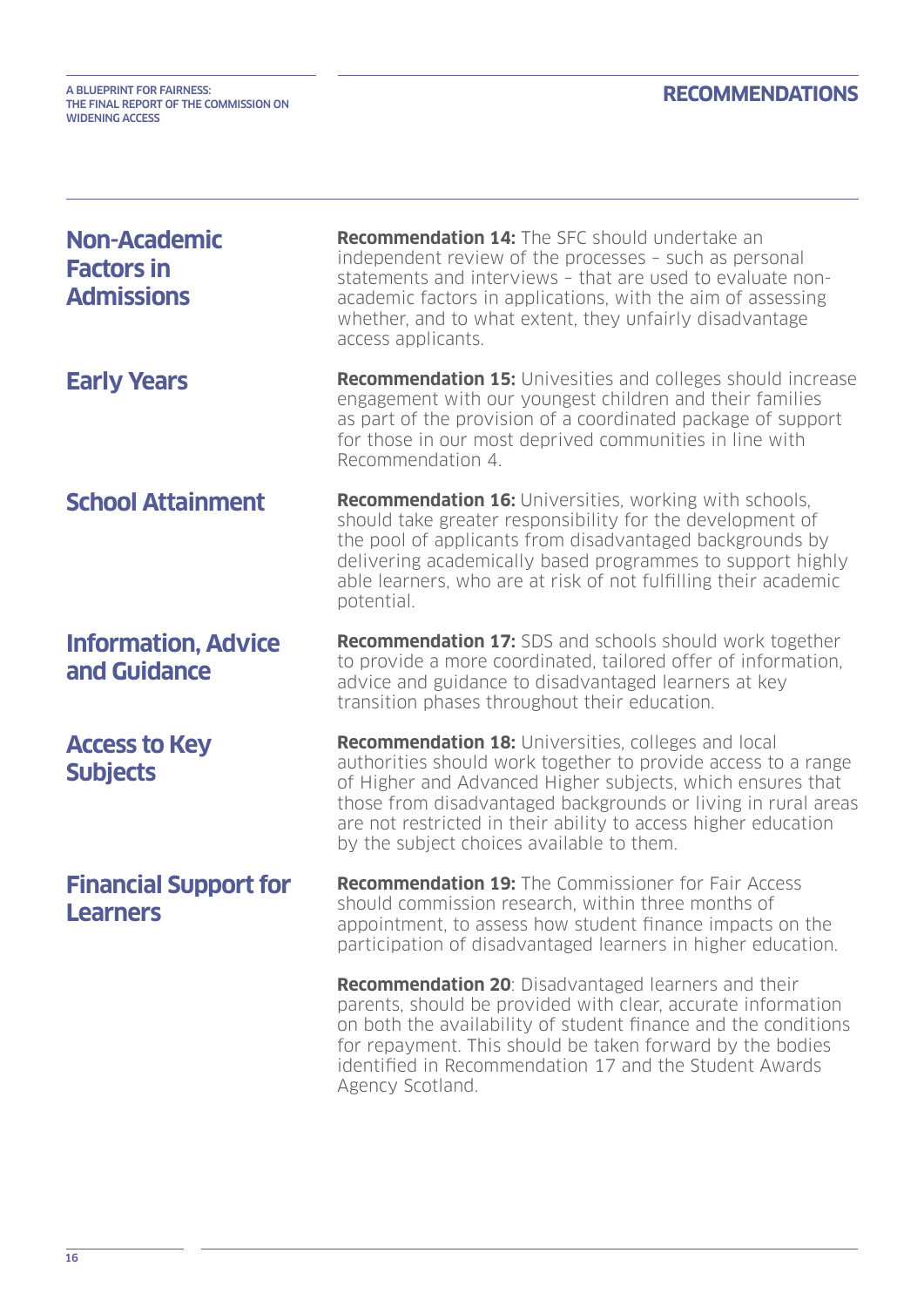## Non-Academic Factors in Admissions

**Recommendation 14:** The SFC should undertake an independent review of the processes – such as personal statements and interviews – that are used to evaluate non-academic factors in applications, with the aim of assessing whether, and to what extent, they unfairly disadvantage access applicants.

## Early Years

**Recommendation 15:** Univesities and colleges should increase engagement with our youngest children and their families as part of the provision of a coordinated package of support for those in our most deprived communities in line with Recommendation 4.

## School Attainment

**Recommendation 16:** Universities, working with schools, should take greater responsibility for the development of the pool of applicants from disadvantaged backgrounds by delivering academically based programmes to support highly able learners, who are at risk of not fulfilling their academic potential.

## Information, Advice and Guidance

**Recommendation 17:** SDS and schools should work together to provide a more coordinated, tailored offer of information, advice and guidance to disadvantaged learners at key transition phases throughout their education.

## Access to Key Subjects

**Recommendation 18:** Universities, colleges and local authorities should work together to provide access to a range of Higher and Advanced Higher subjects, which ensures that those from disadvantaged backgrounds or living in rural areas are not restricted in their ability to access higher education by the subject choices available to them.

## Financial Support for Learners

**Recommendation 19:** The Commissioner for Fair Access should commission research, within three months of appointment, to assess how student finance impacts on the participation of disadvantaged learners in higher education.

**Recommendation 20**: Disadvantaged learners and their parents, should be provided with clear, accurate information on both the availability of student finance and the conditions for repayment. This should be taken forward by the bodies identified in Recommendation 17 and the Student Awards Agency Scotland.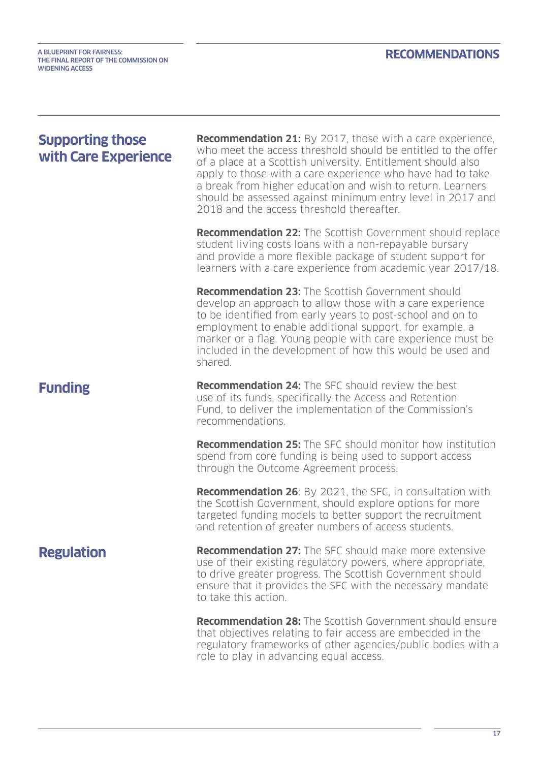## Supporting those with Care Experience

**Recommendation 21:** By 2017, those with a care experience, who meet the access threshold should be entitled to the offer of a place at a Scottish university. Entitlement should also apply to those with a care experience who have had to take a break from higher education and wish to return. Learners should be assessed against minimum entry level in 2017 and 2018 and the access threshold thereafter.

**Recommendation 22:** The Scottish Government should replace student living costs loans with a non-repayable bursary and provide a more flexible package of student support for learners with a care experience from academic year 2017/18.

**Recommendation 23:** The Scottish Government should develop an approach to allow those with a care experience to be identified from early years to post-school and on to employment to enable additional support, for example, a marker or a flag. Young people with care experience must be included in the development of how this would be used and shared.

## Funding

**Recommendation 24:** The SFC should review the best use of its funds, specifically the Access and Retention Fund, to deliver the implementation of the Commission's recommendations.

**Recommendation 25:** The SFC should monitor how institution spend from core funding is being used to support access through the Outcome Agreement process.

**Recommendation 26**: By 2021, the SFC, in consultation with the Scottish Government, should explore options for more targeted funding models to better support the recruitment and retention of greater numbers of access students.

## Regulation

**Recommendation 27:** The SFC should make more extensive use of their existing regulatory powers, where appropriate, to drive greater progress. The Scottish Government should ensure that it provides the SFC with the necessary mandate to take this action.

**Recommendation 28:** The Scottish Government should ensure that objectives relating to fair access are embedded in the regulatory frameworks of other agencies/public bodies with a role to play in advancing equal access.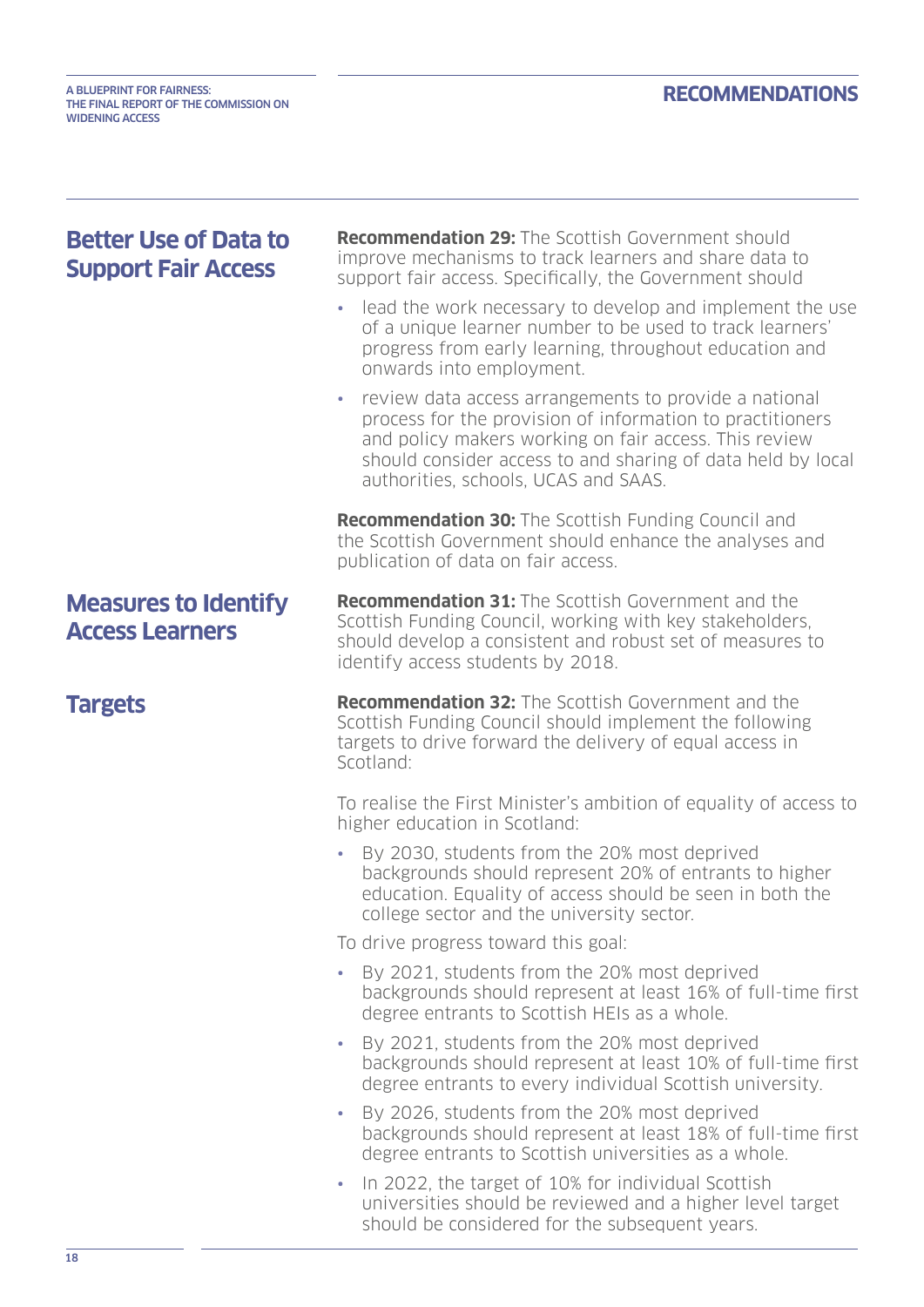## Better Use of Data to Support Fair Access

**Recommendation 29:** The Scottish Government should improve mechanisms to track learners and share data to support fair access. Specifically, the Government should

- lead the work necessary to develop and implement the use of a unique learner number to be used to track learners' progress from early learning, throughout education and onwards into employment.
- review data access arrangements to provide a national process for the provision of information to practitioners and policy makers working on fair access. This review should consider access to and sharing of data held by local authorities, schools, UCAS and SAAS.

**Recommendation 30:** The Scottish Funding Council and the Scottish Government should enhance the analyses and publication of data on fair access.

## Measures to Identify Access Learners

**Recommendation 31:** The Scottish Government and the Scottish Funding Council, working with key stakeholders, should develop a consistent and robust set of measures to identify access students by 2018.

## Targets

**Recommendation 32:** The Scottish Government and the Scottish Funding Council should implement the following targets to drive forward the delivery of equal access in Scotland:

To realise the First Minister's ambition of equality of access to higher education in Scotland:

- By 2030, students from the 20% most deprived backgrounds should represent 20% of entrants to higher education. Equality of access should be seen in both the college sector and the university sector.

To drive progress toward this goal:

- By 2021, students from the 20% most deprived backgrounds should represent at least 16% of full-time first degree entrants to Scottish HEIs as a whole.
- By 2021, students from the 20% most deprived backgrounds should represent at least 10% of full-time first degree entrants to every individual Scottish university.
- By 2026, students from the 20% most deprived backgrounds should represent at least 18% of full-time first degree entrants to Scottish universities as a whole.
- In 2022, the target of 10% for individual Scottish universities should be reviewed and a higher level target should be considered for the subsequent years.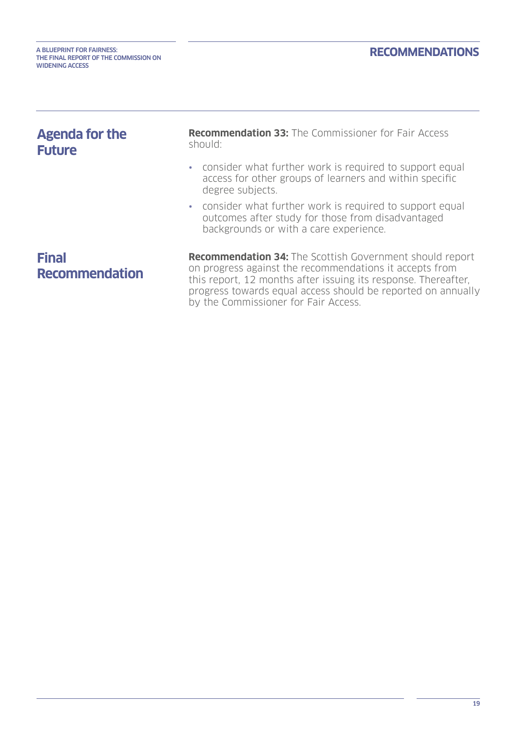## Agenda for the Future

**Recommendation 33:** The Commissioner for Fair Access should:

- consider what further work is required to support equal access for other groups of learners and within specific degree subjects.
- consider what further work is required to support equal outcomes after study for those from disadvantaged backgrounds or with a care experience.

## Final Recommendation

**Recommendation 34:** The Scottish Government should report on progress against the recommendations it accepts from this report, 12 months after issuing its response. Thereafter, progress towards equal access should be reported on annually by the Commissioner for Fair Access.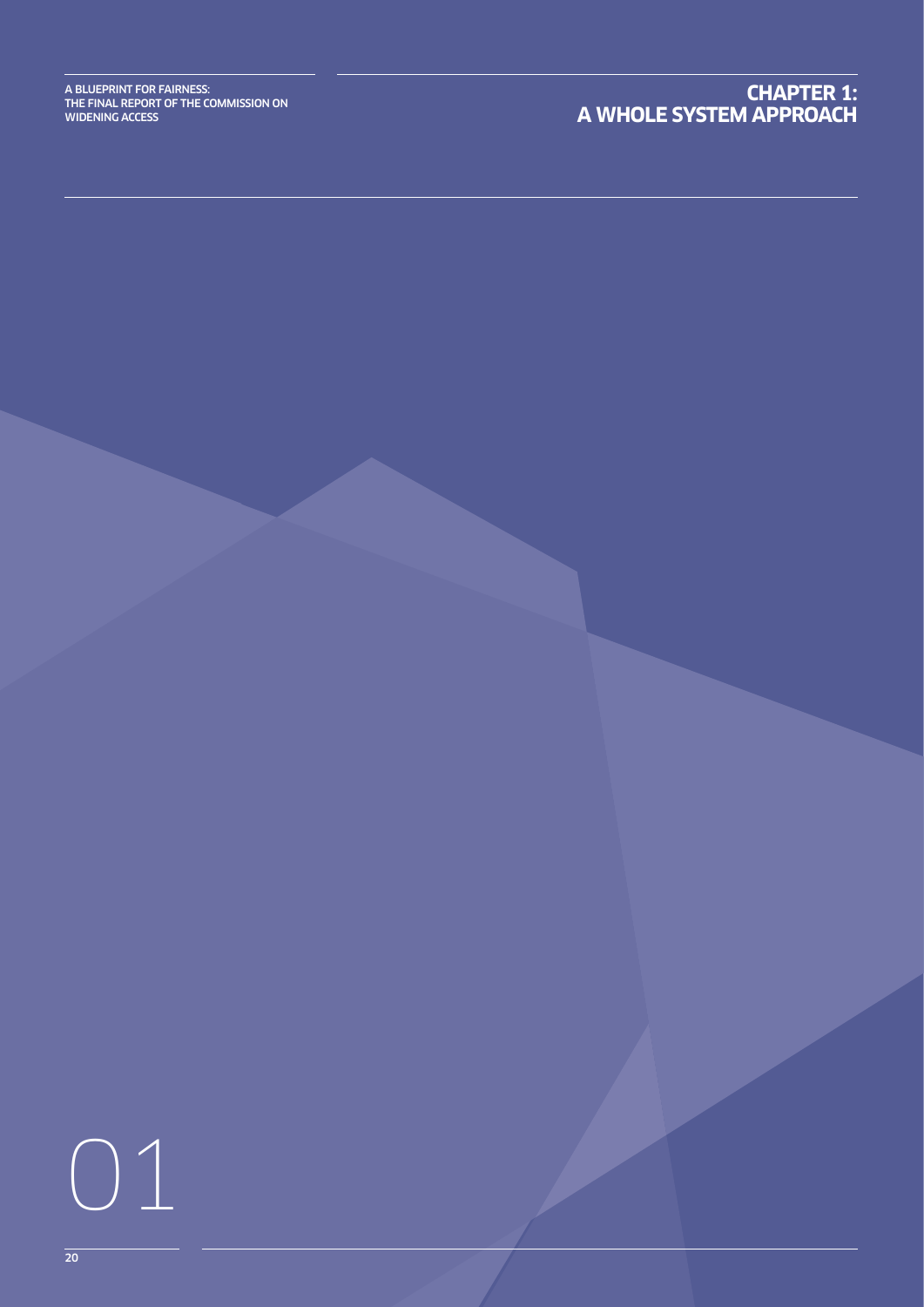# CHAPTER 1: A WHOLE SYSTEM APPROACH

01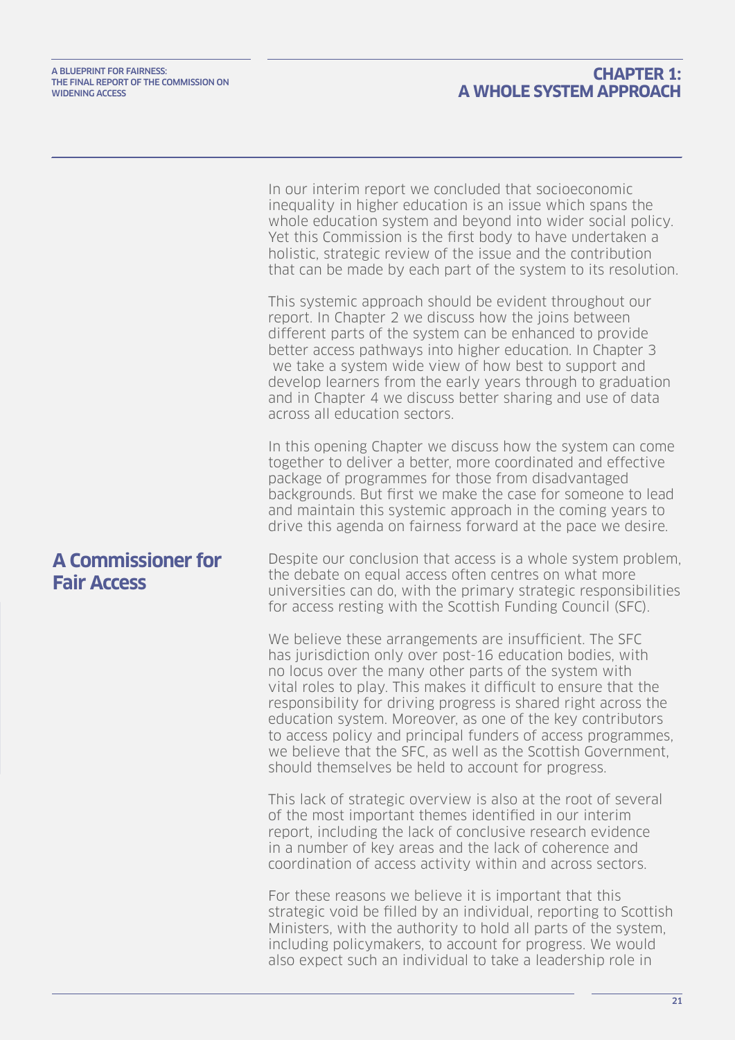In our interim report we concluded that socioeconomic inequality in higher education is an issue which spans the whole education system and beyond into wider social policy. Yet this Commission is the first body to have undertaken a holistic, strategic review of the issue and the contribution that can be made by each part of the system to its resolution.

This systemic approach should be evident throughout our report. In Chapter 2 we discuss how the joins between different parts of the system can be enhanced to provide better access pathways into higher education. In Chapter 3 we take a system wide view of how best to support and develop learners from the early years through to graduation and in Chapter 4 we discuss better sharing and use of data across all education sectors.

In this opening Chapter we discuss how the system can come together to deliver a better, more coordinated and effective package of programmes for those from disadvantaged backgrounds. But first we make the case for someone to lead and maintain this systemic approach in the coming years to drive this agenda on fairness forward at the pace we desire.

## A Commissioner for Fair Access

Despite our conclusion that access is a whole system problem, the debate on equal access often centres on what more universities can do, with the primary strategic responsibilities for access resting with the Scottish Funding Council (SFC).

We believe these arrangements are insufficient. The SFC has jurisdiction only over post-16 education bodies, with no locus over the many other parts of the system with vital roles to play. This makes it difficult to ensure that the responsibility for driving progress is shared right across the education system. Moreover, as one of the key contributors to access policy and principal funders of access programmes, we believe that the SFC, as well as the Scottish Government, should themselves be held to account for progress.

This lack of strategic overview is also at the root of several of the most important themes identified in our interim report, including the lack of conclusive research evidence in a number of key areas and the lack of coherence and coordination of access activity within and across sectors.

For these reasons we believe it is important that this strategic void be filled by an individual, reporting to Scottish Ministers, with the authority to hold all parts of the system, including policymakers, to account for progress. We would also expect such an individual to take a leadership role in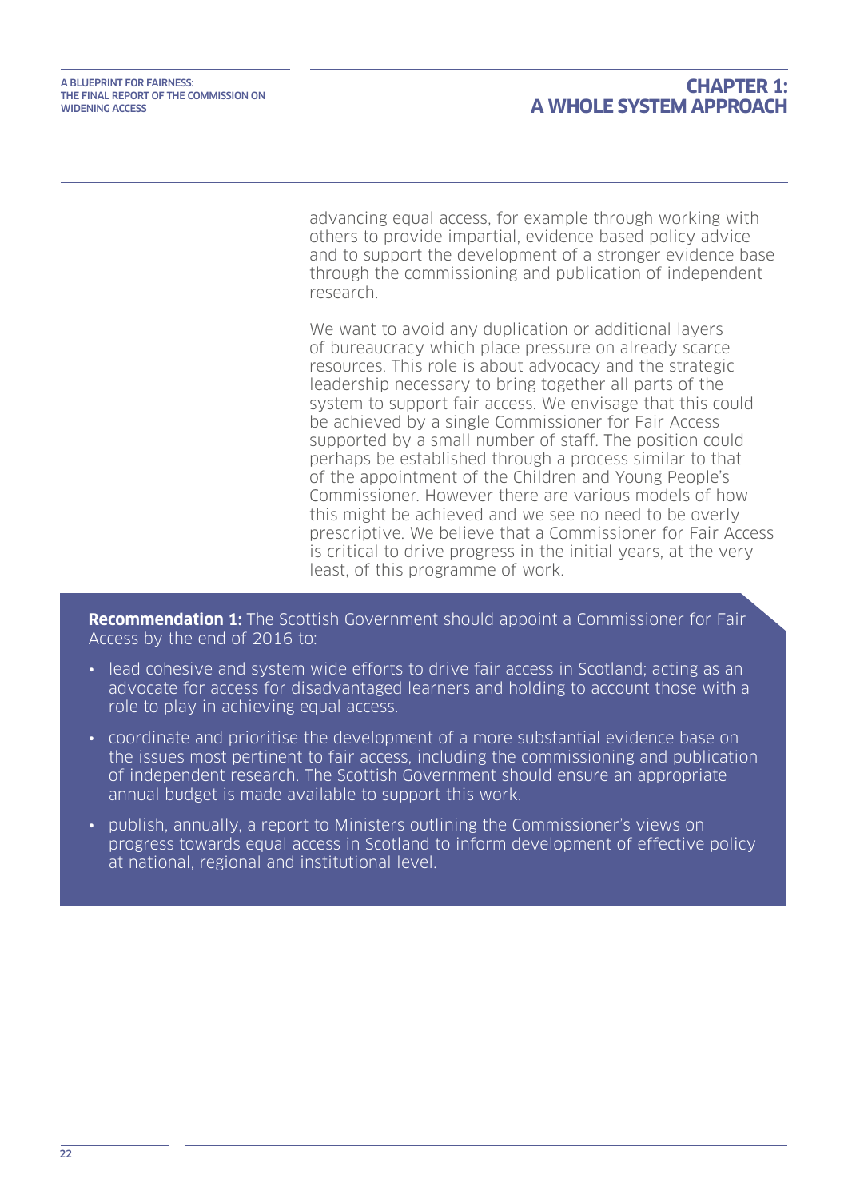advancing equal access, for example through working with others to provide impartial, evidence based policy advice and to support the development of a stronger evidence base through the commissioning and publication of independent research.

We want to avoid any duplication or additional layers of bureaucracy which place pressure on already scarce resources. This role is about advocacy and the strategic leadership necessary to bring together all parts of the system to support fair access. We envisage that this could be achieved by a single Commissioner for Fair Access supported by a small number of staff. The position could perhaps be established through a process similar to that of the appointment of the Children and Young People's Commissioner. However there are various models of how this might be achieved and we see no need to be overly prescriptive. We believe that a Commissioner for Fair Access is critical to drive progress in the initial years, at the very least, of this programme of work.

**Recommendation 1:** The Scottish Government should appoint a Commissioner for Fair Access by the end of 2016 to:

- lead cohesive and system wide efforts to drive fair access in Scotland; acting as an advocate for access for disadvantaged learners and holding to account those with a role to play in achieving equal access.
- coordinate and prioritise the development of a more substantial evidence base on the issues most pertinent to fair access, including the commissioning and publication of independent research. The Scottish Government should ensure an appropriate annual budget is made available to support this work.
- publish, annually, a report to Ministers outlining the Commissioner's views on progress towards equal access in Scotland to inform development of effective policy at national, regional and institutional level.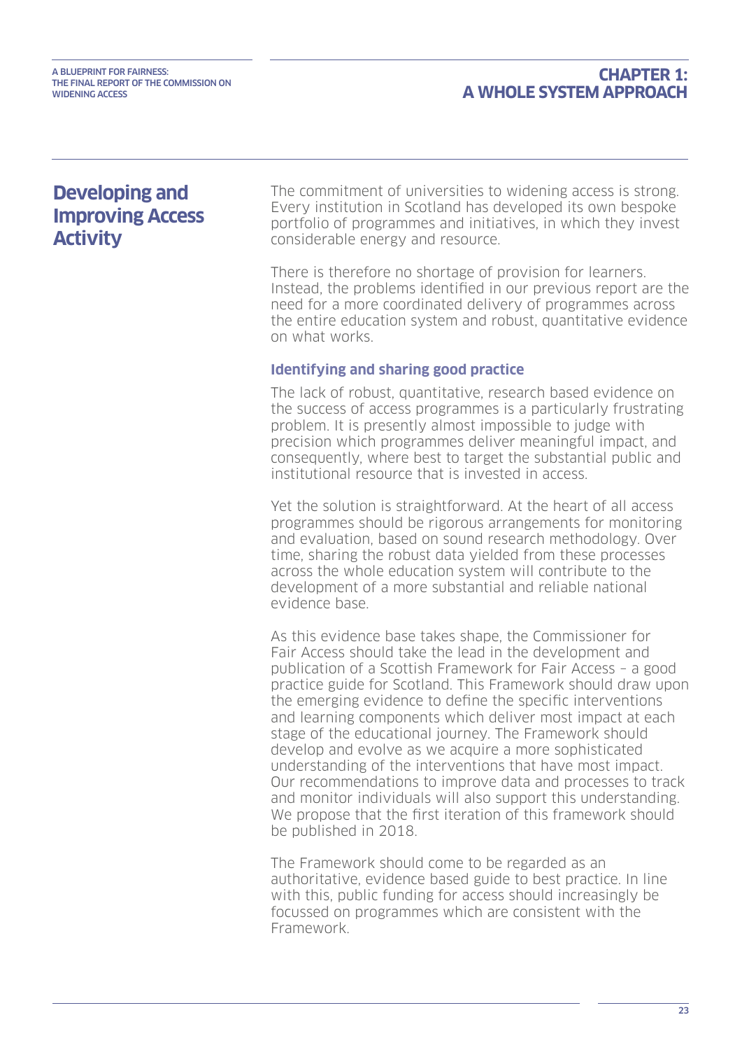## Developing and Improving Access Activity

The commitment of universities to widening access is strong. Every institution in Scotland has developed its own bespoke portfolio of programmes and initiatives, in which they invest considerable energy and resource.

There is therefore no shortage of provision for learners. Instead, the problems identified in our previous report are the need for a more coordinated delivery of programmes across the entire education system and robust, quantitative evidence on what works.

### Identifying and sharing good practice

The lack of robust, quantitative, research based evidence on the success of access programmes is a particularly frustrating problem. It is presently almost impossible to judge with precision which programmes deliver meaningful impact, and consequently, where best to target the substantial public and institutional resource that is invested in access.

Yet the solution is straightforward. At the heart of all access programmes should be rigorous arrangements for monitoring and evaluation, based on sound research methodology. Over time, sharing the robust data yielded from these processes across the whole education system will contribute to the development of a more substantial and reliable national evidence base.

As this evidence base takes shape, the Commissioner for Fair Access should take the lead in the development and publication of a Scottish Framework for Fair Access – a good practice guide for Scotland. This Framework should draw upon the emerging evidence to define the specific interventions and learning components which deliver most impact at each stage of the educational journey. The Framework should develop and evolve as we acquire a more sophisticated understanding of the interventions that have most impact. Our recommendations to improve data and processes to track and monitor individuals will also support this understanding. We propose that the first iteration of this framework should be published in 2018.

The Framework should come to be regarded as an authoritative, evidence based guide to best practice. In line with this, public funding for access should increasingly be focussed on programmes which are consistent with the Framework.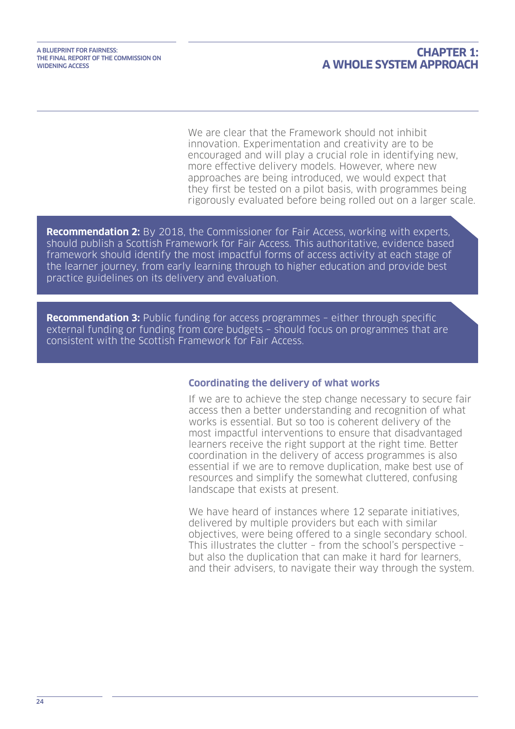We are clear that the Framework should not inhibit innovation. Experimentation and creativity are to be encouraged and will play a crucial role in identifying new, more effective delivery models. However, where new approaches are being introduced, we would expect that they first be tested on a pilot basis, with programmes being rigorously evaluated before being rolled out on a larger scale.

> **Recommendation 2:** By 2018, the Commissioner for Fair Access, working with experts, should publish a Scottish Framework for Fair Access. This authoritative, evidence based framework should identify the most impactful forms of access activity at each stage of the learner journey, from early learning through to higher education and provide best practice guidelines on its delivery and evaluation.

> **Recommendation 3:** Public funding for access programmes – either through specific external funding or funding from core budgets – should focus on programmes that are consistent with the Scottish Framework for Fair Access.

### Coordinating the delivery of what works

If we are to achieve the step change necessary to secure fair access then a better understanding and recognition of what works is essential. But so too is coherent delivery of the most impactful interventions to ensure that disadvantaged learners receive the right support at the right time. Better coordination in the delivery of access programmes is also essential if we are to remove duplication, make best use of resources and simplify the somewhat cluttered, confusing landscape that exists at present.

We have heard of instances where 12 separate initiatives, delivered by multiple providers but each with similar objectives, were being offered to a single secondary school. This illustrates the clutter – from the school's perspective – but also the duplication that can make it hard for learners, and their advisers, to navigate their way through the system.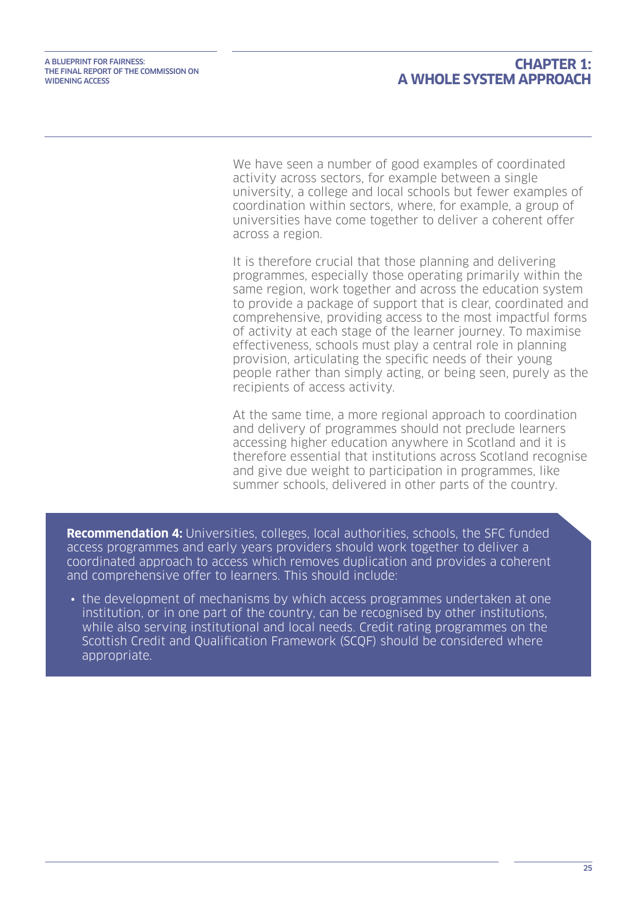We have seen a number of good examples of coordinated activity across sectors, for example between a single university, a college and local schools but fewer examples of coordination within sectors, where, for example, a group of universities have come together to deliver a coherent offer across a region.

It is therefore crucial that those planning and delivering programmes, especially those operating primarily within the same region, work together and across the education system to provide a package of support that is clear, coordinated and comprehensive, providing access to the most impactful forms of activity at each stage of the learner journey. To maximise effectiveness, schools must play a central role in planning provision, articulating the specific needs of their young people rather than simply acting, or being seen, purely as the recipients of access activity.

At the same time, a more regional approach to coordination and delivery of programmes should not preclude learners accessing higher education anywhere in Scotland and it is therefore essential that institutions across Scotland recognise and give due weight to participation in programmes, like summer schools, delivered in other parts of the country.

**Recommendation 4:** Universities, colleges, local authorities, schools, the SFC funded access programmes and early years providers should work together to deliver a coordinated approach to access which removes duplication and provides a coherent and comprehensive offer to learners. This should include:

- the development of mechanisms by which access programmes undertaken at one institution, or in one part of the country, can be recognised by other institutions, while also serving institutional and local needs. Credit rating programmes on the Scottish Credit and Qualification Framework (SCQF) should be considered where appropriate.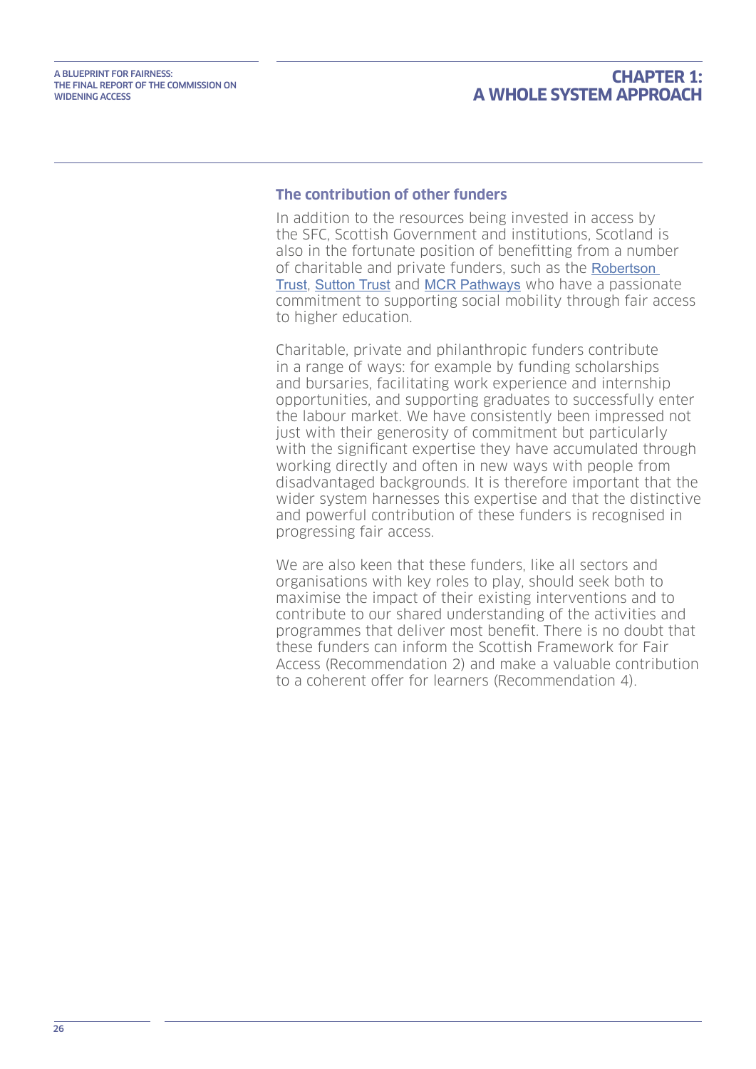### The contribution of other funders

In addition to the resources being invested in access by the SFC, Scottish Government and institutions, Scotland is also in the fortunate position of benefitting from a number of charitable and private funders, such as the Robertson Trust, Sutton Trust and MCR Pathways who have a passionate commitment to supporting social mobility through fair access to higher education.

Charitable, private and philanthropic funders contribute in a range of ways: for example by funding scholarships and bursaries, facilitating work experience and internship opportunities, and supporting graduates to successfully enter the labour market. We have consistently been impressed not just with their generosity of commitment but particularly with the significant expertise they have accumulated through working directly and often in new ways with people from disadvantaged backgrounds. It is therefore important that the wider system harnesses this expertise and that the distinctive and powerful contribution of these funders is recognised in progressing fair access.

We are also keen that these funders, like all sectors and organisations with key roles to play, should seek both to maximise the impact of their existing interventions and to contribute to our shared understanding of the activities and programmes that deliver most benefit. There is no doubt that these funders can inform the Scottish Framework for Fair Access (Recommendation 2) and make a valuable contribution to a coherent offer for learners (Recommendation 4).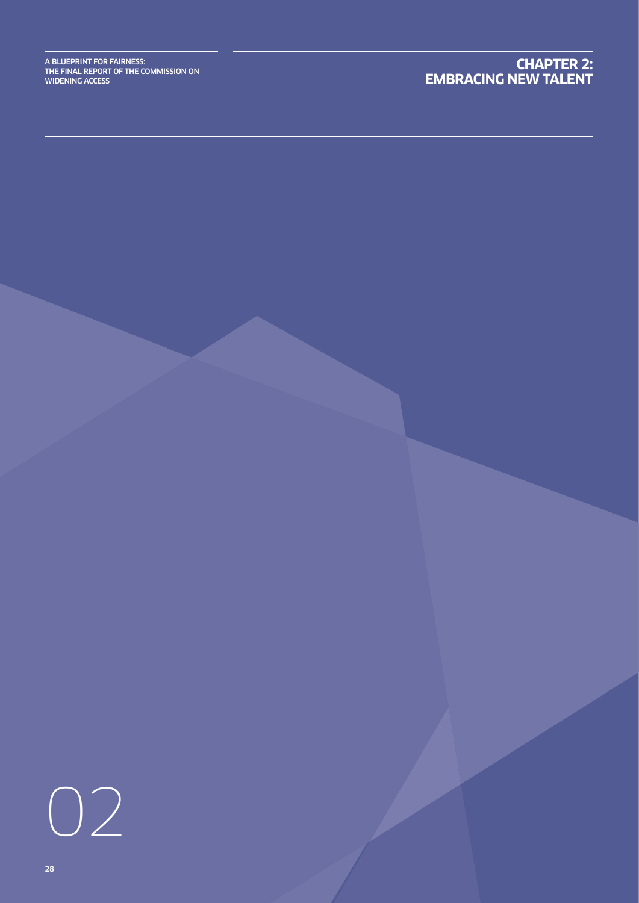# CHAPTER 2: EMBRACING NEW TALENT

02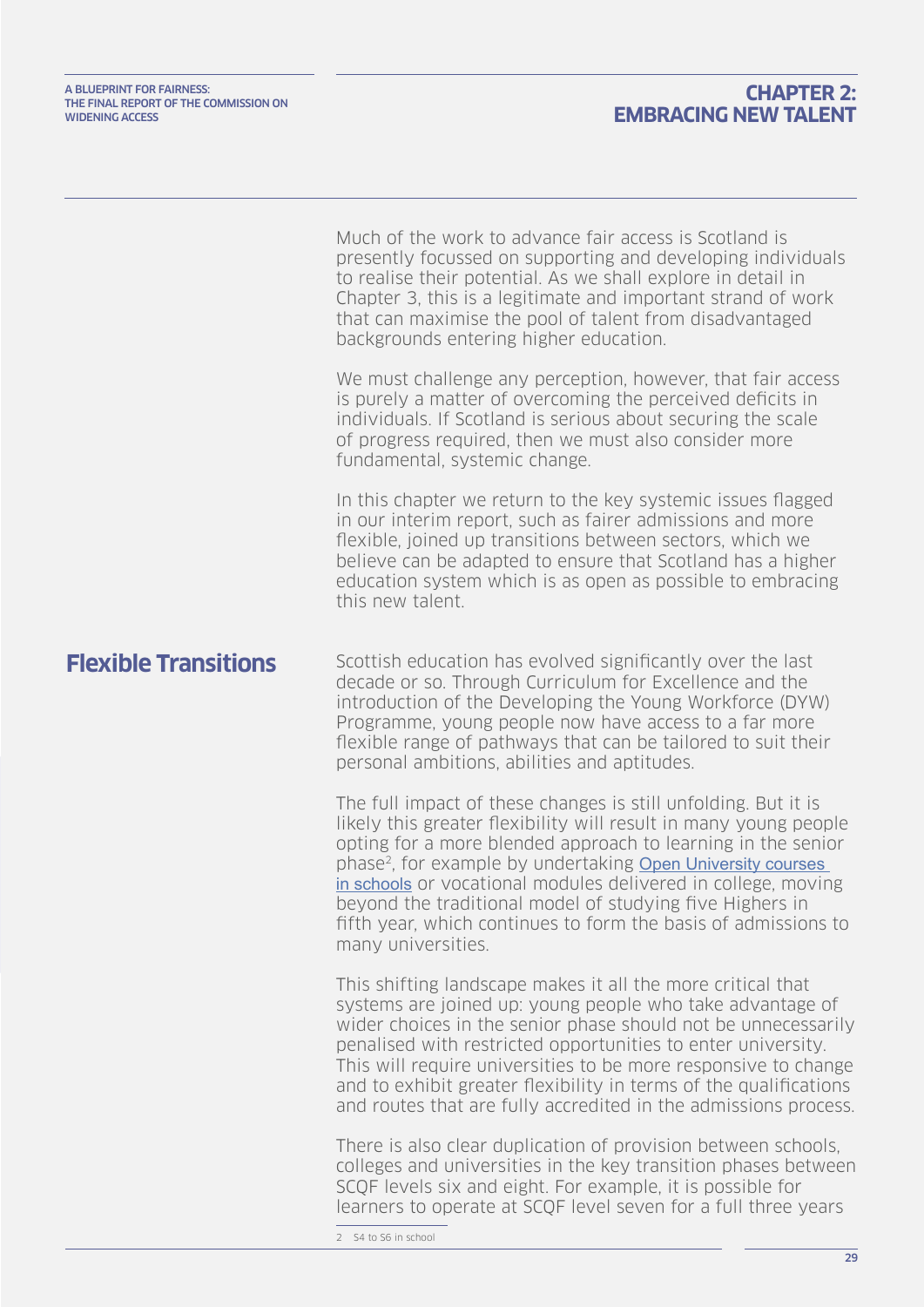Much of the work to advance fair access is Scotland is presently focussed on supporting and developing individuals to realise their potential. As we shall explore in detail in Chapter 3, this is a legitimate and important strand of work that can maximise the pool of talent from disadvantaged backgrounds entering higher education.

We must challenge any perception, however, that fair access is purely a matter of overcoming the perceived deficits in individuals. If Scotland is serious about securing the scale of progress required, then we must also consider more fundamental, systemic change.

In this chapter we return to the key systemic issues flagged in our interim report, such as fairer admissions and more flexible, joined up transitions between sectors, which we believe can be adapted to ensure that Scotland has a higher education system which is as open as possible to embracing this new talent.

## Flexible Transitions

Scottish education has evolved significantly over the last decade or so. Through Curriculum for Excellence and the introduction of the Developing the Young Workforce (DYW) Programme, young people now have access to a far more flexible range of pathways that can be tailored to suit their personal ambitions, abilities and aptitudes.

The full impact of these changes is still unfolding. But it is likely this greater flexibility will result in many young people opting for a more blended approach to learning in the senior phase[2], for example by undertaking Open University courses in schools or vocational modules delivered in college, moving beyond the traditional model of studying five Highers in fifth year, which continues to form the basis of admissions to many universities.

This shifting landscape makes it all the more critical that systems are joined up: young people who take advantage of wider choices in the senior phase should not be unnecessarily penalised with restricted opportunities to enter university. This will require universities to be more responsive to change and to exhibit greater flexibility in terms of the qualifications and routes that are fully accredited in the admissions process.

There is also clear duplication of provision between schools, colleges and universities in the key transition phases between SCQF levels six and eight. For example, it is possible for learners to operate at SCQF level seven for a full three years

2 S4 to S6 in school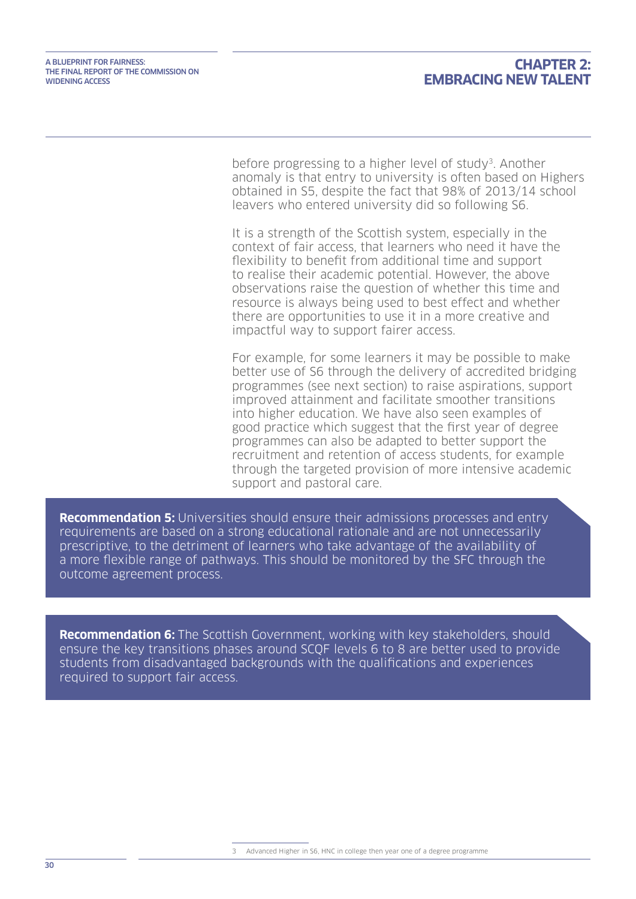before progressing to a higher level of study[3]. Another anomaly is that entry to university is often based on Highers obtained in S5, despite the fact that 98% of 2013/14 school leavers who entered university did so following S6.

It is a strength of the Scottish system, especially in the context of fair access, that learners who need it have the flexibility to benefit from additional time and support to realise their academic potential. However, the above observations raise the question of whether this time and resource is always being used to best effect and whether there are opportunities to use it in a more creative and impactful way to support fairer access.

For example, for some learners it may be possible to make better use of S6 through the delivery of accredited bridging programmes (see next section) to raise aspirations, support improved attainment and facilitate smoother transitions into higher education. We have also seen examples of good practice which suggest that the first year of degree programmes can also be adapted to better support the recruitment and retention of access students, for example through the targeted provision of more intensive academic support and pastoral care.

**Recommendation 5:** Universities should ensure their admissions processes and entry requirements are based on a strong educational rationale and are not unnecessarily prescriptive, to the detriment of learners who take advantage of the availability of a more flexible range of pathways. This should be monitored by the SFC through the outcome agreement process.

**Recommendation 6:** The Scottish Government, working with key stakeholders, should ensure the key transitions phases around SCQF levels 6 to 8 are better used to provide students from disadvantaged backgrounds with the qualifications and experiences required to support fair access.

3 Advanced Higher in S6, HNC in college then year one of a degree programme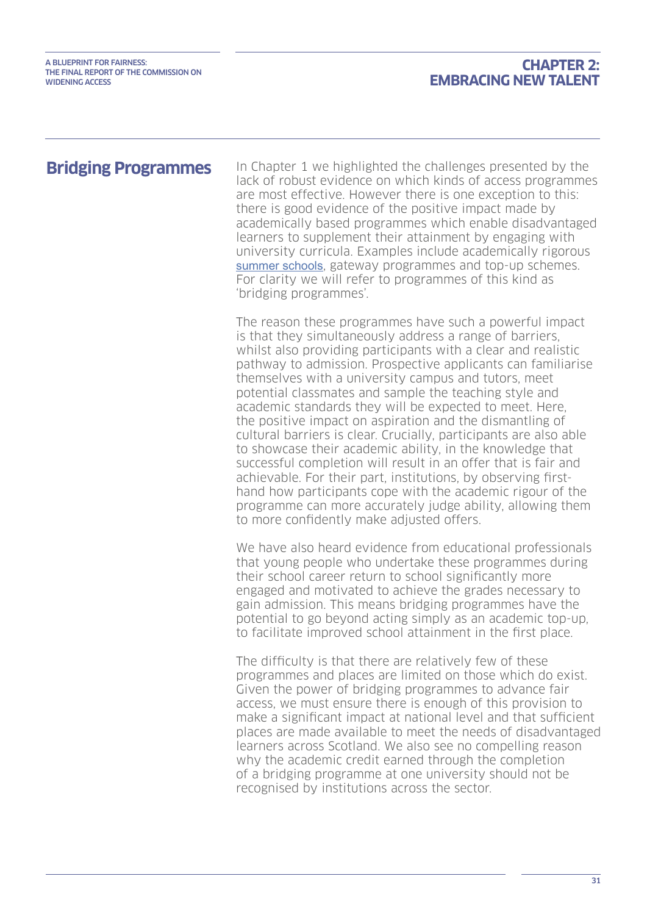## Bridging Programmes

In Chapter 1 we highlighted the challenges presented by the lack of robust evidence on which kinds of access programmes are most effective. However there is one exception to this: there is good evidence of the positive impact made by academically based programmes which enable disadvantaged learners to supplement their attainment by engaging with university curricula. Examples include academically rigorous summer schools, gateway programmes and top-up schemes. For clarity we will refer to programmes of this kind as 'bridging programmes'.

The reason these programmes have such a powerful impact is that they simultaneously address a range of barriers, whilst also providing participants with a clear and realistic pathway to admission. Prospective applicants can familiarise themselves with a university campus and tutors, meet potential classmates and sample the teaching style and academic standards they will be expected to meet. Here, the positive impact on aspiration and the dismantling of cultural barriers is clear. Crucially, participants are also able to showcase their academic ability, in the knowledge that successful completion will result in an offer that is fair and achievable. For their part, institutions, by observing first-hand how participants cope with the academic rigour of the programme can more accurately judge ability, allowing them to more confidently make adjusted offers.

We have also heard evidence from educational professionals that young people who undertake these programmes during their school career return to school significantly more engaged and motivated to achieve the grades necessary to gain admission. This means bridging programmes have the potential to go beyond acting simply as an academic top-up, to facilitate improved school attainment in the first place.

The difficulty is that there are relatively few of these programmes and places are limited on those which do exist. Given the power of bridging programmes to advance fair access, we must ensure there is enough of this provision to make a significant impact at national level and that sufficient places are made available to meet the needs of disadvantaged learners across Scotland. We also see no compelling reason why the academic credit earned through the completion of a bridging programme at one university should not be recognised by institutions across the sector.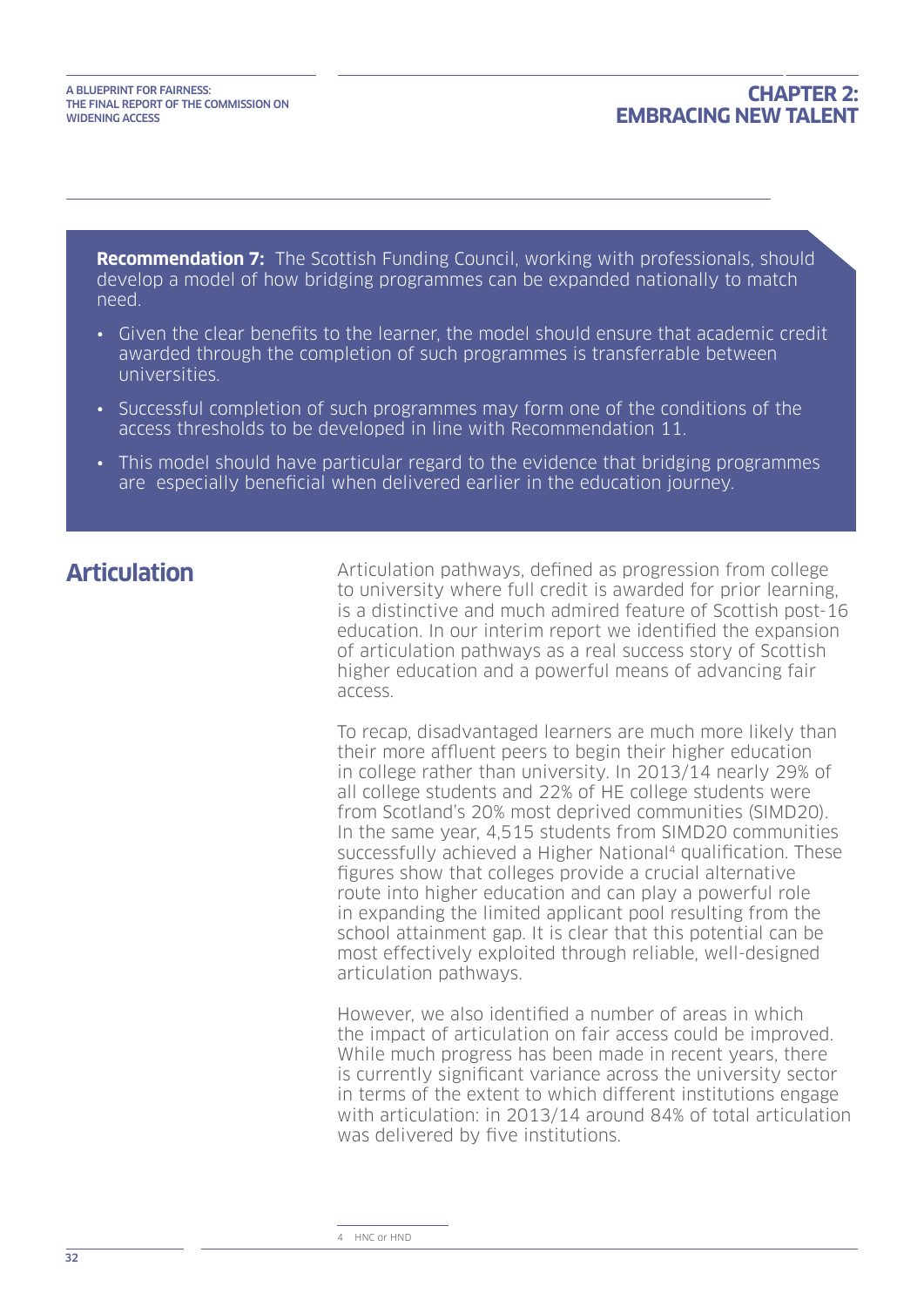**Recommendation 7:** The Scottish Funding Council, working with professionals, should develop a model of how bridging programmes can be expanded nationally to match need.

- Given the clear benefits to the learner, the model should ensure that academic credit awarded through the completion of such programmes is transferrable between universities.
- Successful completion of such programmes may form one of the conditions of the access thresholds to be developed in line with Recommendation 11.
- This model should have particular regard to the evidence that bridging programmes are especially beneficial when delivered earlier in the education journey.

## Articulation

Articulation pathways, defined as progression from college to university where full credit is awarded for prior learning, is a distinctive and much admired feature of Scottish post-16 education. In our interim report we identified the expansion of articulation pathways as a real success story of Scottish higher education and a powerful means of advancing fair access.

To recap, disadvantaged learners are much more likely than their more affluent peers to begin their higher education in college rather than university. In 2013/14 nearly 29% of all college students and 22% of HE college students were from Scotland's 20% most deprived communities (SIMD20). In the same year, 4,515 students from SIMD20 communities successfully achieved a Higher National[4] qualification. These figures show that colleges provide a crucial alternative route into higher education and can play a powerful role in expanding the limited applicant pool resulting from the school attainment gap. It is clear that this potential can be most effectively exploited through reliable, well-designed articulation pathways.

However, we also identified a number of areas in which the impact of articulation on fair access could be improved. While much progress has been made in recent years, there is currently significant variance across the university sector in terms of the extent to which different institutions engage with articulation: in 2013/14 around 84% of total articulation was delivered by five institutions.

4 HNC or HND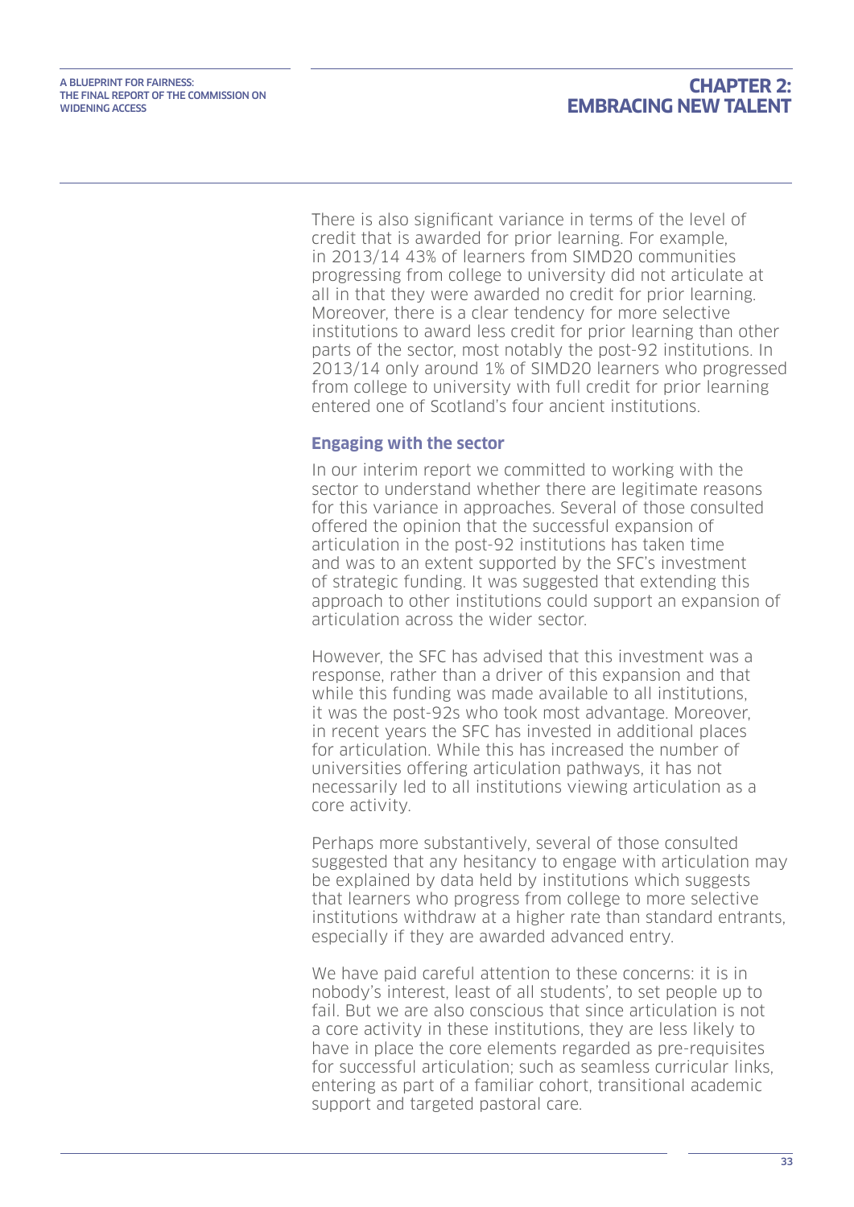There is also significant variance in terms of the level of credit that is awarded for prior learning. For example, in 2013/14 43% of learners from SIMD20 communities progressing from college to university did not articulate at all in that they were awarded no credit for prior learning. Moreover, there is a clear tendency for more selective institutions to award less credit for prior learning than other parts of the sector, most notably the post-92 institutions. In 2013/14 only around 1% of SIMD20 learners who progressed from college to university with full credit for prior learning entered one of Scotland's four ancient institutions.

### Engaging with the sector

In our interim report we committed to working with the sector to understand whether there are legitimate reasons for this variance in approaches. Several of those consulted offered the opinion that the successful expansion of articulation in the post-92 institutions has taken time and was to an extent supported by the SFC's investment of strategic funding. It was suggested that extending this approach to other institutions could support an expansion of articulation across the wider sector.

However, the SFC has advised that this investment was a response, rather than a driver of this expansion and that while this funding was made available to all institutions, it was the post-92s who took most advantage. Moreover, in recent years the SFC has invested in additional places for articulation. While this has increased the number of universities offering articulation pathways, it has not necessarily led to all institutions viewing articulation as a core activity.

Perhaps more substantively, several of those consulted suggested that any hesitancy to engage with articulation may be explained by data held by institutions which suggests that learners who progress from college to more selective institutions withdraw at a higher rate than standard entrants, especially if they are awarded advanced entry.

We have paid careful attention to these concerns: it is in nobody's interest, least of all students', to set people up to fail. But we are also conscious that since articulation is not a core activity in these institutions, they are less likely to have in place the core elements regarded as pre-requisites for successful articulation; such as seamless curricular links, entering as part of a familiar cohort, transitional academic support and targeted pastoral care.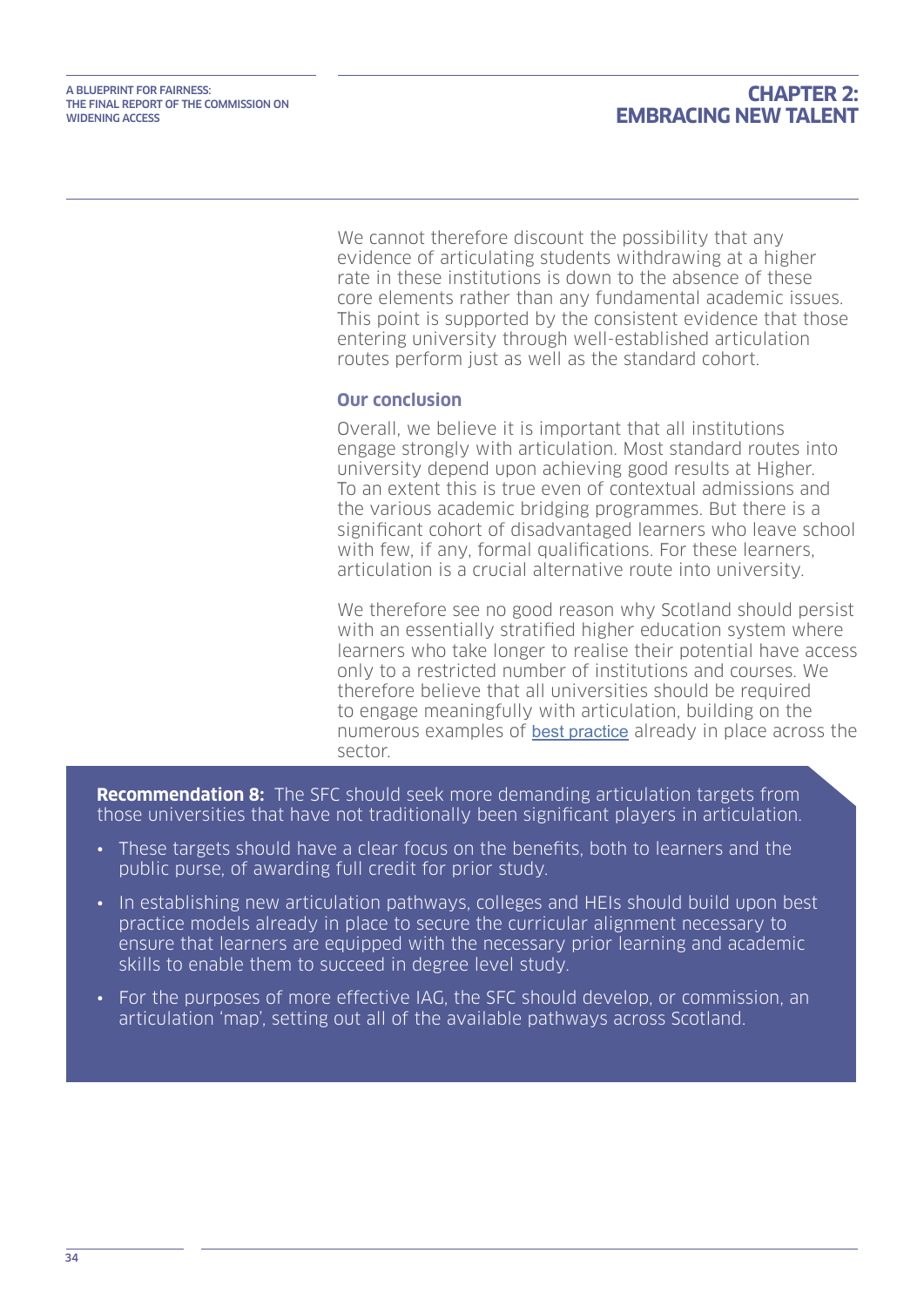We cannot therefore discount the possibility that any evidence of articulating students withdrawing at a higher rate in these institutions is down to the absence of these core elements rather than any fundamental academic issues. This point is supported by the consistent evidence that those entering university through well-established articulation routes perform just as well as the standard cohort.

### Our conclusion

Overall, we believe it is important that all institutions engage strongly with articulation. Most standard routes into university depend upon achieving good results at Higher. To an extent this is true even of contextual admissions and the various academic bridging programmes. But there is a significant cohort of disadvantaged learners who leave school with few, if any, formal qualifications. For these learners, articulation is a crucial alternative route into university.

We therefore see no good reason why Scotland should persist with an essentially stratified higher education system where learners who take longer to realise their potential have access only to a restricted number of institutions and courses. We therefore believe that all universities should be required to engage meaningfully with articulation, building on the numerous examples of best practice already in place across the sector.

**Recommendation 8:** The SFC should seek more demanding articulation targets from those universities that have not traditionally been significant players in articulation.

- These targets should have a clear focus on the benefits, both to learners and the public purse, of awarding full credit for prior study.
- In establishing new articulation pathways, colleges and HEIs should build upon best practice models already in place to secure the curricular alignment necessary to ensure that learners are equipped with the necessary prior learning and academic skills to enable them to succeed in degree level study.
- For the purposes of more effective IAG, the SFC should develop, or commission, an articulation 'map', setting out all of the available pathways across Scotland.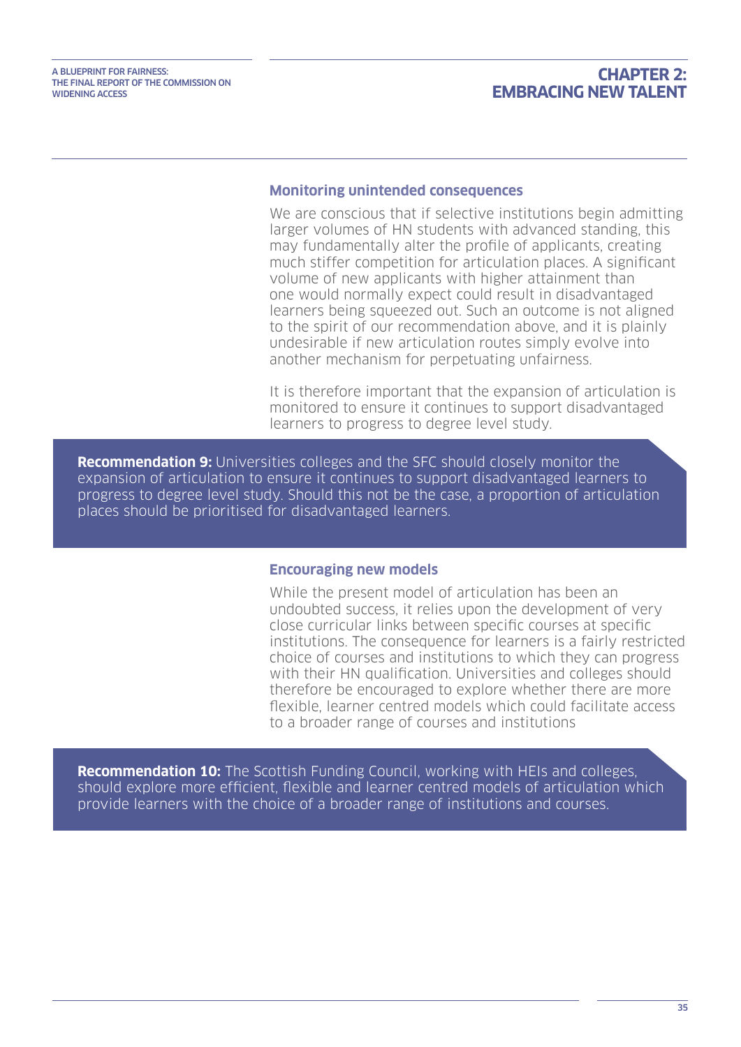### Monitoring unintended consequences

We are conscious that if selective institutions begin admitting larger volumes of HN students with advanced standing, this may fundamentally alter the profile of applicants, creating much stiffer competition for articulation places. A significant volume of new applicants with higher attainment than one would normally expect could result in disadvantaged learners being squeezed out. Such an outcome is not aligned to the spirit of our recommendation above, and it is plainly undesirable if new articulation routes simply evolve into another mechanism for perpetuating unfairness.

It is therefore important that the expansion of articulation is monitored to ensure it continues to support disadvantaged learners to progress to degree level study.

**Recommendation 9:** Universities colleges and the SFC should closely monitor the expansion of articulation to ensure it continues to support disadvantaged learners to progress to degree level study. Should this not be the case, a proportion of articulation places should be prioritised for disadvantaged learners.

### Encouraging new models

While the present model of articulation has been an undoubted success, it relies upon the development of very close curricular links between specific courses at specific institutions. The consequence for learners is a fairly restricted choice of courses and institutions to which they can progress with their HN qualification. Universities and colleges should therefore be encouraged to explore whether there are more flexible, learner centred models which could facilitate access to a broader range of courses and institutions

**Recommendation 10:** The Scottish Funding Council, working with HEIs and colleges, should explore more efficient, flexible and learner centred models of articulation which provide learners with the choice of a broader range of institutions and courses.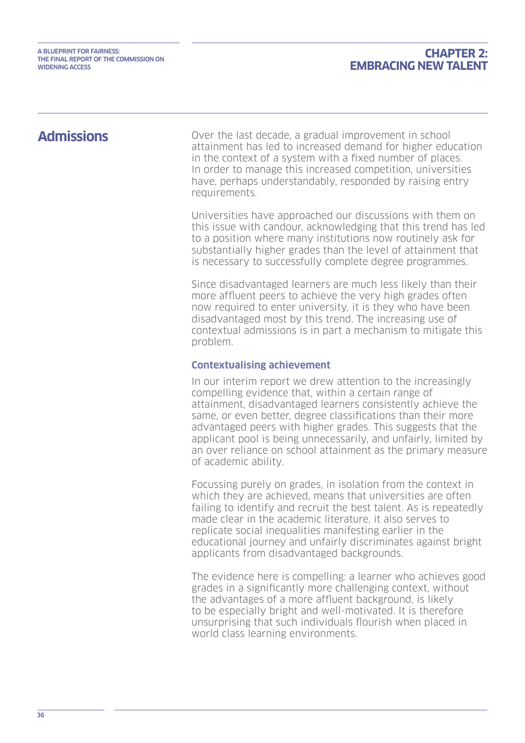## Admissions

Over the last decade, a gradual improvement in school attainment has led to increased demand for higher education in the context of a system with a fixed number of places. In order to manage this increased competition, universities have, perhaps understandably, responded by raising entry requirements.

Universities have approached our discussions with them on this issue with candour, acknowledging that this trend has led to a position where many institutions now routinely ask for substantially higher grades than the level of attainment that is necessary to successfully complete degree programmes.

Since disadvantaged learners are much less likely than their more affluent peers to achieve the very high grades often now required to enter university, it is they who have been disadvantaged most by this trend. The increasing use of contextual admissions is in part a mechanism to mitigate this problem.

### Contextualising achievement

In our interim report we drew attention to the increasingly compelling evidence that, within a certain range of attainment, disadvantaged learners consistently achieve the same, or even better, degree classifications than their more advantaged peers with higher grades. This suggests that the applicant pool is being unnecessarily, and unfairly, limited by an over reliance on school attainment as the primary measure of academic ability.

Focussing purely on grades, in isolation from the context in which they are achieved, means that universities are often failing to identify and recruit the best talent. As is repeatedly made clear in the academic literature, it also serves to replicate social inequalities manifesting earlier in the educational journey and unfairly discriminates against bright applicants from disadvantaged backgrounds.

The evidence here is compelling: a learner who achieves good grades in a significantly more challenging context, without the advantages of a more affluent background, is likely to be especially bright and well-motivated. It is therefore unsurprising that such individuals flourish when placed in world class learning environments.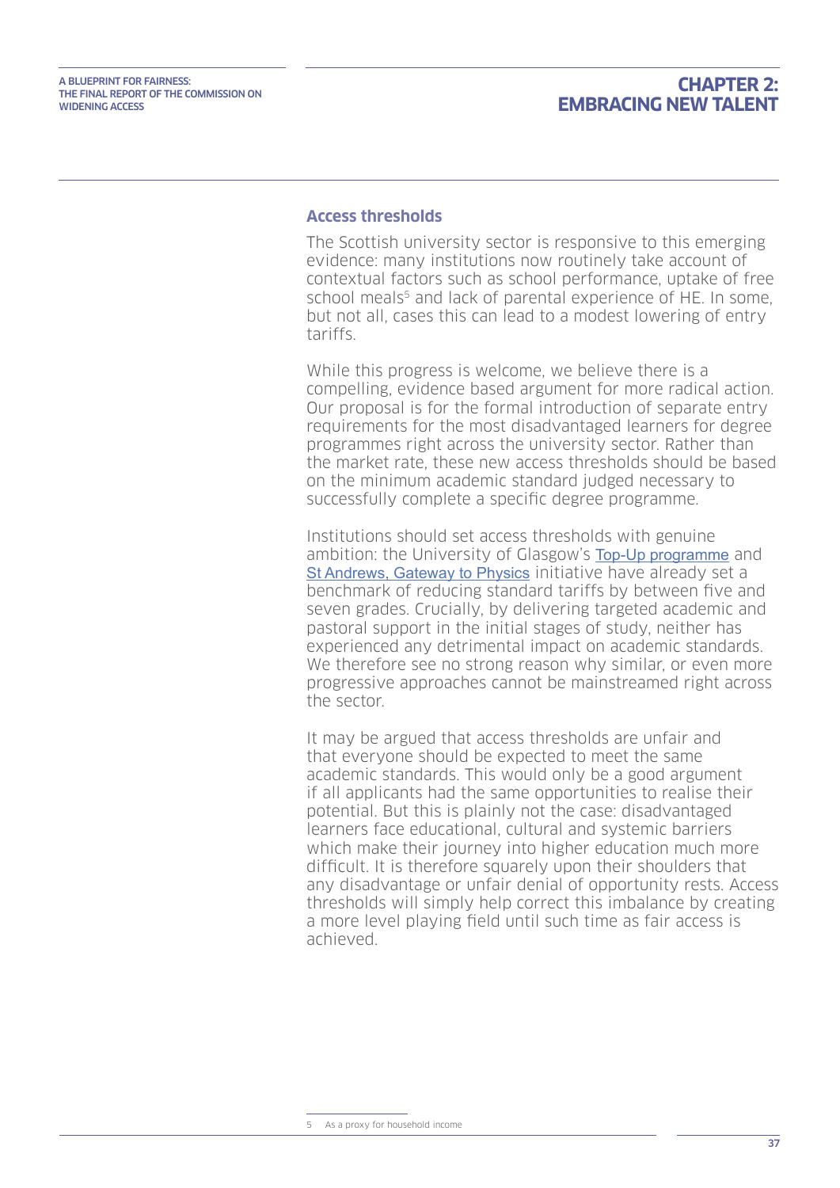### Access thresholds

The Scottish university sector is responsive to this emerging evidence: many institutions now routinely take account of contextual factors such as school performance, uptake of free school meals[5] and lack of parental experience of HE. In some, but not all, cases this can lead to a modest lowering of entry tariffs.

While this progress is welcome, we believe there is a compelling, evidence based argument for more radical action. Our proposal is for the formal introduction of separate entry requirements for the most disadvantaged learners for degree programmes right across the university sector. Rather than the market rate, these new access thresholds should be based on the minimum academic standard judged necessary to successfully complete a specific degree programme.

Institutions should set access thresholds with genuine ambition: the University of Glasgow's Top-Up programme and St Andrews, Gateway to Physics initiative have already set a benchmark of reducing standard tariffs by between five and seven grades. Crucially, by delivering targeted academic and pastoral support in the initial stages of study, neither has experienced any detrimental impact on academic standards. We therefore see no strong reason why similar, or even more progressive approaches cannot be mainstreamed right across the sector.

It may be argued that access thresholds are unfair and that everyone should be expected to meet the same academic standards. This would only be a good argument if all applicants had the same opportunities to realise their potential. But this is plainly not the case: disadvantaged learners face educational, cultural and systemic barriers which make their journey into higher education much more difficult. It is therefore squarely upon their shoulders that any disadvantage or unfair denial of opportunity rests. Access thresholds will simply help correct this imbalance by creating a more level playing field until such time as fair access is achieved.

---

5 As a proxy for household income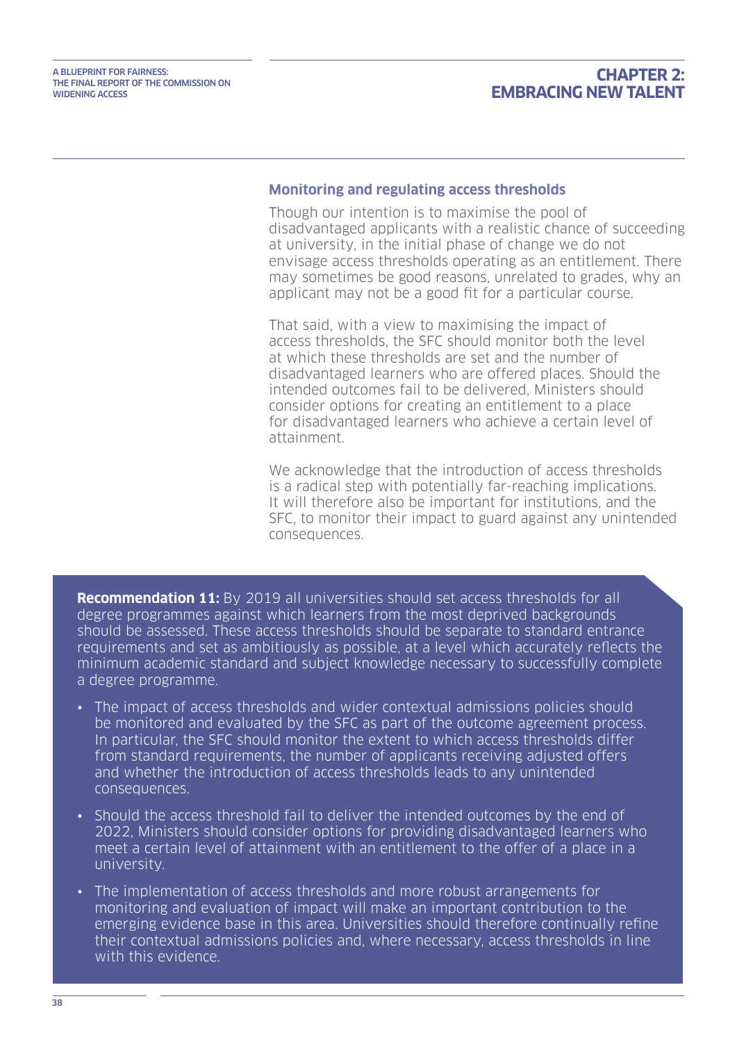### Monitoring and regulating access thresholds

Though our intention is to maximise the pool of disadvantaged applicants with a realistic chance of succeeding at university, in the initial phase of change we do not envisage access thresholds operating as an entitlement. There may sometimes be good reasons, unrelated to grades, why an applicant may not be a good fit for a particular course.

That said, with a view to maximising the impact of access thresholds, the SFC should monitor both the level at which these thresholds are set and the number of disadvantaged learners who are offered places. Should the intended outcomes fail to be delivered, Ministers should consider options for creating an entitlement to a place for disadvantaged learners who achieve a certain level of attainment.

We acknowledge that the introduction of access thresholds is a radical step with potentially far-reaching implications. It will therefore also be important for institutions, and the SFC, to monitor their impact to guard against any unintended consequences.

**Recommendation 11:** By 2019 all universities should set access thresholds for all degree programmes against which learners from the most deprived backgrounds should be assessed. These access thresholds should be separate to standard entrance requirements and set as ambitiously as possible, at a level which accurately reflects the minimum academic standard and subject knowledge necessary to successfully complete a degree programme.

- The impact of access thresholds and wider contextual admissions policies should be monitored and evaluated by the SFC as part of the outcome agreement process. In particular, the SFC should monitor the extent to which access thresholds differ from standard requirements, the number of applicants receiving adjusted offers and whether the introduction of access thresholds leads to any unintended consequences.
- Should the access threshold fail to deliver the intended outcomes by the end of 2022, Ministers should consider options for providing disadvantaged learners who meet a certain level of attainment with an entitlement to the offer of a place in a university.
- The implementation of access thresholds and more robust arrangements for monitoring and evaluation of impact will make an important contribution to the emerging evidence base in this area. Universities should therefore continually refine their contextual admissions policies and, where necessary, access thresholds in line with this evidence.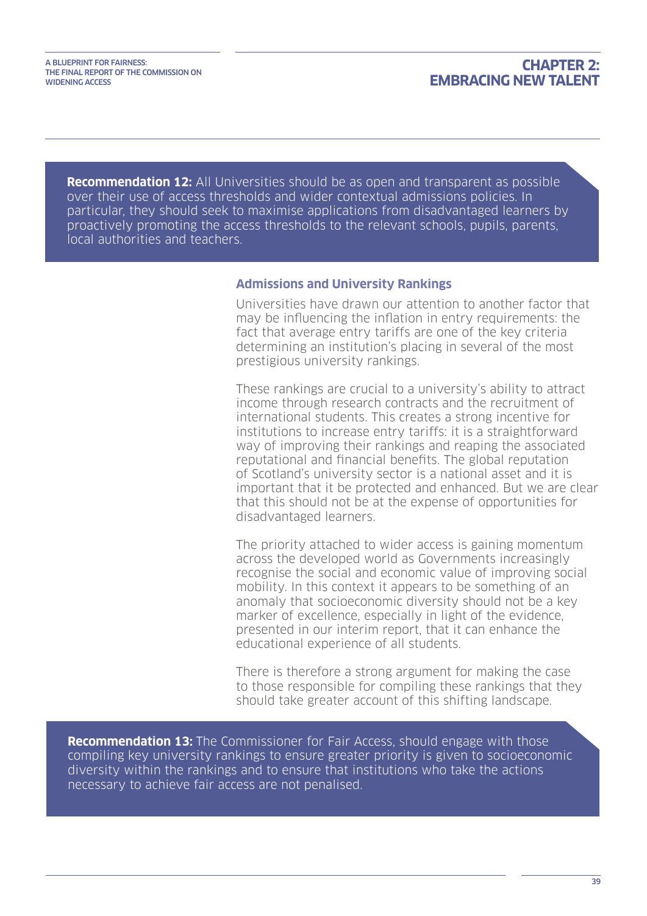**Recommendation 12:** All Universities should be as open and transparent as possible over their use of access thresholds and wider contextual admissions policies. In particular, they should seek to maximise applications from disadvantaged learners by proactively promoting the access thresholds to the relevant schools, pupils, parents, local authorities and teachers.

### Admissions and University Rankings

Universities have drawn our attention to another factor that may be influencing the inflation in entry requirements: the fact that average entry tariffs are one of the key criteria determining an institution's placing in several of the most prestigious university rankings.

These rankings are crucial to a university's ability to attract income through research contracts and the recruitment of international students. This creates a strong incentive for institutions to increase entry tariffs: it is a straightforward way of improving their rankings and reaping the associated reputational and financial benefits. The global reputation of Scotland's university sector is a national asset and it is important that it be protected and enhanced. But we are clear that this should not be at the expense of opportunities for disadvantaged learners.

The priority attached to wider access is gaining momentum across the developed world as Governments increasingly recognise the social and economic value of improving social mobility. In this context it appears to be something of an anomaly that socioeconomic diversity should not be a key marker of excellence, especially in light of the evidence, presented in our interim report, that it can enhance the educational experience of all students.

There is therefore a strong argument for making the case to those responsible for compiling these rankings that they should take greater account of this shifting landscape.

**Recommendation 13:** The Commissioner for Fair Access, should engage with those compiling key university rankings to ensure greater priority is given to socioeconomic diversity within the rankings and to ensure that institutions who take the actions necessary to achieve fair access are not penalised.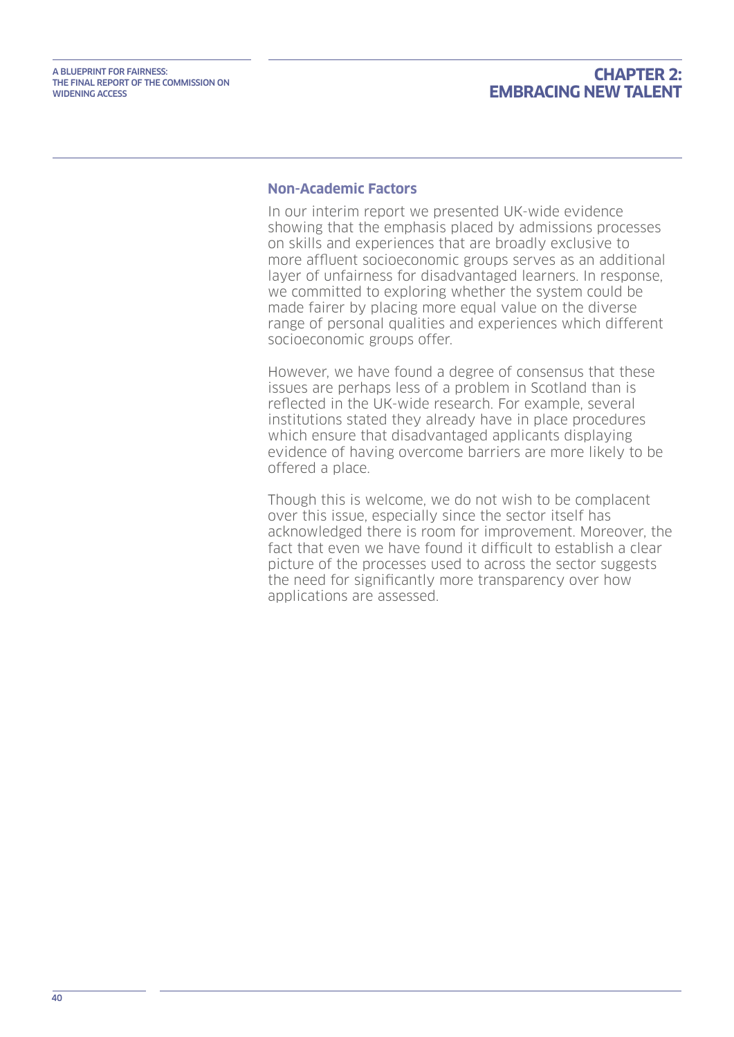### Non-Academic Factors

In our interim report we presented UK-wide evidence showing that the emphasis placed by admissions processes on skills and experiences that are broadly exclusive to more affluent socioeconomic groups serves as an additional layer of unfairness for disadvantaged learners. In response, we committed to exploring whether the system could be made fairer by placing more equal value on the diverse range of personal qualities and experiences which different socioeconomic groups offer.

However, we have found a degree of consensus that these issues are perhaps less of a problem in Scotland than is reflected in the UK-wide research. For example, several institutions stated they already have in place procedures which ensure that disadvantaged applicants displaying evidence of having overcome barriers are more likely to be offered a place.

Though this is welcome, we do not wish to be complacent over this issue, especially since the sector itself has acknowledged there is room for improvement. Moreover, the fact that even we have found it difficult to establish a clear picture of the processes used to across the sector suggests the need for significantly more transparency over how applications are assessed.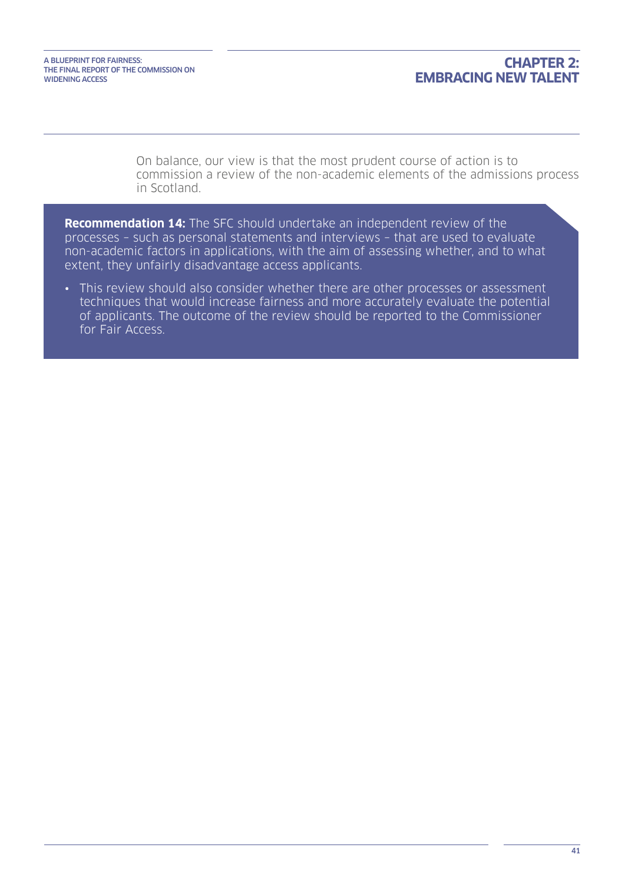On balance, our view is that the most prudent course of action is to commission a review of the non-academic elements of the admissions process in Scotland.

**Recommendation 14:** The SFC should undertake an independent review of the processes – such as personal statements and interviews – that are used to evaluate non-academic factors in applications, with the aim of assessing whether, and to what extent, they unfairly disadvantage access applicants.

- This review should also consider whether there are other processes or assessment techniques that would increase fairness and more accurately evaluate the potential of applicants. The outcome of the review should be reported to the Commissioner for Fair Access.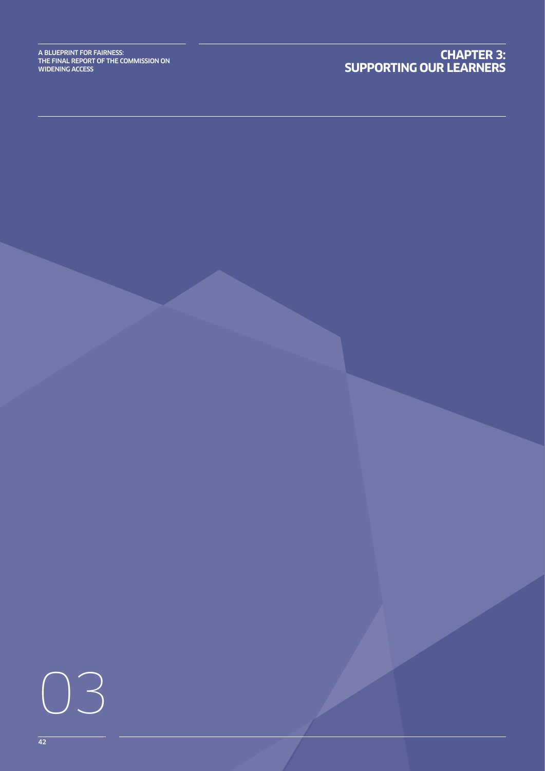# CHAPTER 3: SUPPORTING OUR LEARNERS

03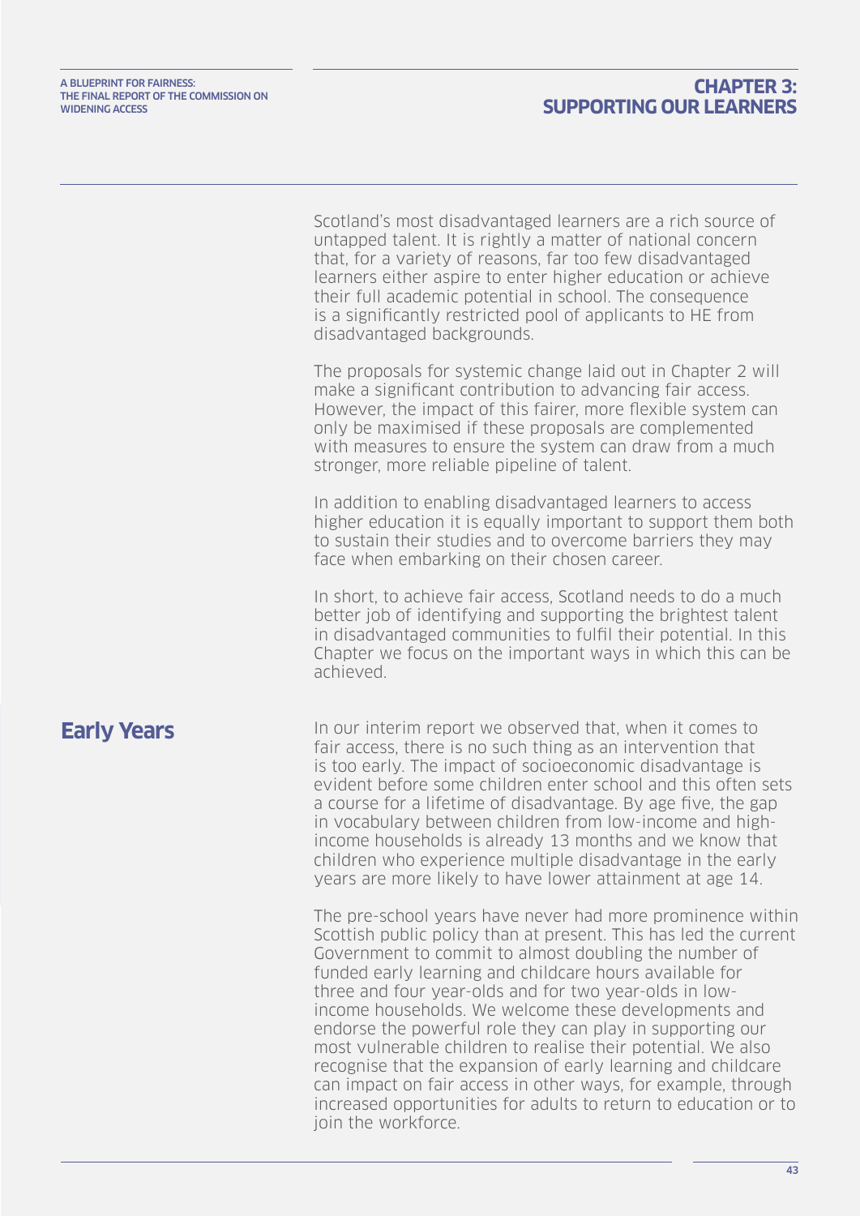Scotland's most disadvantaged learners are a rich source of untapped talent. It is rightly a matter of national concern that, for a variety of reasons, far too few disadvantaged learners either aspire to enter higher education or achieve their full academic potential in school. The consequence is a significantly restricted pool of applicants to HE from disadvantaged backgrounds.

The proposals for systemic change laid out in Chapter 2 will make a significant contribution to advancing fair access. However, the impact of this fairer, more flexible system can only be maximised if these proposals are complemented with measures to ensure the system can draw from a much stronger, more reliable pipeline of talent.

In addition to enabling disadvantaged learners to access higher education it is equally important to support them both to sustain their studies and to overcome barriers they may face when embarking on their chosen career.

In short, to achieve fair access, Scotland needs to do a much better job of identifying and supporting the brightest talent in disadvantaged communities to fulfil their potential. In this Chapter we focus on the important ways in which this can be achieved.

## Early Years

In our interim report we observed that, when it comes to fair access, there is no such thing as an intervention that is too early. The impact of socioeconomic disadvantage is evident before some children enter school and this often sets a course for a lifetime of disadvantage. By age five, the gap in vocabulary between children from low-income and high-income households is already 13 months and we know that children who experience multiple disadvantage in the early years are more likely to have lower attainment at age 14.

The pre-school years have never had more prominence within Scottish public policy than at present. This has led the current Government to commit to almost doubling the number of funded early learning and childcare hours available for three and four year-olds and for two year-olds in low-income households. We welcome these developments and endorse the powerful role they can play in supporting our most vulnerable children to realise their potential. We also recognise that the expansion of early learning and childcare can impact on fair access in other ways, for example, through increased opportunities for adults to return to education or to join the workforce.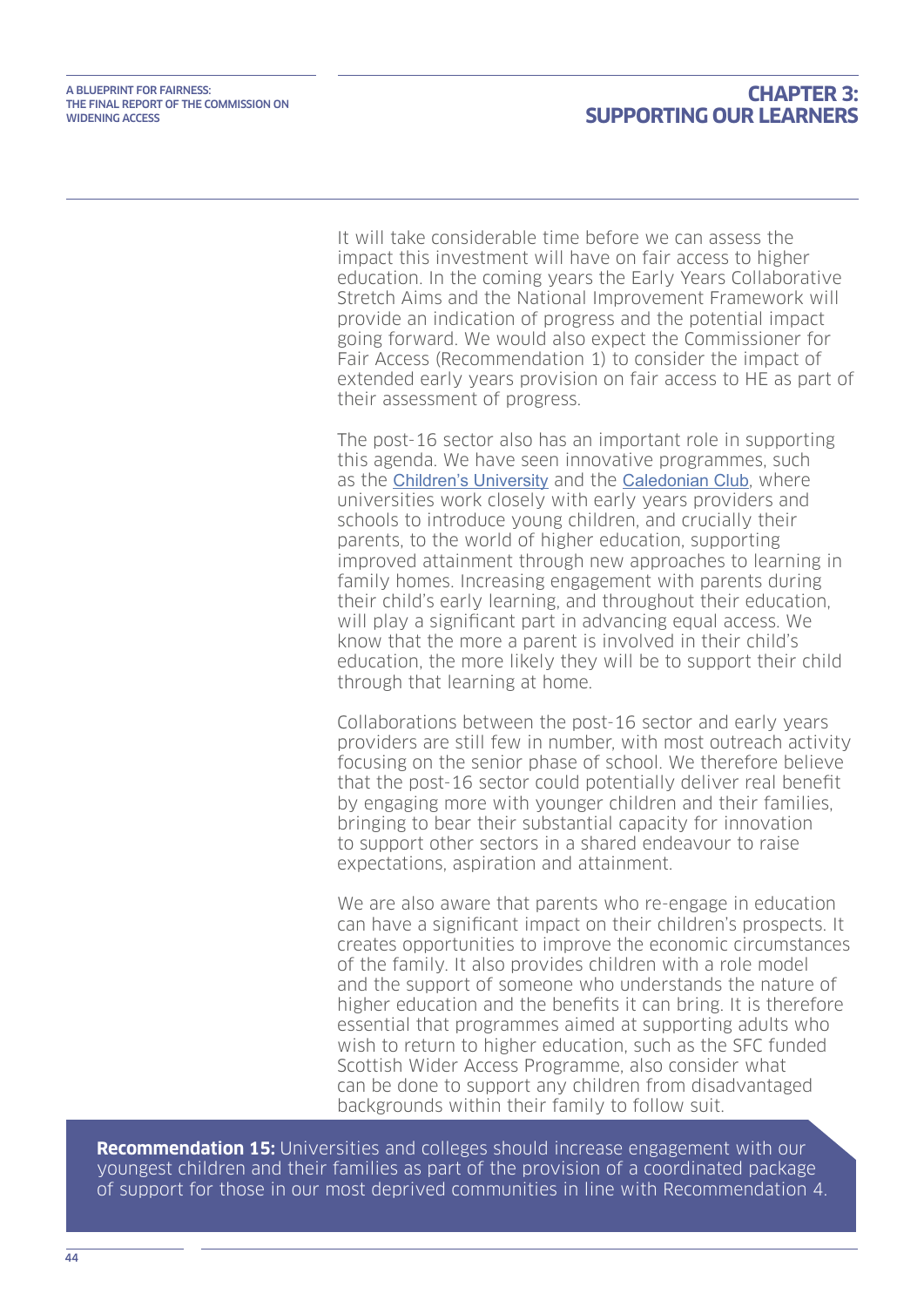It will take considerable time before we can assess the impact this investment will have on fair access to higher education. In the coming years the Early Years Collaborative Stretch Aims and the National Improvement Framework will provide an indication of progress and the potential impact going forward. We would also expect the Commissioner for Fair Access (Recommendation 1) to consider the impact of extended early years provision on fair access to HE as part of their assessment of progress.

The post-16 sector also has an important role in supporting this agenda. We have seen innovative programmes, such as the Children's University and the Caledonian Club, where universities work closely with early years providers and schools to introduce young children, and crucially their parents, to the world of higher education, supporting improved attainment through new approaches to learning in family homes. Increasing engagement with parents during their child's early learning, and throughout their education, will play a significant part in advancing equal access. We know that the more a parent is involved in their child's education, the more likely they will be to support their child through that learning at home.

Collaborations between the post-16 sector and early years providers are still few in number, with most outreach activity focusing on the senior phase of school. We therefore believe that the post-16 sector could potentially deliver real benefit by engaging more with younger children and their families, bringing to bear their substantial capacity for innovation to support other sectors in a shared endeavour to raise expectations, aspiration and attainment.

We are also aware that parents who re-engage in education can have a significant impact on their children's prospects. It creates opportunities to improve the economic circumstances of the family. It also provides children with a role model and the support of someone who understands the nature of higher education and the benefits it can bring. It is therefore essential that programmes aimed at supporting adults who wish to return to higher education, such as the SFC funded Scottish Wider Access Programme, also consider what can be done to support any children from disadvantaged backgrounds within their family to follow suit.

**Recommendation 15:** Universities and colleges should increase engagement with our youngest children and their families as part of the provision of a coordinated package of support for those in our most deprived communities in line with Recommendation 4.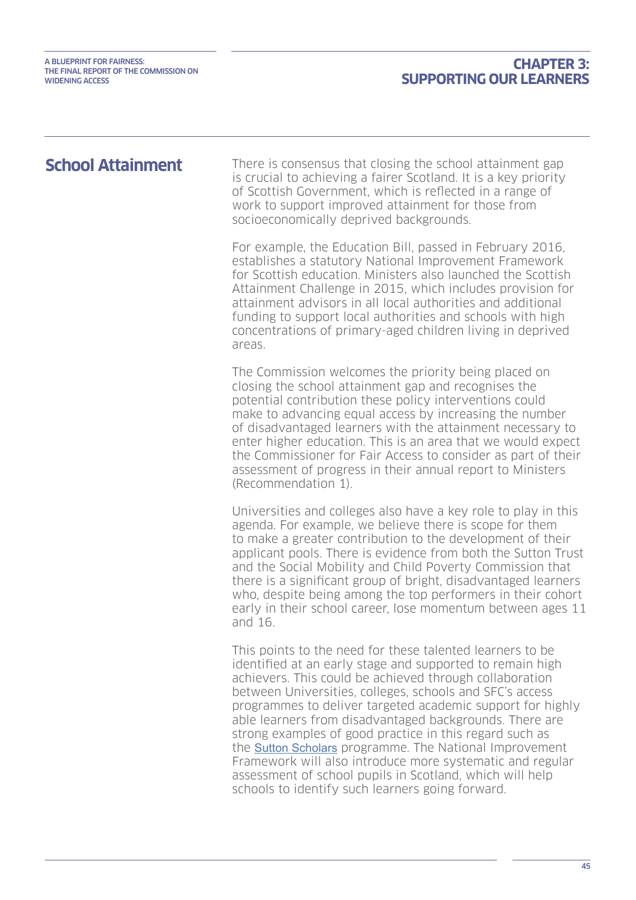## School Attainment

There is consensus that closing the school attainment gap is crucial to achieving a fairer Scotland. It is a key priority of Scottish Government, which is reflected in a range of work to support improved attainment for those from socioeconomically deprived backgrounds.

For example, the Education Bill, passed in February 2016, establishes a statutory National Improvement Framework for Scottish education. Ministers also launched the Scottish Attainment Challenge in 2015, which includes provision for attainment advisors in all local authorities and additional funding to support local authorities and schools with high concentrations of primary-aged children living in deprived areas.

The Commission welcomes the priority being placed on closing the school attainment gap and recognises the potential contribution these policy interventions could make to advancing equal access by increasing the number of disadvantaged learners with the attainment necessary to enter higher education. This is an area that we would expect the Commissioner for Fair Access to consider as part of their assessment of progress in their annual report to Ministers (Recommendation 1).

Universities and colleges also have a key role to play in this agenda. For example, we believe there is scope for them to make a greater contribution to the development of their applicant pools. There is evidence from both the Sutton Trust and the Social Mobility and Child Poverty Commission that there is a significant group of bright, disadvantaged learners who, despite being among the top performers in their cohort early in their school career, lose momentum between ages 11 and 16.

This points to the need for these talented learners to be identified at an early stage and supported to remain high achievers. This could be achieved through collaboration between Universities, colleges, schools and SFC's access programmes to deliver targeted academic support for highly able learners from disadvantaged backgrounds. There are strong examples of good practice in this regard such as the Sutton Scholars programme. The National Improvement Framework will also introduce more systematic and regular assessment of school pupils in Scotland, which will help schools to identify such learners going forward.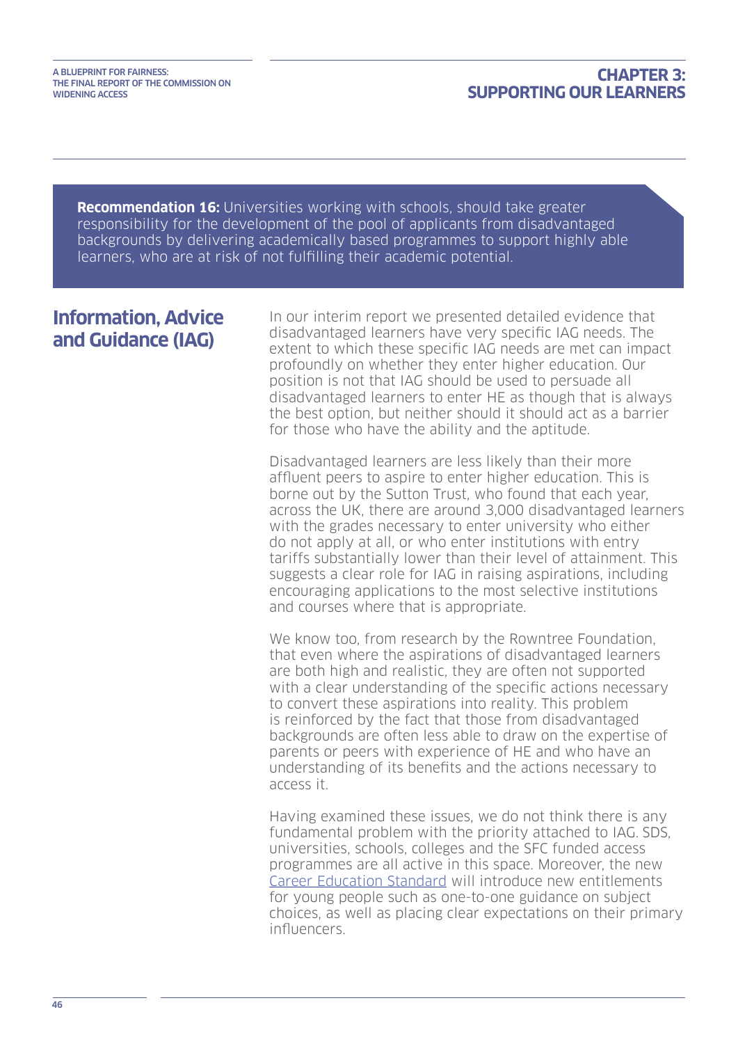**Recommendation 16:** Universities working with schools, should take greater responsibility for the development of the pool of applicants from disadvantaged backgrounds by delivering academically based programmes to support highly able learners, who are at risk of not fulfilling their academic potential.

## Information, Advice and Guidance (IAG)

In our interim report we presented detailed evidence that disadvantaged learners have very specific IAG needs. The extent to which these specific IAG needs are met can impact profoundly on whether they enter higher education. Our position is not that IAG should be used to persuade all disadvantaged learners to enter HE as though that is always the best option, but neither should it should act as a barrier for those who have the ability and the aptitude.

Disadvantaged learners are less likely than their more affluent peers to aspire to enter higher education. This is borne out by the Sutton Trust, who found that each year, across the UK, there are around 3,000 disadvantaged learners with the grades necessary to enter university who either do not apply at all, or who enter institutions with entry tariffs substantially lower than their level of attainment. This suggests a clear role for IAG in raising aspirations, including encouraging applications to the most selective institutions and courses where that is appropriate.

We know too, from research by the Rowntree Foundation, that even where the aspirations of disadvantaged learners are both high and realistic, they are often not supported with a clear understanding of the specific actions necessary to convert these aspirations into reality. This problem is reinforced by the fact that those from disadvantaged backgrounds are often less able to draw on the expertise of parents or peers with experience of HE and who have an understanding of its benefits and the actions necessary to access it.

Having examined these issues, we do not think there is any fundamental problem with the priority attached to IAG. SDS, universities, schools, colleges and the SFC funded access programmes are all active in this space. Moreover, the new Career Education Standard will introduce new entitlements for young people such as one-to-one guidance on subject choices, as well as placing clear expectations on their primary influencers.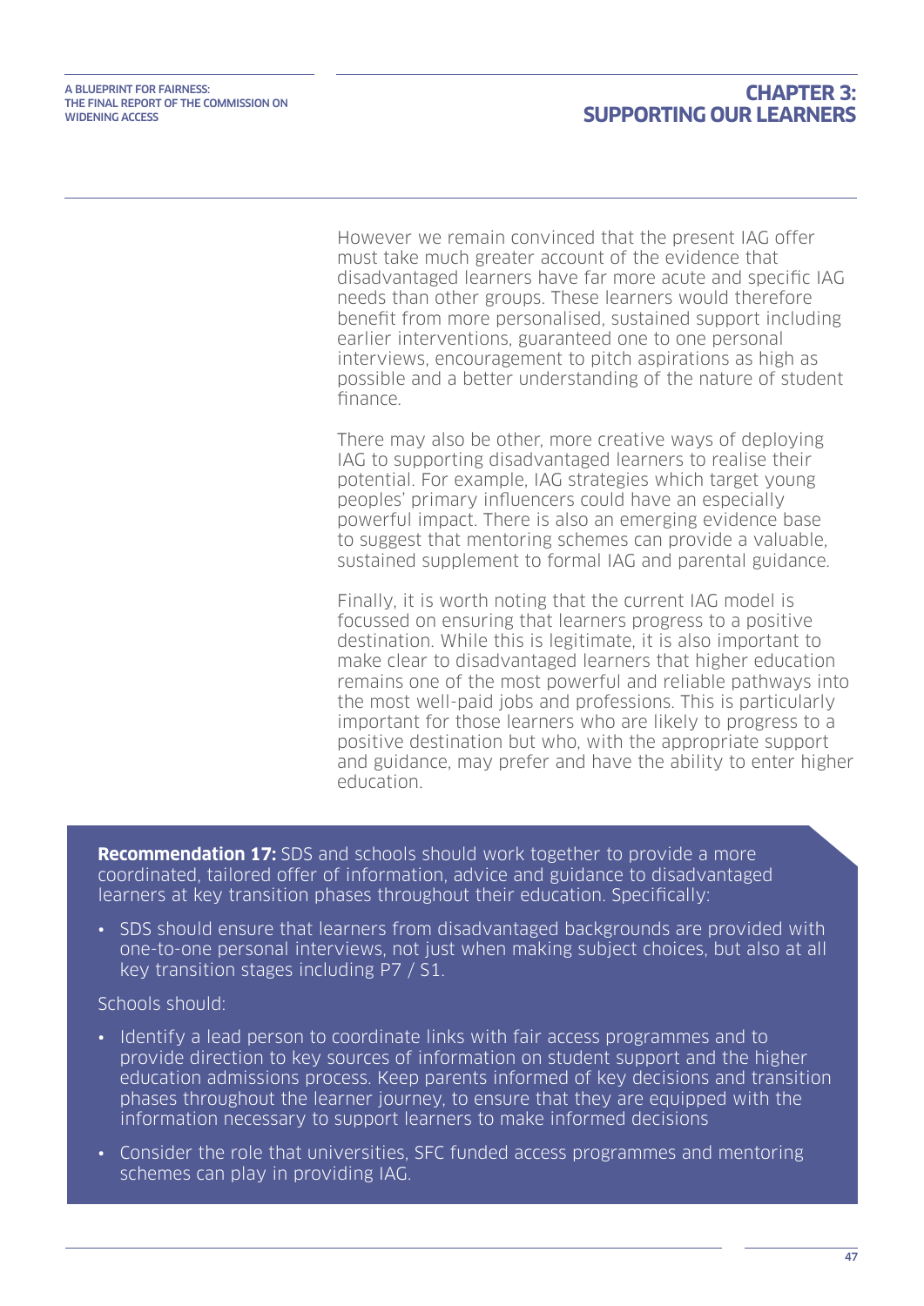However we remain convinced that the present IAG offer must take much greater account of the evidence that disadvantaged learners have far more acute and specific IAG needs than other groups. These learners would therefore benefit from more personalised, sustained support including earlier interventions, guaranteed one to one personal interviews, encouragement to pitch aspirations as high as possible and a better understanding of the nature of student finance.

There may also be other, more creative ways of deploying IAG to supporting disadvantaged learners to realise their potential. For example, IAG strategies which target young peoples' primary influencers could have an especially powerful impact. There is also an emerging evidence base to suggest that mentoring schemes can provide a valuable, sustained supplement to formal IAG and parental guidance.

Finally, it is worth noting that the current IAG model is focussed on ensuring that learners progress to a positive destination. While this is legitimate, it is also important to make clear to disadvantaged learners that higher education remains one of the most powerful and reliable pathways into the most well-paid jobs and professions. This is particularly important for those learners who are likely to progress to a positive destination but who, with the appropriate support and guidance, may prefer and have the ability to enter higher education.

**Recommendation 17:** SDS and schools should work together to provide a more coordinated, tailored offer of information, advice and guidance to disadvantaged learners at key transition phases throughout their education. Specifically:

- SDS should ensure that learners from disadvantaged backgrounds are provided with one-to-one personal interviews, not just when making subject choices, but also at all key transition stages including P7 / S1.

Schools should:

- Identify a lead person to coordinate links with fair access programmes and to provide direction to key sources of information on student support and the higher education admissions process. Keep parents informed of key decisions and transition phases throughout the learner journey, to ensure that they are equipped with the information necessary to support learners to make informed decisions
- Consider the role that universities, SFC funded access programmes and mentoring schemes can play in providing IAG.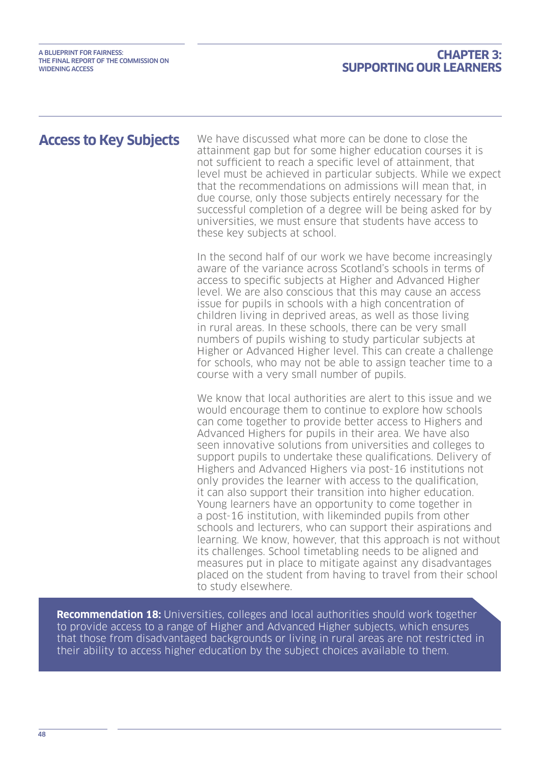## Access to Key Subjects

We have discussed what more can be done to close the attainment gap but for some higher education courses it is not sufficient to reach a specific level of attainment, that level must be achieved in particular subjects. While we expect that the recommendations on admissions will mean that, in due course, only those subjects entirely necessary for the successful completion of a degree will be being asked for by universities, we must ensure that students have access to these key subjects at school.

In the second half of our work we have become increasingly aware of the variance across Scotland's schools in terms of access to specific subjects at Higher and Advanced Higher level. We are also conscious that this may cause an access issue for pupils in schools with a high concentration of children living in deprived areas, as well as those living in rural areas. In these schools, there can be very small numbers of pupils wishing to study particular subjects at Higher or Advanced Higher level. This can create a challenge for schools, who may not be able to assign teacher time to a course with a very small number of pupils.

We know that local authorities are alert to this issue and we would encourage them to continue to explore how schools can come together to provide better access to Highers and Advanced Highers for pupils in their area. We have also seen innovative solutions from universities and colleges to support pupils to undertake these qualifications. Delivery of Highers and Advanced Highers via post-16 institutions not only provides the learner with access to the qualification, it can also support their transition into higher education. Young learners have an opportunity to come together in a post-16 institution, with likeminded pupils from other schools and lecturers, who can support their aspirations and learning. We know, however, that this approach is not without its challenges. School timetabling needs to be aligned and measures put in place to mitigate against any disadvantages placed on the student from having to travel from their school to study elsewhere.

**Recommendation 18:** Universities, colleges and local authorities should work together to provide access to a range of Higher and Advanced Higher subjects, which ensures that those from disadvantaged backgrounds or living in rural areas are not restricted in their ability to access higher education by the subject choices available to them.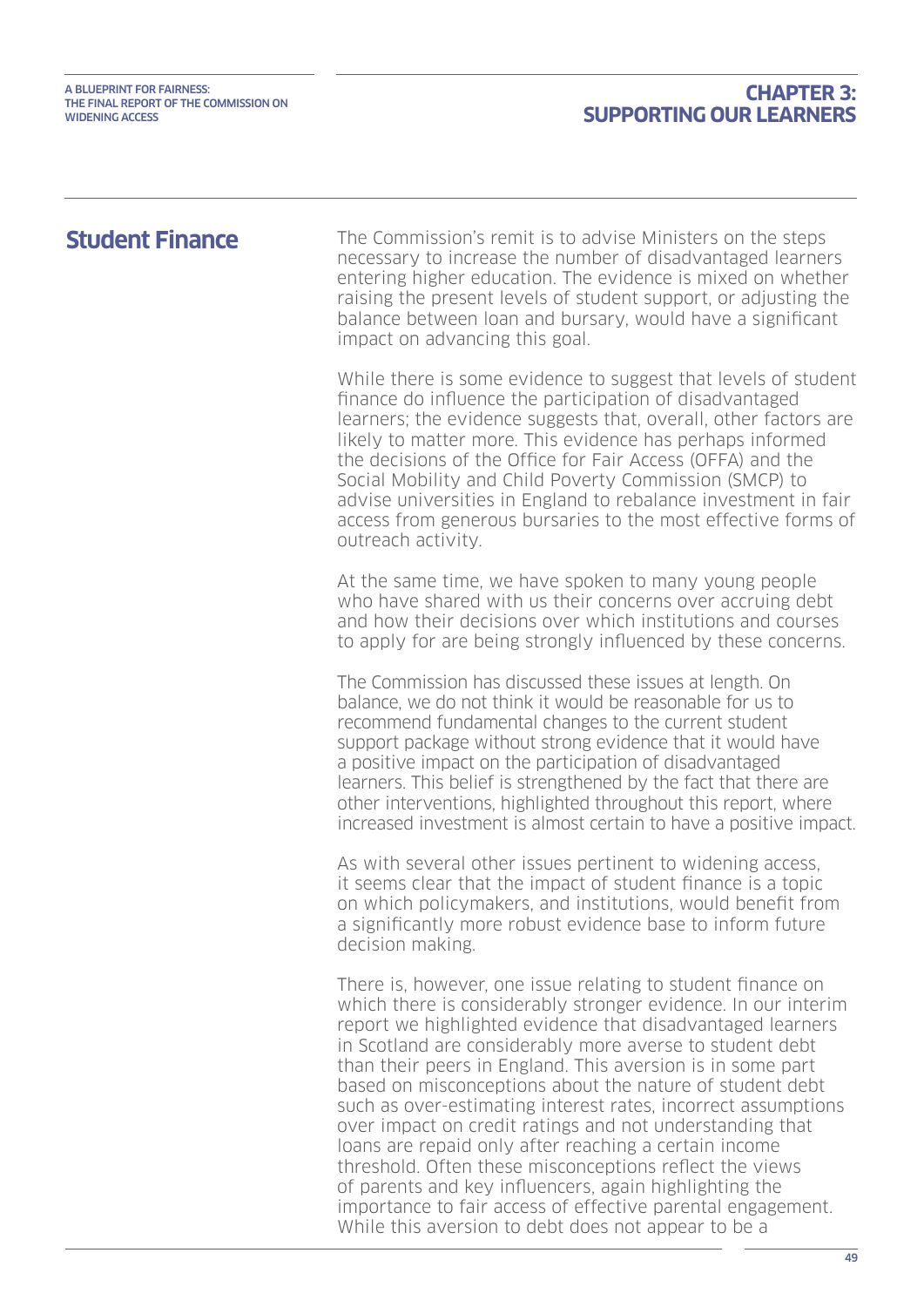## Student Finance

The Commission's remit is to advise Ministers on the steps necessary to increase the number of disadvantaged learners entering higher education. The evidence is mixed on whether raising the present levels of student support, or adjusting the balance between loan and bursary, would have a significant impact on advancing this goal.

While there is some evidence to suggest that levels of student finance do influence the participation of disadvantaged learners; the evidence suggests that, overall, other factors are likely to matter more. This evidence has perhaps informed the decisions of the Office for Fair Access (OFFA) and the Social Mobility and Child Poverty Commission (SMCP) to advise universities in England to rebalance investment in fair access from generous bursaries to the most effective forms of outreach activity.

At the same time, we have spoken to many young people who have shared with us their concerns over accruing debt and how their decisions over which institutions and courses to apply for are being strongly influenced by these concerns.

The Commission has discussed these issues at length. On balance, we do not think it would be reasonable for us to recommend fundamental changes to the current student support package without strong evidence that it would have a positive impact on the participation of disadvantaged learners. This belief is strengthened by the fact that there are other interventions, highlighted throughout this report, where increased investment is almost certain to have a positive impact.

As with several other issues pertinent to widening access, it seems clear that the impact of student finance is a topic on which policymakers, and institutions, would benefit from a significantly more robust evidence base to inform future decision making.

There is, however, one issue relating to student finance on which there is considerably stronger evidence. In our interim report we highlighted evidence that disadvantaged learners in Scotland are considerably more averse to student debt than their peers in England. This aversion is in some part based on misconceptions about the nature of student debt such as over-estimating interest rates, incorrect assumptions over impact on credit ratings and not understanding that loans are repaid only after reaching a certain income threshold. Often these misconceptions reflect the views of parents and key influencers, again highlighting the importance to fair access of effective parental engagement. While this aversion to debt does not appear to be a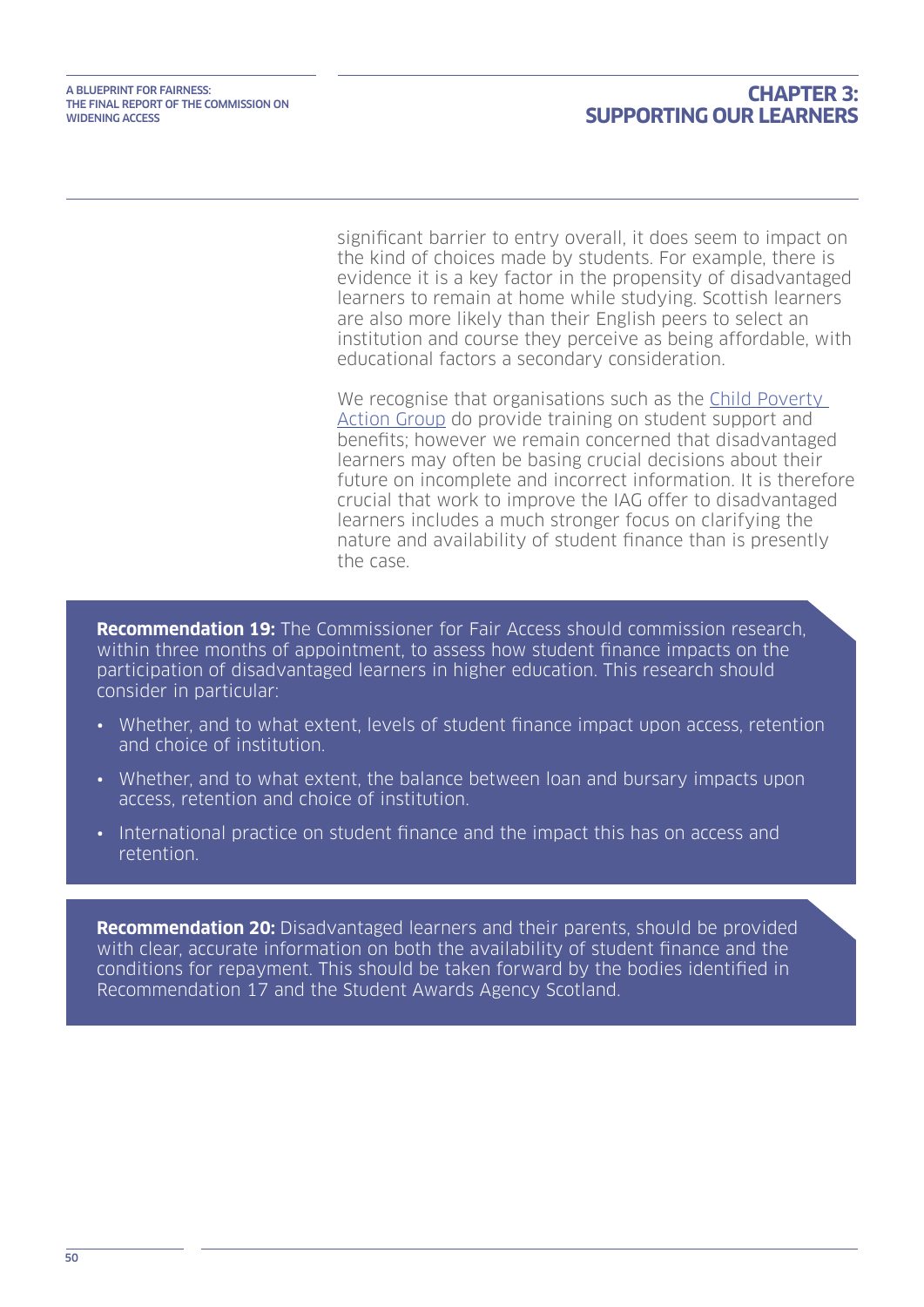significant barrier to entry overall, it does seem to impact on the kind of choices made by students. For example, there is evidence it is a key factor in the propensity of disadvantaged learners to remain at home while studying. Scottish learners are also more likely than their English peers to select an institution and course they perceive as being affordable, with educational factors a secondary consideration.

We recognise that organisations such as the [Child Poverty Action Group] do provide training on student support and benefits; however we remain concerned that disadvantaged learners may often be basing crucial decisions about their future on incomplete and incorrect information. It is therefore crucial that work to improve the IAG offer to disadvantaged learners includes a much stronger focus on clarifying the nature and availability of student finance than is presently the case.

**Recommendation 19:** The Commissioner for Fair Access should commission research, within three months of appointment, to assess how student finance impacts on the participation of disadvantaged learners in higher education. This research should consider in particular:

- Whether, and to what extent, levels of student finance impact upon access, retention and choice of institution.
- Whether, and to what extent, the balance between loan and bursary impacts upon access, retention and choice of institution.
- International practice on student finance and the impact this has on access and retention.

**Recommendation 20:** Disadvantaged learners and their parents, should be provided with clear, accurate information on both the availability of student finance and the conditions for repayment. This should be taken forward by the bodies identified in Recommendation 17 and the Student Awards Agency Scotland.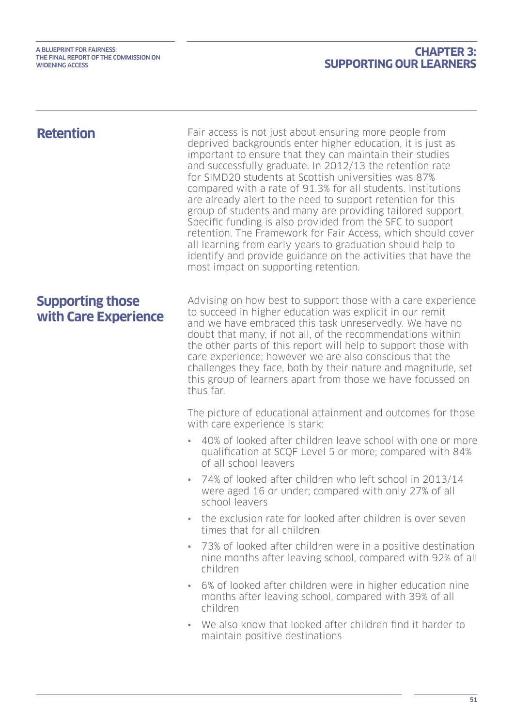## Retention

Fair access is not just about ensuring more people from deprived backgrounds enter higher education, it is just as important to ensure that they can maintain their studies and successfully graduate. In 2012/13 the retention rate for SIMD20 students at Scottish universities was 87% compared with a rate of 91.3% for all students. Institutions are already alert to the need to support retention for this group of students and many are providing tailored support. Specific funding is also provided from the SFC to support retention. The Framework for Fair Access, which should cover all learning from early years to graduation should help to identify and provide guidance on the activities that have the most impact on supporting retention.

## Supporting those with Care Experience

Advising on how best to support those with a care experience to succeed in higher education was explicit in our remit and we have embraced this task unreservedly. We have no doubt that many, if not all, of the recommendations within the other parts of this report will help to support those with care experience; however we are also conscious that the challenges they face, both by their nature and magnitude, set this group of learners apart from those we have focussed on thus far.

The picture of educational attainment and outcomes for those with care experience is stark:

- 40% of looked after children leave school with one or more qualification at SCQF Level 5 or more; compared with 84% of all school leavers
- 74% of looked after children who left school in 2013/14 were aged 16 or under; compared with only 27% of all school leavers
- the exclusion rate for looked after children is over seven times that for all children
- 73% of looked after children were in a positive destination nine months after leaving school, compared with 92% of all children
- 6% of looked after children were in higher education nine months after leaving school, compared with 39% of all children
- We also know that looked after children find it harder to maintain positive destinations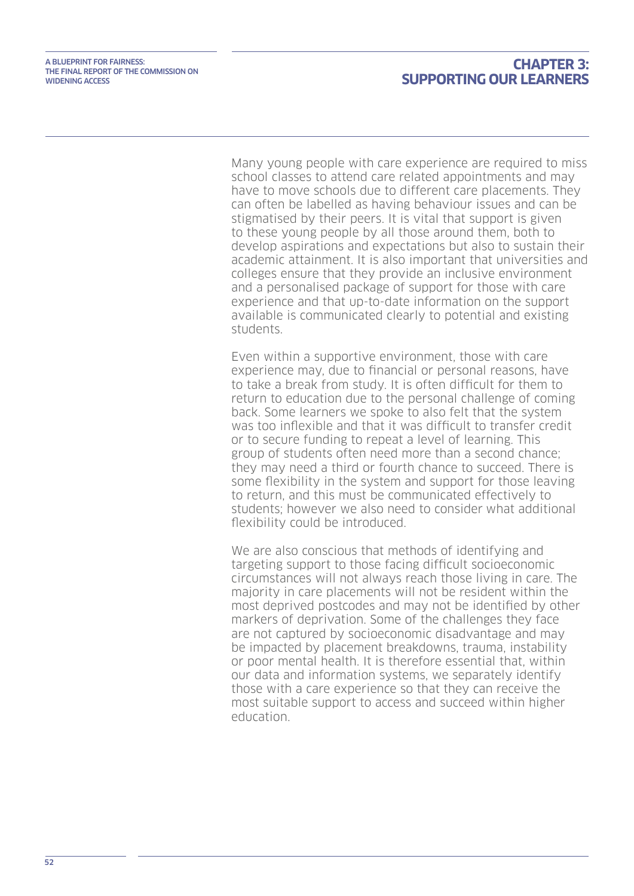Many young people with care experience are required to miss school classes to attend care related appointments and may have to move schools due to different care placements. They can often be labelled as having behaviour issues and can be stigmatised by their peers. It is vital that support is given to these young people by all those around them, both to develop aspirations and expectations but also to sustain their academic attainment. It is also important that universities and colleges ensure that they provide an inclusive environment and a personalised package of support for those with care experience and that up-to-date information on the support available is communicated clearly to potential and existing students.

Even within a supportive environment, those with care experience may, due to financial or personal reasons, have to take a break from study. It is often difficult for them to return to education due to the personal challenge of coming back. Some learners we spoke to also felt that the system was too inflexible and that it was difficult to transfer credit or to secure funding to repeat a level of learning. This group of students often need more than a second chance; they may need a third or fourth chance to succeed. There is some flexibility in the system and support for those leaving to return, and this must be communicated effectively to students; however we also need to consider what additional flexibility could be introduced.

We are also conscious that methods of identifying and targeting support to those facing difficult socioeconomic circumstances will not always reach those living in care. The majority in care placements will not be resident within the most deprived postcodes and may not be identified by other markers of deprivation. Some of the challenges they face are not captured by socioeconomic disadvantage and may be impacted by placement breakdowns, trauma, instability or poor mental health. It is therefore essential that, within our data and information systems, we separately identify those with a care experience so that they can receive the most suitable support to access and succeed within higher education.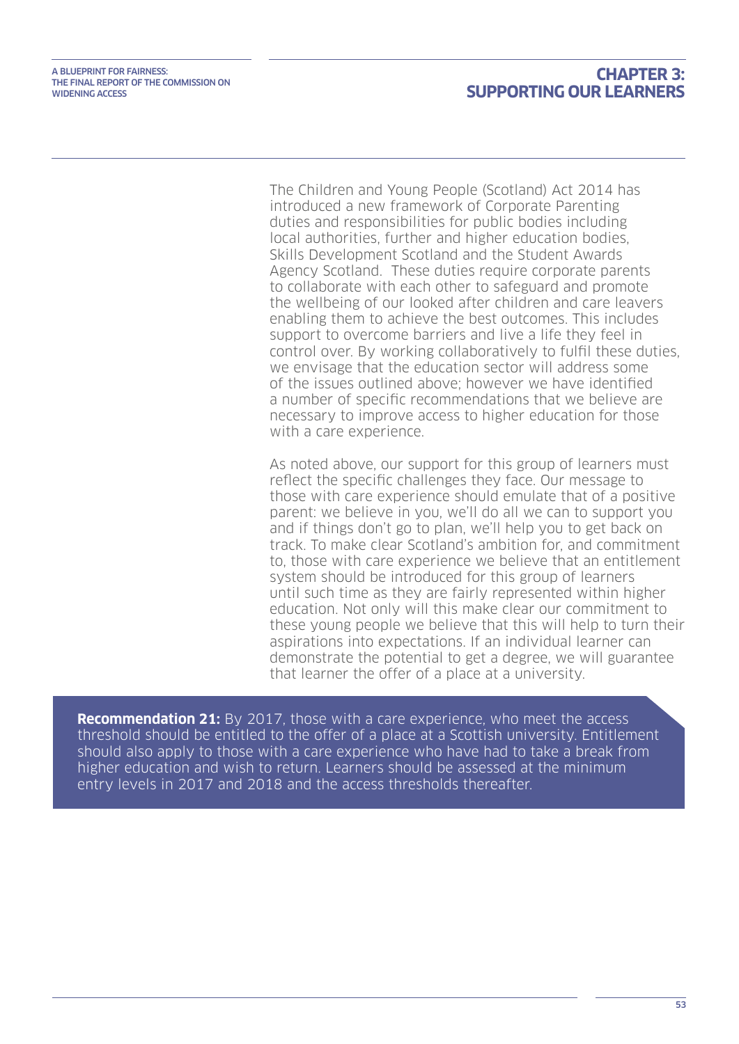The Children and Young People (Scotland) Act 2014 has introduced a new framework of Corporate Parenting duties and responsibilities for public bodies including local authorities, further and higher education bodies, Skills Development Scotland and the Student Awards Agency Scotland. These duties require corporate parents to collaborate with each other to safeguard and promote the wellbeing of our looked after children and care leavers enabling them to achieve the best outcomes. This includes support to overcome barriers and live a life they feel in control over. By working collaboratively to fulfil these duties, we envisage that the education sector will address some of the issues outlined above; however we have identified a number of specific recommendations that we believe are necessary to improve access to higher education for those with a care experience.

As noted above, our support for this group of learners must reflect the specific challenges they face. Our message to those with care experience should emulate that of a positive parent: we believe in you, we'll do all we can to support you and if things don't go to plan, we'll help you to get back on track. To make clear Scotland's ambition for, and commitment to, those with care experience we believe that an entitlement system should be introduced for this group of learners until such time as they are fairly represented within higher education. Not only will this make clear our commitment to these young people we believe that this will help to turn their aspirations into expectations. If an individual learner can demonstrate the potential to get a degree, we will guarantee that learner the offer of a place at a university.

**Recommendation 21:** By 2017, those with a care experience, who meet the access threshold should be entitled to the offer of a place at a Scottish university. Entitlement should also apply to those with a care experience who have had to take a break from higher education and wish to return. Learners should be assessed at the minimum entry levels in 2017 and 2018 and the access thresholds thereafter.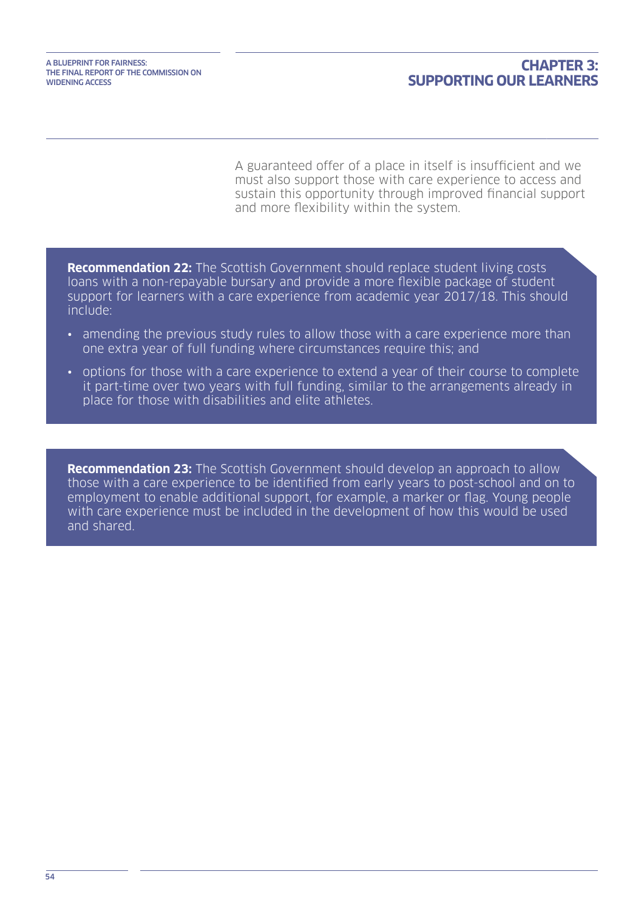A guaranteed offer of a place in itself is insufficient and we must also support those with care experience to access and sustain this opportunity through improved financial support and more flexibility within the system.

**Recommendation 22:** The Scottish Government should replace student living costs loans with a non-repayable bursary and provide a more flexible package of student support for learners with a care experience from academic year 2017/18. This should include:

- amending the previous study rules to allow those with a care experience more than one extra year of full funding where circumstances require this; and
- options for those with a care experience to extend a year of their course to complete it part-time over two years with full funding, similar to the arrangements already in place for those with disabilities and elite athletes.

**Recommendation 23:** The Scottish Government should develop an approach to allow those with a care experience to be identified from early years to post-school and on to employment to enable additional support, for example, a marker or flag. Young people with care experience must be included in the development of how this would be used and shared.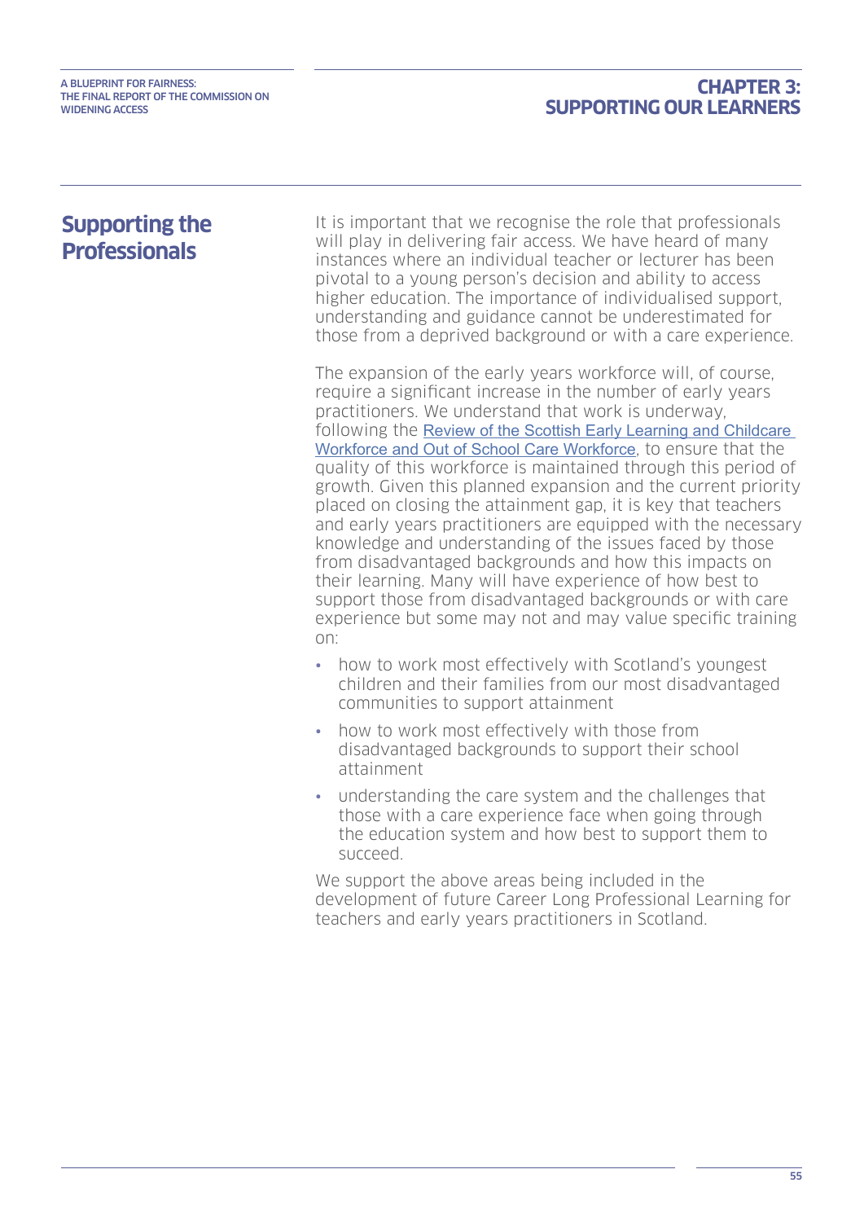## Supporting the Professionals

It is important that we recognise the role that professionals will play in delivering fair access. We have heard of many instances where an individual teacher or lecturer has been pivotal to a young person's decision and ability to access higher education. The importance of individualised support, understanding and guidance cannot be underestimated for those from a deprived background or with a care experience.

The expansion of the early years workforce will, of course, require a significant increase in the number of early years practitioners. We understand that work is underway, following the Review of the Scottish Early Learning and Childcare Workforce and Out of School Care Workforce, to ensure that the quality of this workforce is maintained through this period of growth. Given this planned expansion and the current priority placed on closing the attainment gap, it is key that teachers and early years practitioners are equipped with the necessary knowledge and understanding of the issues faced by those from disadvantaged backgrounds and how this impacts on their learning. Many will have experience of how best to support those from disadvantaged backgrounds or with care experience but some may not and may value specific training on:

- how to work most effectively with Scotland's youngest children and their families from our most disadvantaged communities to support attainment
- how to work most effectively with those from disadvantaged backgrounds to support their school attainment
- understanding the care system and the challenges that those with a care experience face when going through the education system and how best to support them to succeed.

We support the above areas being included in the development of future Career Long Professional Learning for teachers and early years practitioners in Scotland.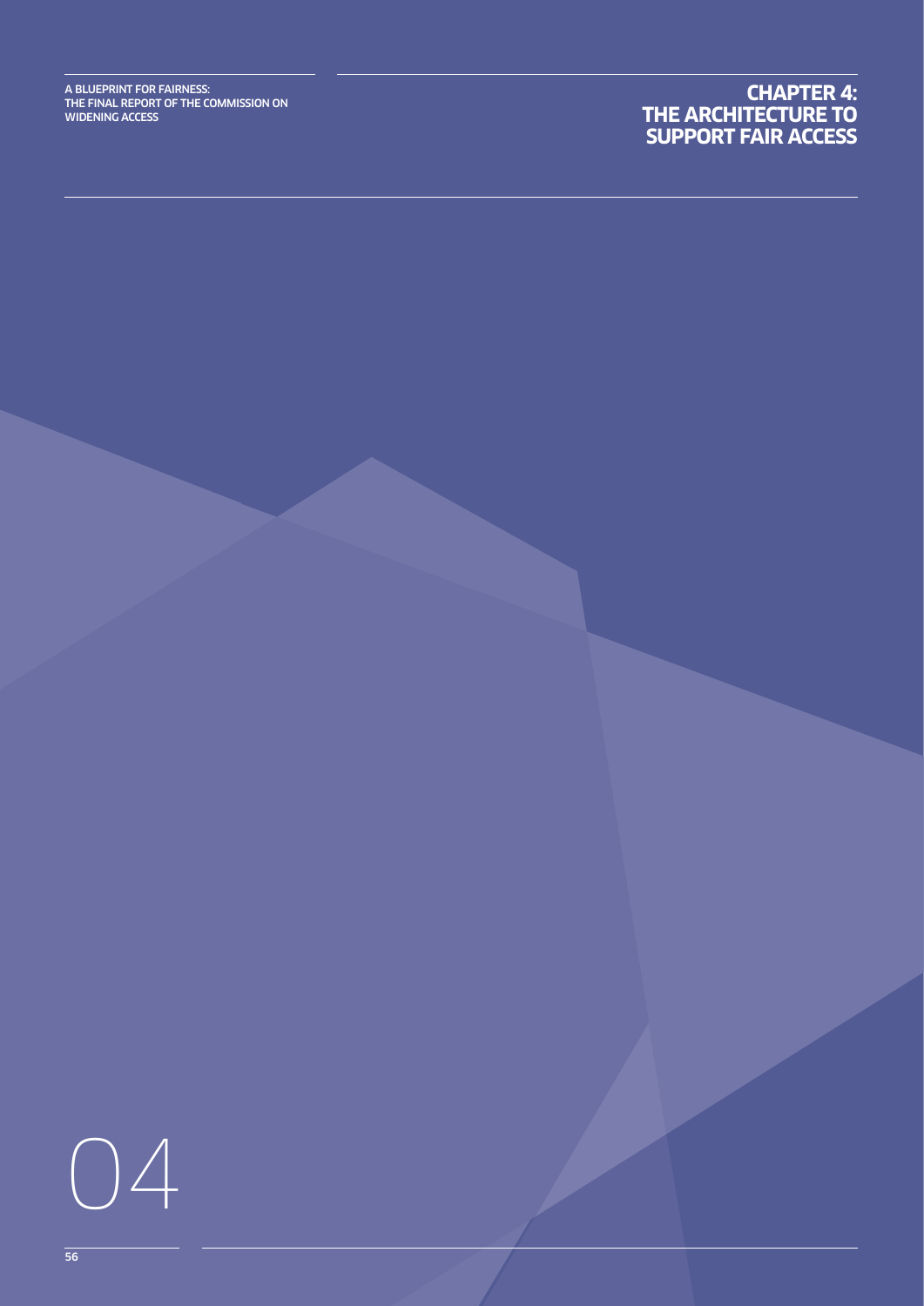# CHAPTER 4: THE ARCHITECTURE TO SUPPORT FAIR ACCESS

04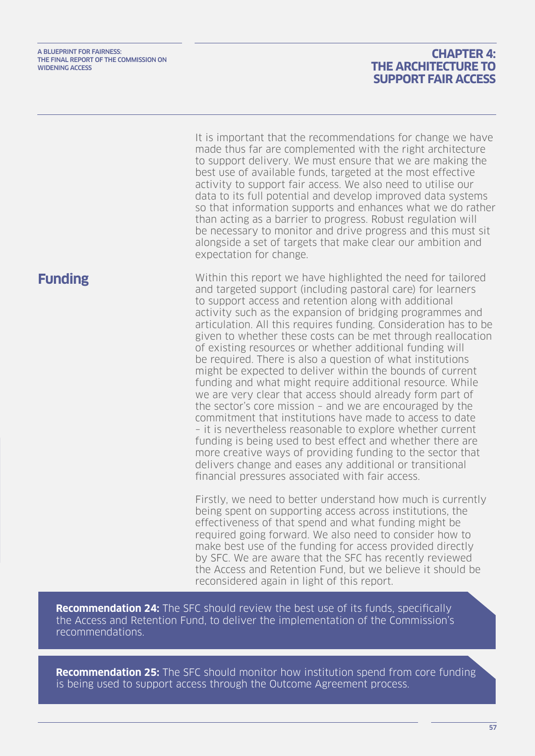It is important that the recommendations for change we have made thus far are complemented with the right architecture to support delivery. We must ensure that we are making the best use of available funds, targeted at the most effective activity to support fair access. We also need to utilise our data to its full potential and develop improved data systems so that information supports and enhances what we do rather than acting as a barrier to progress. Robust regulation will be necessary to monitor and drive progress and this must sit alongside a set of targets that make clear our ambition and expectation for change.

## Funding

Within this report we have highlighted the need for tailored and targeted support (including pastoral care) for learners to support access and retention along with additional activity such as the expansion of bridging programmes and articulation. All this requires funding. Consideration has to be given to whether these costs can be met through reallocation of existing resources or whether additional funding will be required. There is also a question of what institutions might be expected to deliver within the bounds of current funding and what might require additional resource. While we are very clear that access should already form part of the sector's core mission – and we are encouraged by the commitment that institutions have made to access to date – it is nevertheless reasonable to explore whether current funding is being used to best effect and whether there are more creative ways of providing funding to the sector that delivers change and eases any additional or transitional financial pressures associated with fair access.

Firstly, we need to better understand how much is currently being spent on supporting access across institutions, the effectiveness of that spend and what funding might be required going forward. We also need to consider how to make best use of the funding for access provided directly by SFC. We are aware that the SFC has recently reviewed the Access and Retention Fund, but we believe it should be reconsidered again in light of this report.

**Recommendation 24:** The SFC should review the best use of its funds, specifically the Access and Retention Fund, to deliver the implementation of the Commission's recommendations.

**Recommendation 25:** The SFC should monitor how institution spend from core funding is being used to support access through the Outcome Agreement process.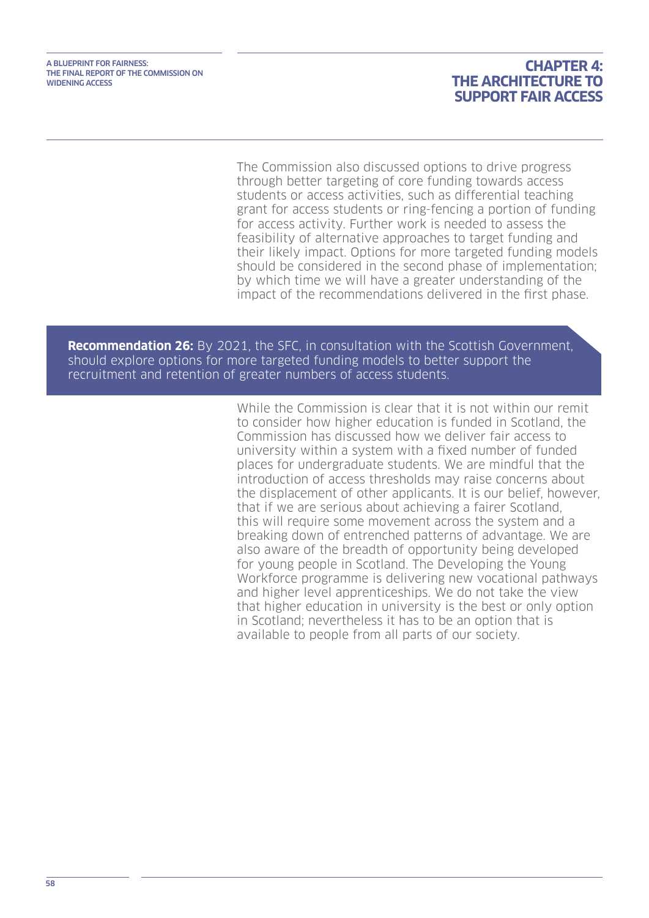The Commission also discussed options to drive progress through better targeting of core funding towards access students or access activities, such as differential teaching grant for access students or ring-fencing a portion of funding for access activity. Further work is needed to assess the feasibility of alternative approaches to target funding and their likely impact. Options for more targeted funding models should be considered in the second phase of implementation; by which time we will have a greater understanding of the impact of the recommendations delivered in the first phase.

**Recommendation 26:** By 2021, the SFC, in consultation with the Scottish Government, should explore options for more targeted funding models to better support the recruitment and retention of greater numbers of access students.

While the Commission is clear that it is not within our remit to consider how higher education is funded in Scotland, the Commission has discussed how we deliver fair access to university within a system with a fixed number of funded places for undergraduate students. We are mindful that the introduction of access thresholds may raise concerns about the displacement of other applicants. It is our belief, however, that if we are serious about achieving a fairer Scotland, this will require some movement across the system and a breaking down of entrenched patterns of advantage. We are also aware of the breadth of opportunity being developed for young people in Scotland. The Developing the Young Workforce programme is delivering new vocational pathways and higher level apprenticeships. We do not take the view that higher education in university is the best or only option in Scotland; nevertheless it has to be an option that is available to people from all parts of our society.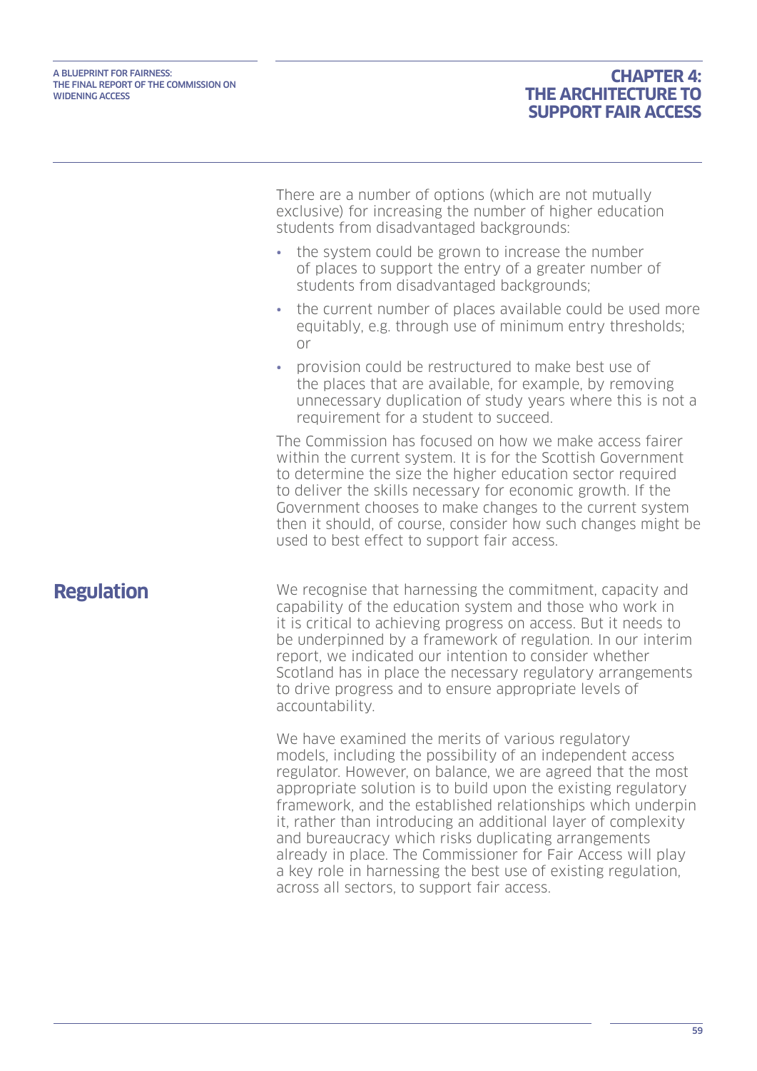There are a number of options (which are not mutually exclusive) for increasing the number of higher education students from disadvantaged backgrounds:

- the system could be grown to increase the number of places to support the entry of a greater number of students from disadvantaged backgrounds;
- the current number of places available could be used more equitably, e.g. through use of minimum entry thresholds; or
- provision could be restructured to make best use of the places that are available, for example, by removing unnecessary duplication of study years where this is not a requirement for a student to succeed.

The Commission has focused on how we make access fairer within the current system. It is for the Scottish Government to determine the size the higher education sector required to deliver the skills necessary for economic growth. If the Government chooses to make changes to the current system then it should, of course, consider how such changes might be used to best effect to support fair access.

## Regulation

We recognise that harnessing the commitment, capacity and capability of the education system and those who work in it is critical to achieving progress on access. But it needs to be underpinned by a framework of regulation. In our interim report, we indicated our intention to consider whether Scotland has in place the necessary regulatory arrangements to drive progress and to ensure appropriate levels of accountability.

We have examined the merits of various regulatory models, including the possibility of an independent access regulator. However, on balance, we are agreed that the most appropriate solution is to build upon the existing regulatory framework, and the established relationships which underpin it, rather than introducing an additional layer of complexity and bureaucracy which risks duplicating arrangements already in place. The Commissioner for Fair Access will play a key role in harnessing the best use of existing regulation, across all sectors, to support fair access.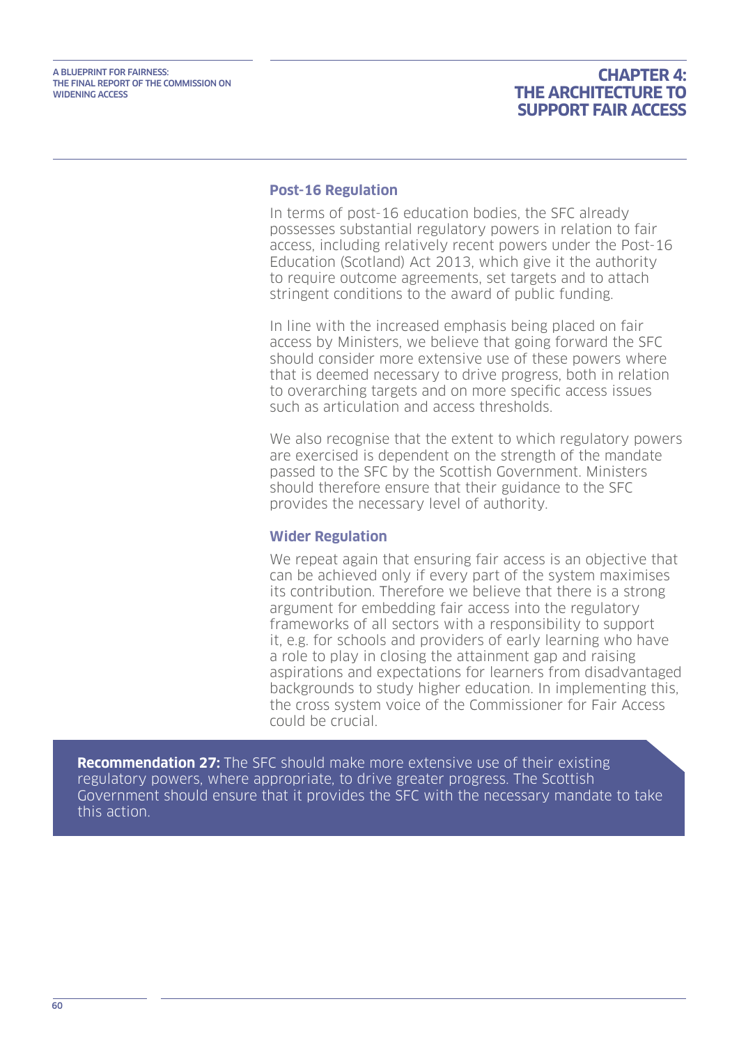### Post-16 Regulation

In terms of post-16 education bodies, the SFC already possesses substantial regulatory powers in relation to fair access, including relatively recent powers under the Post-16 Education (Scotland) Act 2013, which give it the authority to require outcome agreements, set targets and to attach stringent conditions to the award of public funding.

In line with the increased emphasis being placed on fair access by Ministers, we believe that going forward the SFC should consider more extensive use of these powers where that is deemed necessary to drive progress, both in relation to overarching targets and on more specific access issues such as articulation and access thresholds.

We also recognise that the extent to which regulatory powers are exercised is dependent on the strength of the mandate passed to the SFC by the Scottish Government. Ministers should therefore ensure that their guidance to the SFC provides the necessary level of authority.

### Wider Regulation

We repeat again that ensuring fair access is an objective that can be achieved only if every part of the system maximises its contribution. Therefore we believe that there is a strong argument for embedding fair access into the regulatory frameworks of all sectors with a responsibility to support it, e.g. for schools and providers of early learning who have a role to play in closing the attainment gap and raising aspirations and expectations for learners from disadvantaged backgrounds to study higher education. In implementing this, the cross system voice of the Commissioner for Fair Access could be crucial.

**Recommendation 27:** The SFC should make more extensive use of their existing regulatory powers, where appropriate, to drive greater progress. The Scottish Government should ensure that it provides the SFC with the necessary mandate to take this action.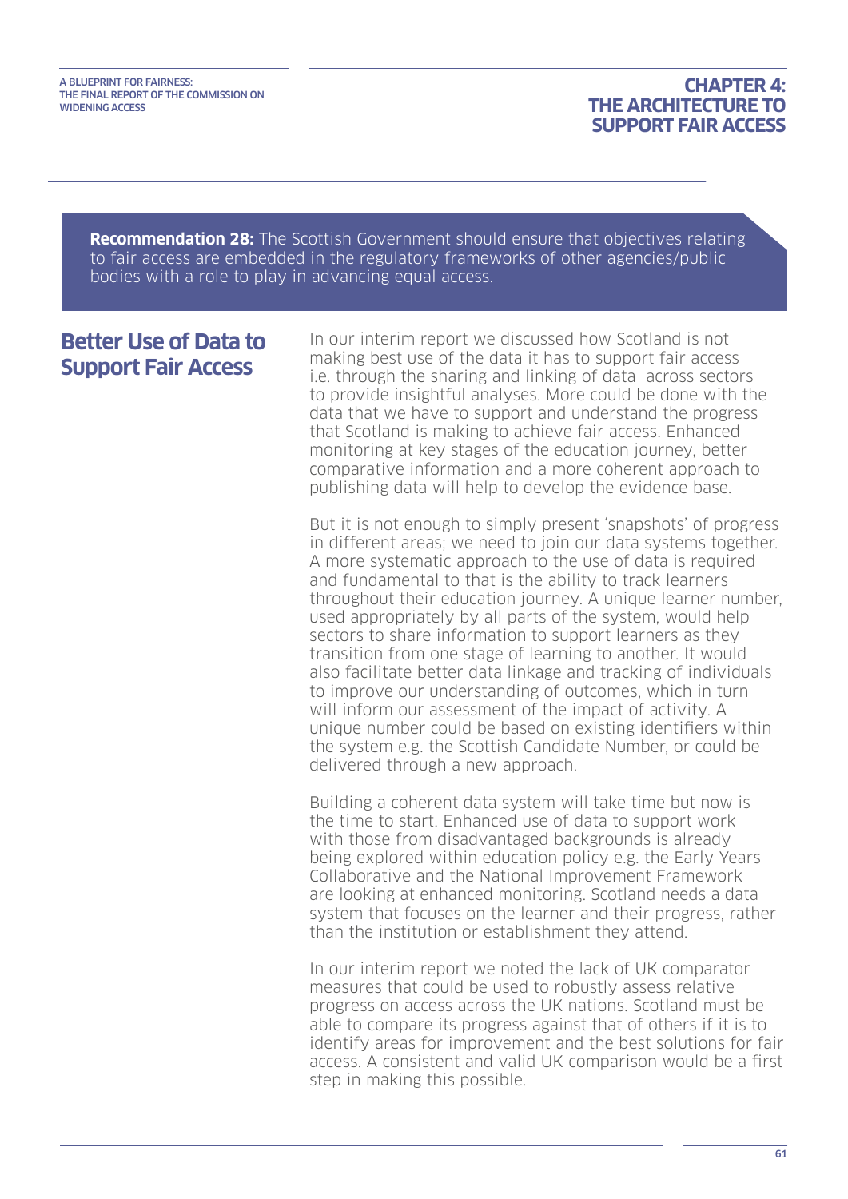**Recommendation 28:** The Scottish Government should ensure that objectives relating to fair access are embedded in the regulatory frameworks of other agencies/public bodies with a role to play in advancing equal access.

## Better Use of Data to Support Fair Access

In our interim report we discussed how Scotland is not making best use of the data it has to support fair access i.e. through the sharing and linking of data across sectors to provide insightful analyses. More could be done with the data that we have to support and understand the progress that Scotland is making to achieve fair access. Enhanced monitoring at key stages of the education journey, better comparative information and a more coherent approach to publishing data will help to develop the evidence base.

But it is not enough to simply present 'snapshots' of progress in different areas; we need to join our data systems together. A more systematic approach to the use of data is required and fundamental to that is the ability to track learners throughout their education journey. A unique learner number, used appropriately by all parts of the system, would help sectors to share information to support learners as they transition from one stage of learning to another. It would also facilitate better data linkage and tracking of individuals to improve our understanding of outcomes, which in turn will inform our assessment of the impact of activity. A unique number could be based on existing identifiers within the system e.g. the Scottish Candidate Number, or could be delivered through a new approach.

Building a coherent data system will take time but now is the time to start. Enhanced use of data to support work with those from disadvantaged backgrounds is already being explored within education policy e.g. the Early Years Collaborative and the National Improvement Framework are looking at enhanced monitoring. Scotland needs a data system that focuses on the learner and their progress, rather than the institution or establishment they attend.

In our interim report we noted the lack of UK comparator measures that could be used to robustly assess relative progress on access across the UK nations. Scotland must be able to compare its progress against that of others if it is to identify areas for improvement and the best solutions for fair access. A consistent and valid UK comparison would be a first step in making this possible.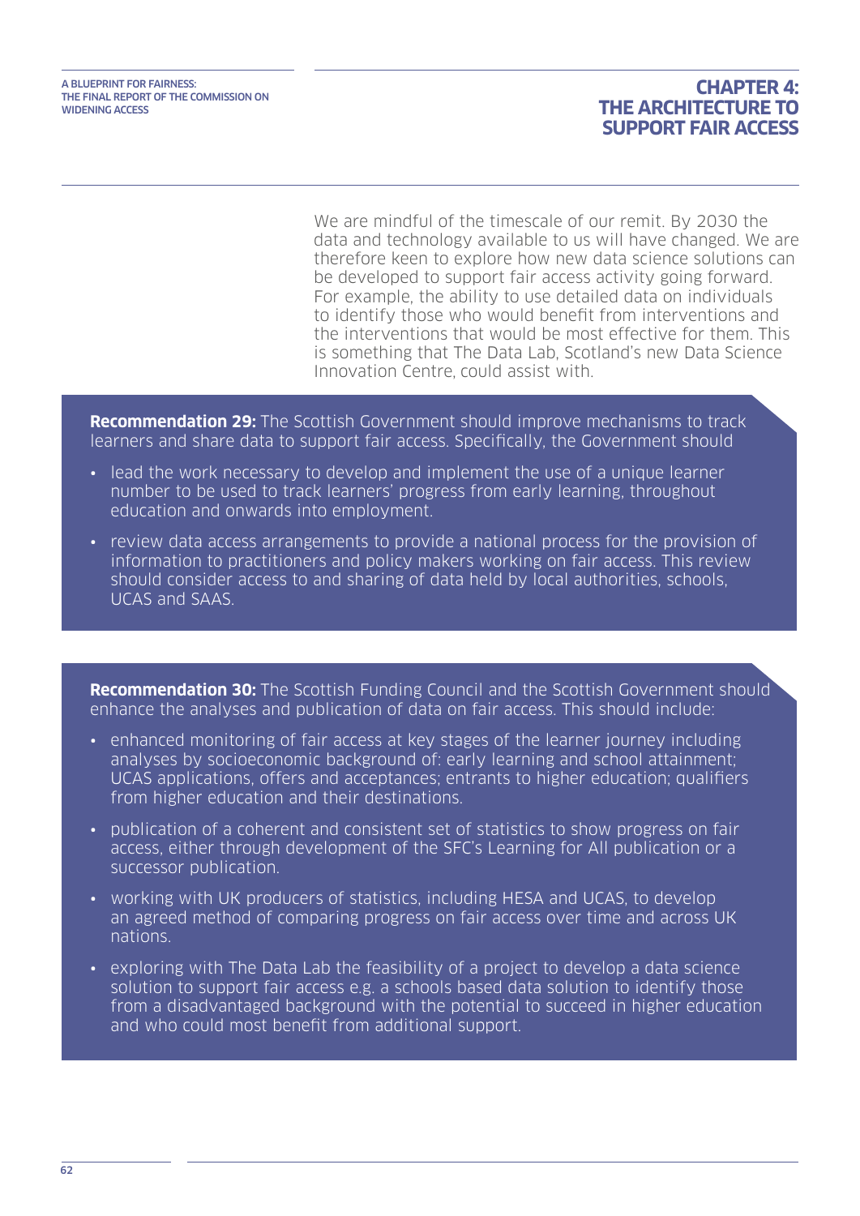We are mindful of the timescale of our remit. By 2030 the data and technology available to us will have changed. We are therefore keen to explore how new data science solutions can be developed to support fair access activity going forward. For example, the ability to use detailed data on individuals to identify those who would benefit from interventions and the interventions that would be most effective for them. This is something that The Data Lab, Scotland's new Data Science Innovation Centre, could assist with.

**Recommendation 29:** The Scottish Government should improve mechanisms to track learners and share data to support fair access. Specifically, the Government should

- lead the work necessary to develop and implement the use of a unique learner number to be used to track learners' progress from early learning, throughout education and onwards into employment.
- review data access arrangements to provide a national process for the provision of information to practitioners and policy makers working on fair access. This review should consider access to and sharing of data held by local authorities, schools, UCAS and SAAS.

**Recommendation 30:** The Scottish Funding Council and the Scottish Government should enhance the analyses and publication of data on fair access. This should include:

- enhanced monitoring of fair access at key stages of the learner journey including analyses by socioeconomic background of: early learning and school attainment; UCAS applications, offers and acceptances; entrants to higher education; qualifiers from higher education and their destinations.
- publication of a coherent and consistent set of statistics to show progress on fair access, either through development of the SFC's Learning for All publication or a successor publication.
- working with UK producers of statistics, including HESA and UCAS, to develop an agreed method of comparing progress on fair access over time and across UK nations.
- exploring with The Data Lab the feasibility of a project to develop a data science solution to support fair access e.g. a schools based data solution to identify those from a disadvantaged background with the potential to succeed in higher education and who could most benefit from additional support.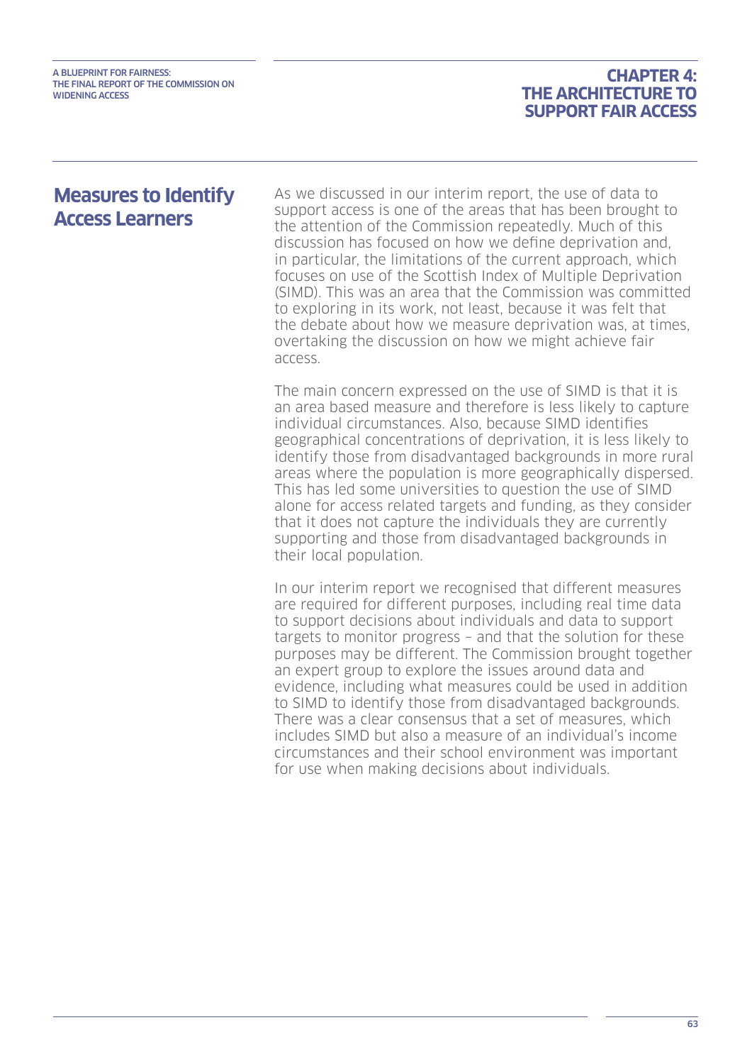## Measures to Identify Access Learners

As we discussed in our interim report, the use of data to support access is one of the areas that has been brought to the attention of the Commission repeatedly. Much of this discussion has focused on how we define deprivation and, in particular, the limitations of the current approach, which focuses on use of the Scottish Index of Multiple Deprivation (SIMD). This was an area that the Commission was committed to exploring in its work, not least, because it was felt that the debate about how we measure deprivation was, at times, overtaking the discussion on how we might achieve fair access.

The main concern expressed on the use of SIMD is that it is an area based measure and therefore is less likely to capture individual circumstances. Also, because SIMD identifies geographical concentrations of deprivation, it is less likely to identify those from disadvantaged backgrounds in more rural areas where the population is more geographically dispersed. This has led some universities to question the use of SIMD alone for access related targets and funding, as they consider that it does not capture the individuals they are currently supporting and those from disadvantaged backgrounds in their local population.

In our interim report we recognised that different measures are required for different purposes, including real time data to support decisions about individuals and data to support targets to monitor progress – and that the solution for these purposes may be different. The Commission brought together an expert group to explore the issues around data and evidence, including what measures could be used in addition to SIMD to identify those from disadvantaged backgrounds. There was a clear consensus that a set of measures, which includes SIMD but also a measure of an individual's income circumstances and their school environment was important for use when making decisions about individuals.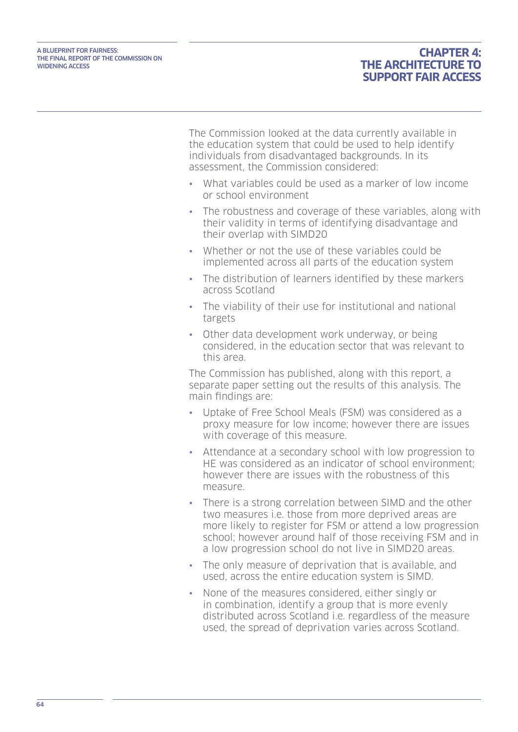The Commission looked at the data currently available in the education system that could be used to help identify individuals from disadvantaged backgrounds. In its assessment, the Commission considered:

- What variables could be used as a marker of low income or school environment
- The robustness and coverage of these variables, along with their validity in terms of identifying disadvantage and their overlap with SIMD20
- Whether or not the use of these variables could be implemented across all parts of the education system
- The distribution of learners identified by these markers across Scotland
- The viability of their use for institutional and national targets
- Other data development work underway, or being considered, in the education sector that was relevant to this area.

The Commission has published, along with this report, a separate paper setting out the results of this analysis. The main findings are:

- Uptake of Free School Meals (FSM) was considered as a proxy measure for low income; however there are issues with coverage of this measure.
- Attendance at a secondary school with low progression to HE was considered as an indicator of school environment; however there are issues with the robustness of this measure.
- There is a strong correlation between SIMD and the other two measures i.e. those from more deprived areas are more likely to register for FSM or attend a low progression school; however around half of those receiving FSM and in a low progression school do not live in SIMD20 areas.
- The only measure of deprivation that is available, and used, across the entire education system is SIMD.
- None of the measures considered, either singly or in combination, identify a group that is more evenly distributed across Scotland i.e. regardless of the measure used, the spread of deprivation varies across Scotland.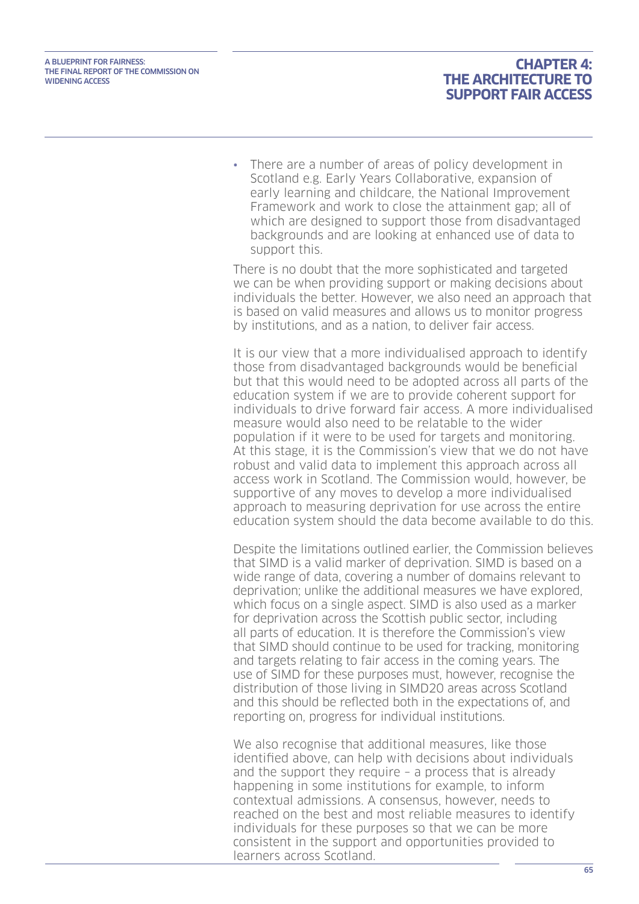- There are a number of areas of policy development in Scotland e.g. Early Years Collaborative, expansion of early learning and childcare, the National Improvement Framework and work to close the attainment gap; all of which are designed to support those from disadvantaged backgrounds and are looking at enhanced use of data to support this.

There is no doubt that the more sophisticated and targeted we can be when providing support or making decisions about individuals the better. However, we also need an approach that is based on valid measures and allows us to monitor progress by institutions, and as a nation, to deliver fair access.

It is our view that a more individualised approach to identify those from disadvantaged backgrounds would be beneficial but that this would need to be adopted across all parts of the education system if we are to provide coherent support for individuals to drive forward fair access. A more individualised measure would also need to be relatable to the wider population if it were to be used for targets and monitoring. At this stage, it is the Commission's view that we do not have robust and valid data to implement this approach across all access work in Scotland. The Commission would, however, be supportive of any moves to develop a more individualised approach to measuring deprivation for use across the entire education system should the data become available to do this.

Despite the limitations outlined earlier, the Commission believes that SIMD is a valid marker of deprivation. SIMD is based on a wide range of data, covering a number of domains relevant to deprivation; unlike the additional measures we have explored, which focus on a single aspect. SIMD is also used as a marker for deprivation across the Scottish public sector, including all parts of education. It is therefore the Commission's view that SIMD should continue to be used for tracking, monitoring and targets relating to fair access in the coming years. The use of SIMD for these purposes must, however, recognise the distribution of those living in SIMD20 areas across Scotland and this should be reflected both in the expectations of, and reporting on, progress for individual institutions.

We also recognise that additional measures, like those identified above, can help with decisions about individuals and the support they require – a process that is already happening in some institutions for example, to inform contextual admissions. A consensus, however, needs to reached on the best and most reliable measures to identify individuals for these purposes so that we can be more consistent in the support and opportunities provided to learners across Scotland.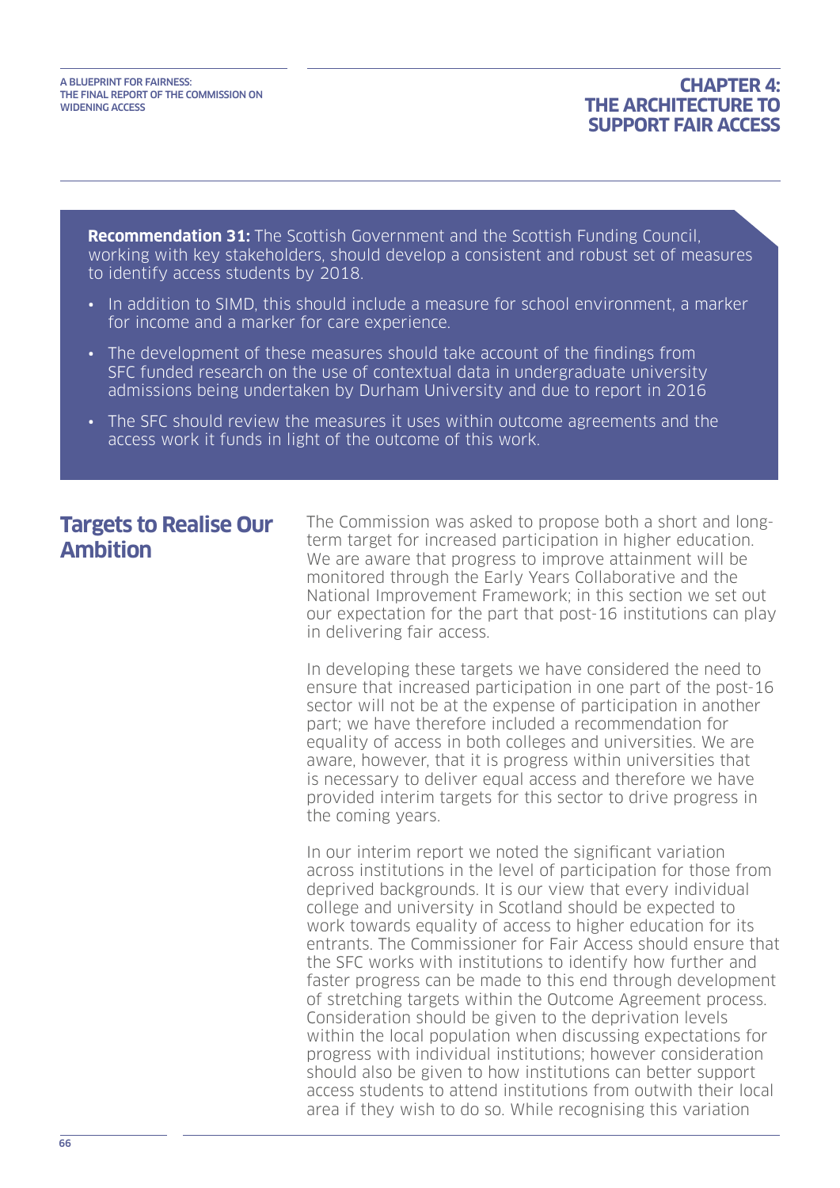**Recommendation 31:** The Scottish Government and the Scottish Funding Council, working with key stakeholders, should develop a consistent and robust set of measures to identify access students by 2018.

- In addition to SIMD, this should include a measure for school environment, a marker for income and a marker for care experience.
- The development of these measures should take account of the findings from SFC funded research on the use of contextual data in undergraduate university admissions being undertaken by Durham University and due to report in 2016
- The SFC should review the measures it uses within outcome agreements and the access work it funds in light of the outcome of this work.

## Targets to Realise Our Ambition

The Commission was asked to propose both a short and long-term target for increased participation in higher education. We are aware that progress to improve attainment will be monitored through the Early Years Collaborative and the National Improvement Framework; in this section we set out our expectation for the part that post-16 institutions can play in delivering fair access.

In developing these targets we have considered the need to ensure that increased participation in one part of the post-16 sector will not be at the expense of participation in another part; we have therefore included a recommendation for equality of access in both colleges and universities. We are aware, however, that it is progress within universities that is necessary to deliver equal access and therefore we have provided interim targets for this sector to drive progress in the coming years.

In our interim report we noted the significant variation across institutions in the level of participation for those from deprived backgrounds. It is our view that every individual college and university in Scotland should be expected to work towards equality of access to higher education for its entrants. The Commissioner for Fair Access should ensure that the SFC works with institutions to identify how further and faster progress can be made to this end through development of stretching targets within the Outcome Agreement process. Consideration should be given to the deprivation levels within the local population when discussing expectations for progress with individual institutions; however consideration should also be given to how institutions can better support access students to attend institutions from outwith their local area if they wish to do so. While recognising this variation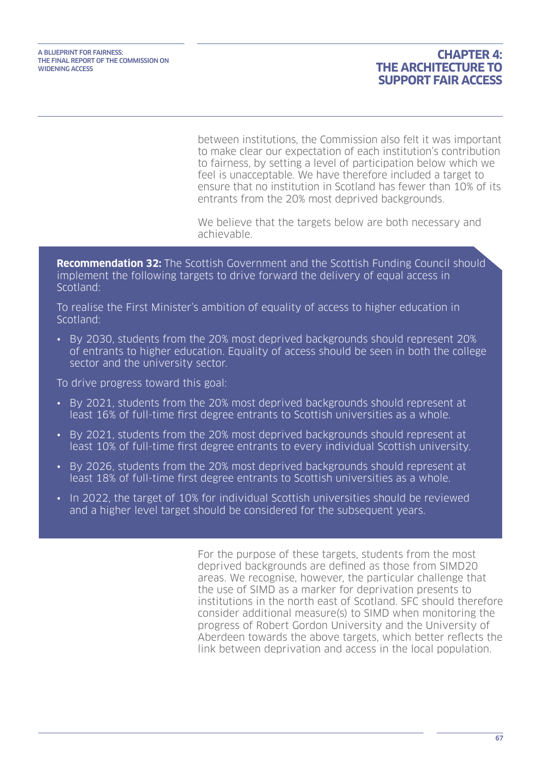between institutions, the Commission also felt it was important to make clear our expectation of each institution's contribution to fairness, by setting a level of participation below which we feel is unacceptable. We have therefore included a target to ensure that no institution in Scotland has fewer than 10% of its entrants from the 20% most deprived backgrounds.

We believe that the targets below are both necessary and achievable.

**Recommendation 32:** The Scottish Government and the Scottish Funding Council should implement the following targets to drive forward the delivery of equal access in Scotland:

To realise the First Minister's ambition of equality of access to higher education in Scotland:

- By 2030, students from the 20% most deprived backgrounds should represent 20% of entrants to higher education. Equality of access should be seen in both the college sector and the university sector.

To drive progress toward this goal:

- By 2021, students from the 20% most deprived backgrounds should represent at least 16% of full-time first degree entrants to Scottish universities as a whole.
- By 2021, students from the 20% most deprived backgrounds should represent at least 10% of full-time first degree entrants to every individual Scottish university.
- By 2026, students from the 20% most deprived backgrounds should represent at least 18% of full-time first degree entrants to Scottish universities as a whole.
- In 2022, the target of 10% for individual Scottish universities should be reviewed and a higher level target should be considered for the subsequent years.

For the purpose of these targets, students from the most deprived backgrounds are defined as those from SIMD20 areas. We recognise, however, the particular challenge that the use of SIMD as a marker for deprivation presents to institutions in the north east of Scotland. SFC should therefore consider additional measure(s) to SIMD when monitoring the progress of Robert Gordon University and the University of Aberdeen towards the above targets, which better reflects the link between deprivation and access in the local population.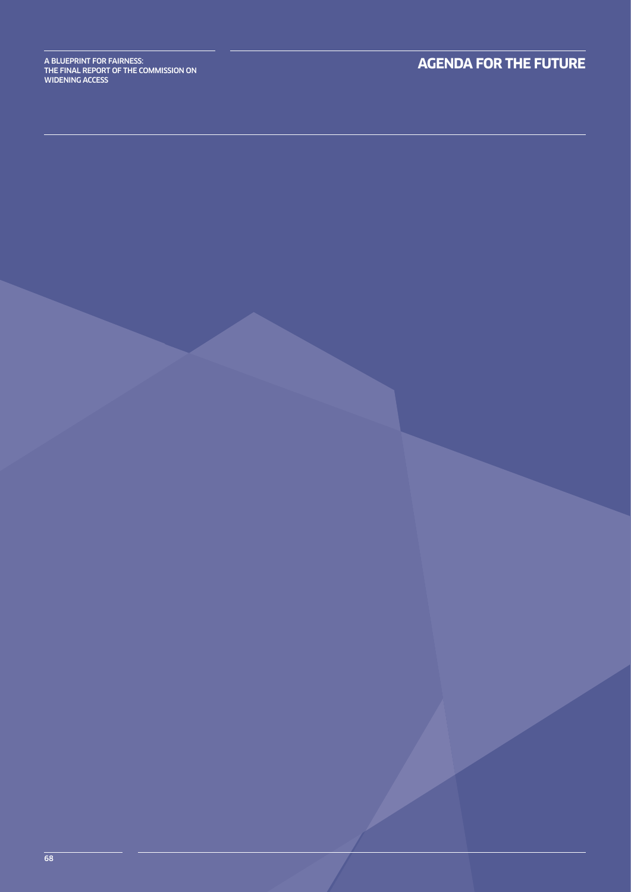# AGENDA FOR THE FUTURE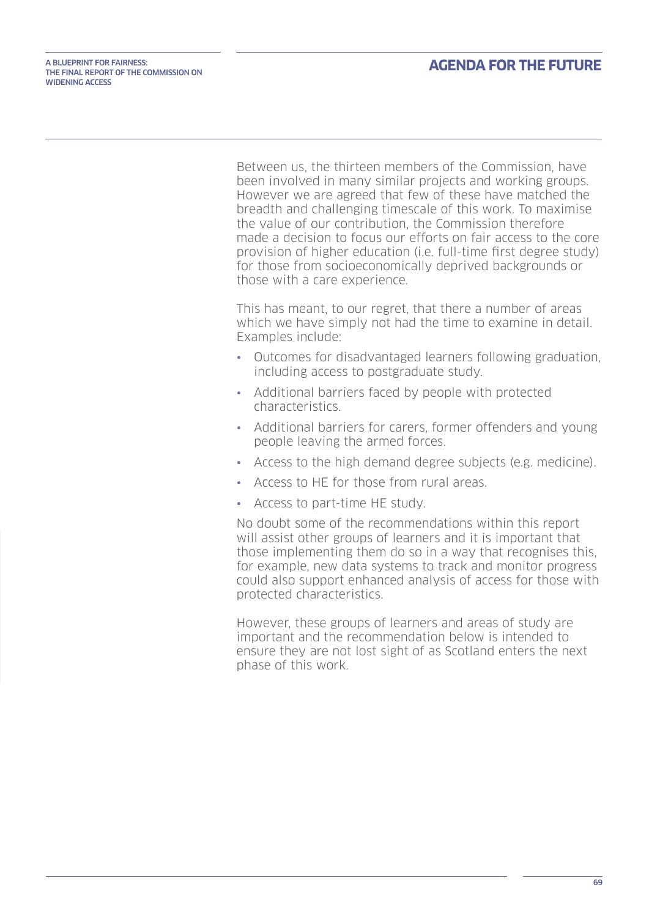Between us, the thirteen members of the Commission, have been involved in many similar projects and working groups. However we are agreed that few of these have matched the breadth and challenging timescale of this work. To maximise the value of our contribution, the Commission therefore made a decision to focus our efforts on fair access to the core provision of higher education (i.e. full-time first degree study) for those from socioeconomically deprived backgrounds or those with a care experience.

This has meant, to our regret, that there a number of areas which we have simply not had the time to examine in detail. Examples include:

- Outcomes for disadvantaged learners following graduation, including access to postgraduate study.
- Additional barriers faced by people with protected characteristics.
- Additional barriers for carers, former offenders and young people leaving the armed forces.
- Access to the high demand degree subjects (e.g. medicine).
- Access to HE for those from rural areas.
- Access to part-time HE study.

No doubt some of the recommendations within this report will assist other groups of learners and it is important that those implementing them do so in a way that recognises this, for example, new data systems to track and monitor progress could also support enhanced analysis of access for those with protected characteristics.

However, these groups of learners and areas of study are important and the recommendation below is intended to ensure they are not lost sight of as Scotland enters the next phase of this work.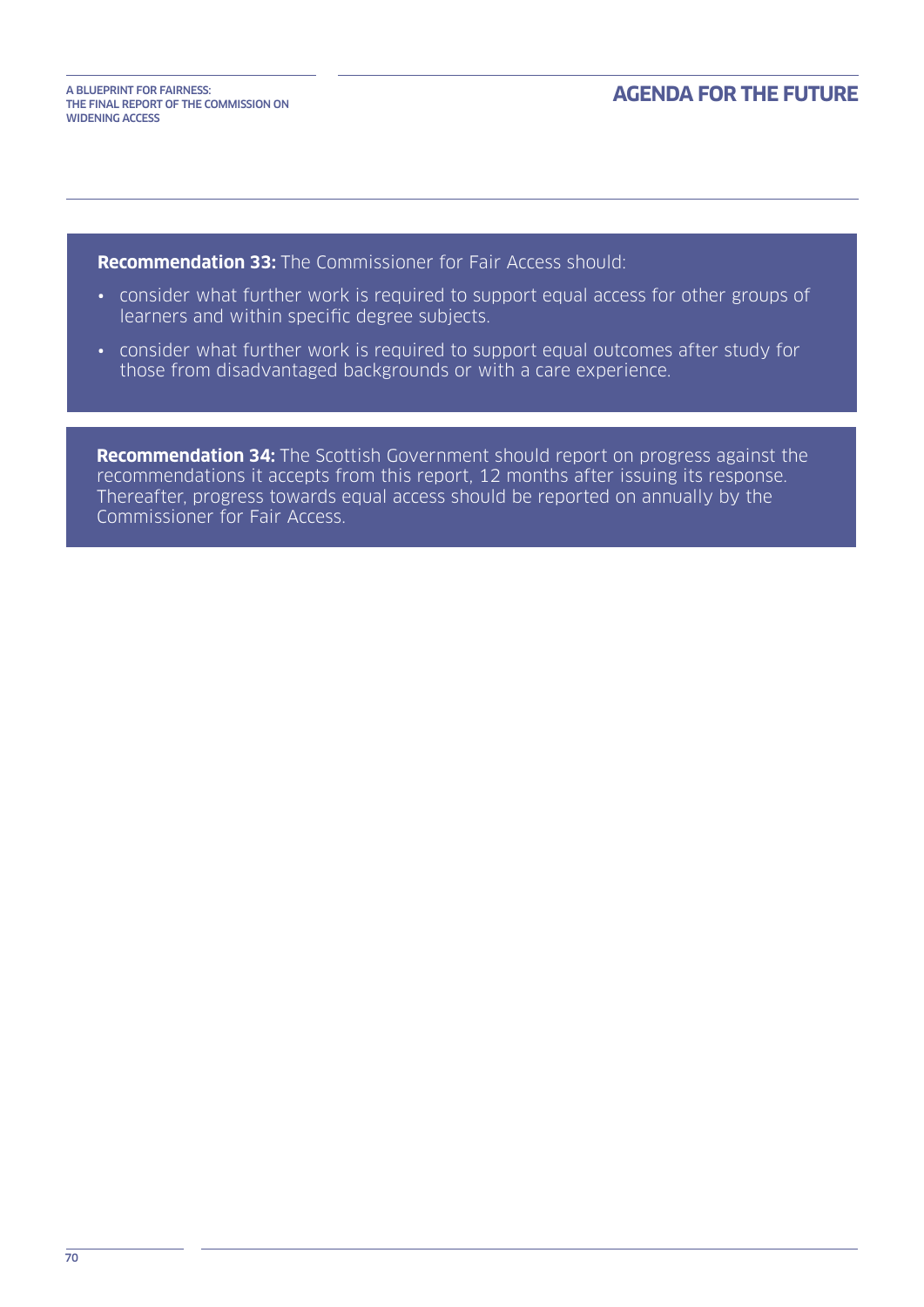**Recommendation 33:** The Commissioner for Fair Access should:

- consider what further work is required to support equal access for other groups of learners and within specific degree subjects.
- consider what further work is required to support equal outcomes after study for those from disadvantaged backgrounds or with a care experience.

**Recommendation 34:** The Scottish Government should report on progress against the recommendations it accepts from this report, 12 months after issuing its response. Thereafter, progress towards equal access should be reported on annually by the Commissioner for Fair Access.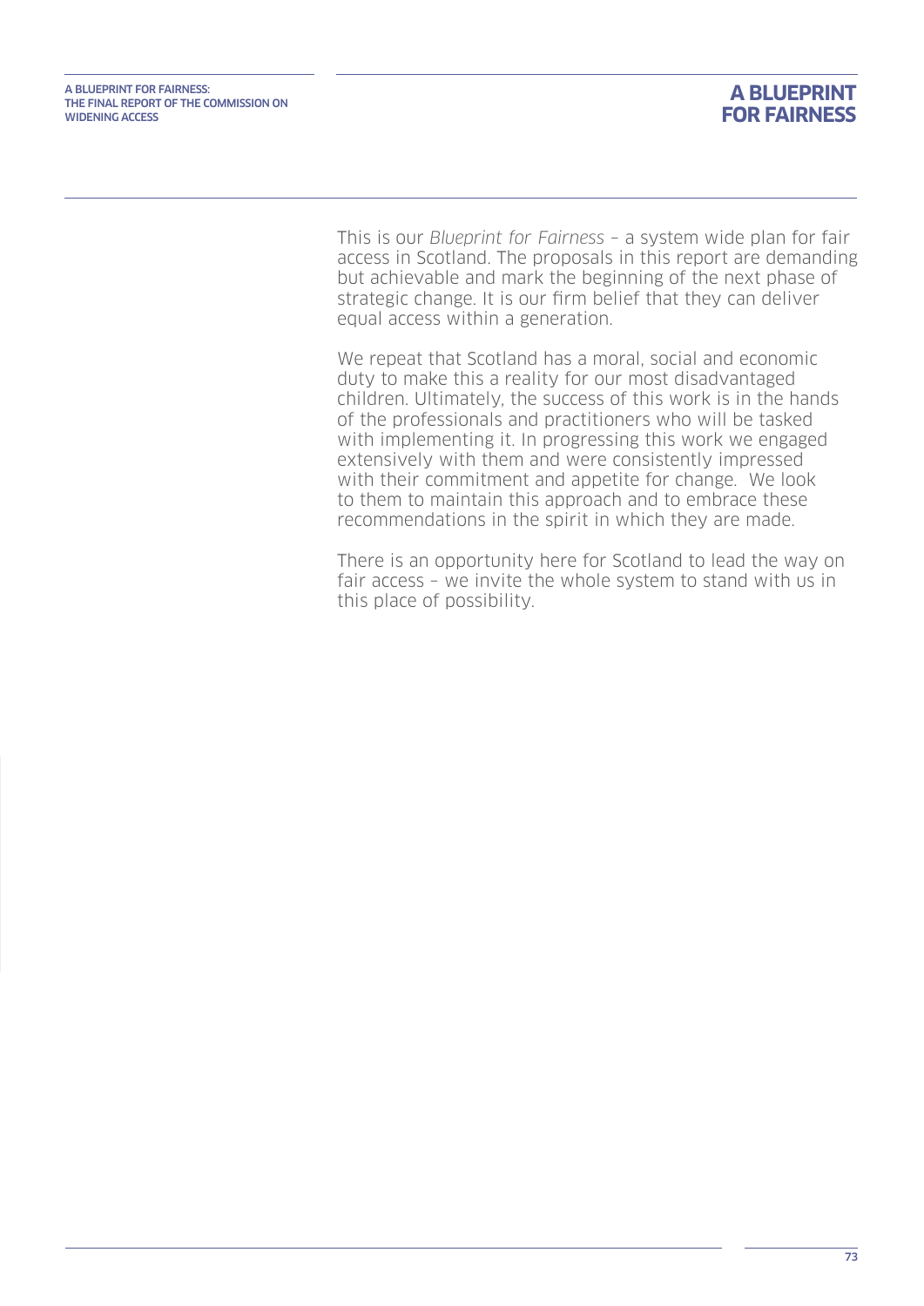This is our *Blueprint for Fairness* – a system wide plan for fair access in Scotland. The proposals in this report are demanding but achievable and mark the beginning of the next phase of strategic change. It is our firm belief that they can deliver equal access within a generation.

We repeat that Scotland has a moral, social and economic duty to make this a reality for our most disadvantaged children. Ultimately, the success of this work is in the hands of the professionals and practitioners who will be tasked with implementing it. In progressing this work we engaged extensively with them and were consistently impressed with their commitment and appetite for change. We look to them to maintain this approach and to embrace these recommendations in the spirit in which they are made.

There is an opportunity here for Scotland to lead the way on fair access – we invite the whole system to stand with us in this place of possibility.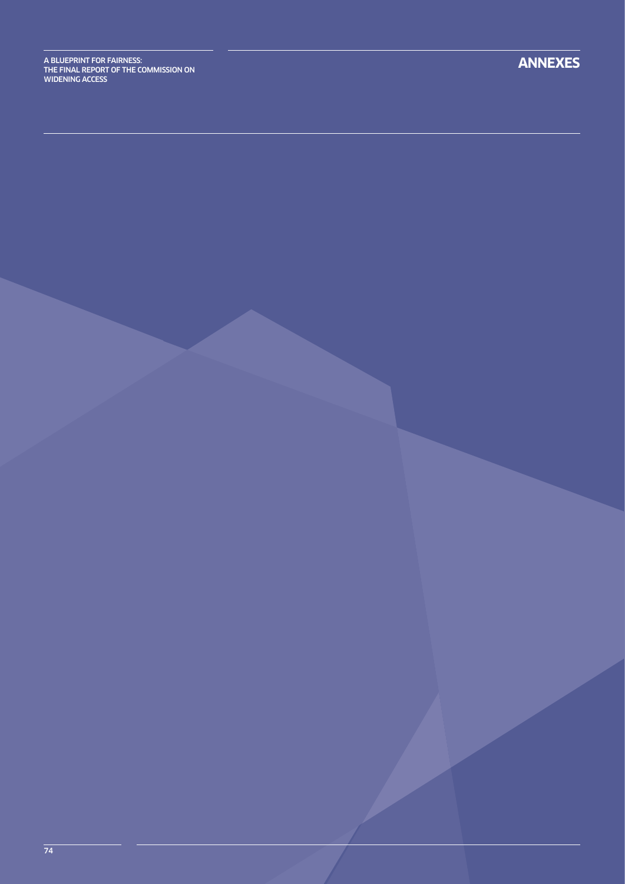# ANNEXES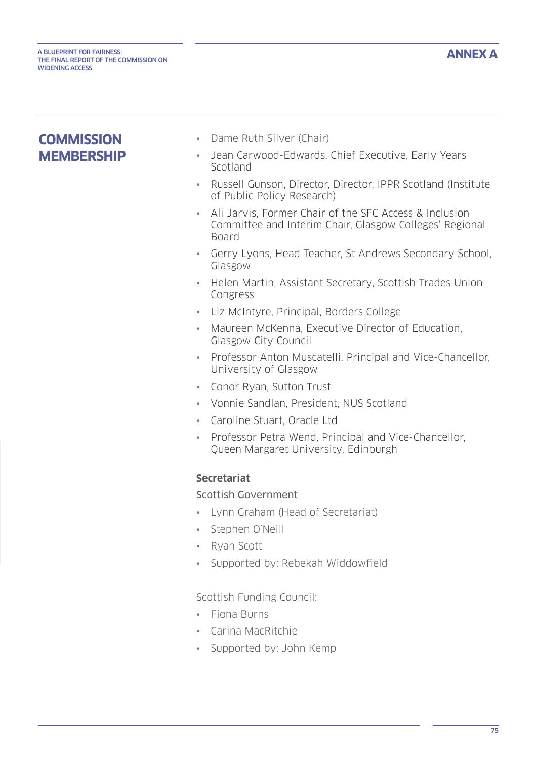# ANNEX A

## COMMISSION MEMBERSHIP

- Dame Ruth Silver (Chair)
- Jean Carwood-Edwards, Chief Executive, Early Years Scotland
- Russell Gunson, Director, Director, IPPR Scotland (Institute of Public Policy Research)
- Ali Jarvis, Former Chair of the SFC Access & Inclusion Committee and Interim Chair, Glasgow Colleges' Regional Board
- Gerry Lyons, Head Teacher, St Andrews Secondary School, Glasgow
- Helen Martin, Assistant Secretary, Scottish Trades Union Congress
- Liz McIntyre, Principal, Borders College
- Maureen McKenna, Executive Director of Education, Glasgow City Council
- Professor Anton Muscatelli, Principal and Vice-Chancellor, University of Glasgow
- Conor Ryan, Sutton Trust
- Vonnie Sandlan, President, NUS Scotland
- Caroline Stuart, Oracle Ltd
- Professor Petra Wend, Principal and Vice-Chancellor, Queen Margaret University, Edinburgh

### Secretariat

Scottish Government

- Lynn Graham (Head of Secretariat)
- Stephen O'Neill
- Ryan Scott
- Supported by: Rebekah Widdowfield

Scottish Funding Council:

- Fiona Burns
- Carina MacRitchie
- Supported by: John Kemp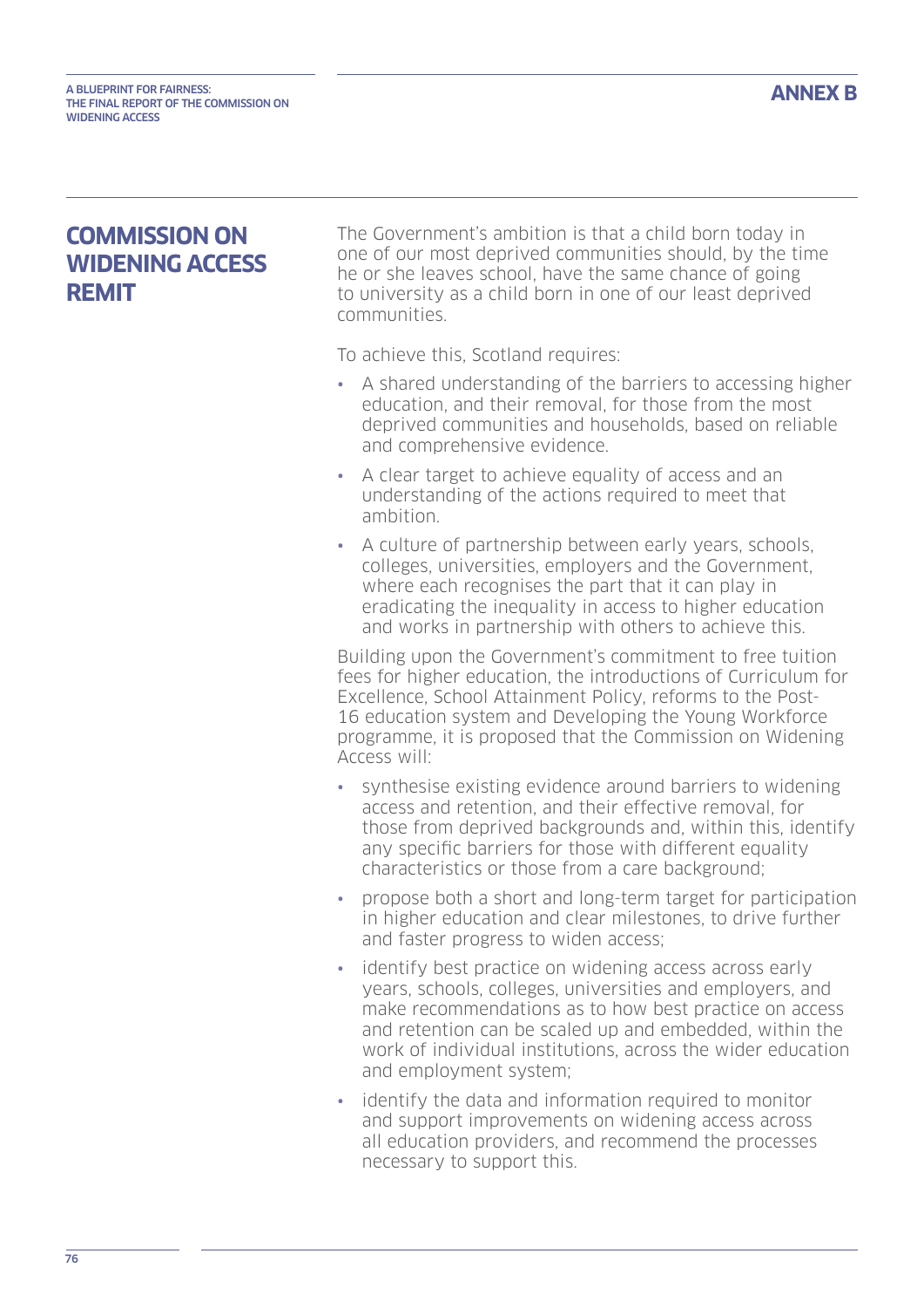# ANNEX B

## COMMISSION ON WIDENING ACCESS REMIT

The Government's ambition is that a child born today in one of our most deprived communities should, by the time he or she leaves school, have the same chance of going to university as a child born in one of our least deprived communities.

To achieve this, Scotland requires:

- A shared understanding of the barriers to accessing higher education, and their removal, for those from the most deprived communities and households, based on reliable and comprehensive evidence.
- A clear target to achieve equality of access and an understanding of the actions required to meet that ambition.
- A culture of partnership between early years, schools, colleges, universities, employers and the Government, where each recognises the part that it can play in eradicating the inequality in access to higher education and works in partnership with others to achieve this.

Building upon the Government's commitment to free tuition fees for higher education, the introductions of Curriculum for Excellence, School Attainment Policy, reforms to the Post-16 education system and Developing the Young Workforce programme, it is proposed that the Commission on Widening Access will:

- synthesise existing evidence around barriers to widening access and retention, and their effective removal, for those from deprived backgrounds and, within this, identify any specific barriers for those with different equality characteristics or those from a care background;
- propose both a short and long-term target for participation in higher education and clear milestones, to drive further and faster progress to widen access;
- identify best practice on widening access across early years, schools, colleges, universities and employers, and make recommendations as to how best practice on access and retention can be scaled up and embedded, within the work of individual institutions, across the wider education and employment system;
- identify the data and information required to monitor and support improvements on widening access across all education providers, and recommend the processes necessary to support this.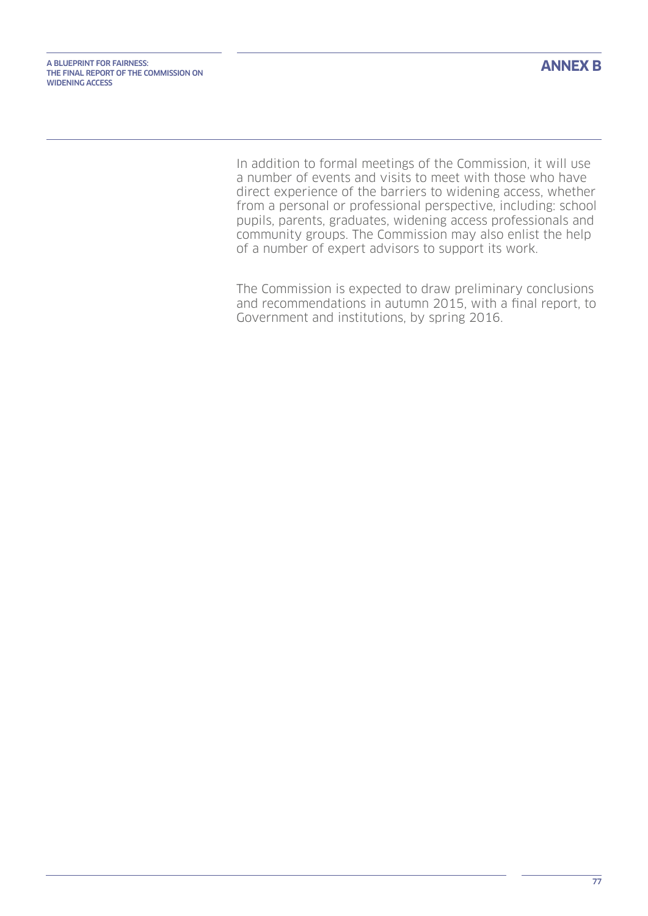In addition to formal meetings of the Commission, it will use a number of events and visits to meet with those who have direct experience of the barriers to widening access, whether from a personal or professional perspective, including: school pupils, parents, graduates, widening access professionals and community groups. The Commission may also enlist the help of a number of expert advisors to support its work.

The Commission is expected to draw preliminary conclusions and recommendations in autumn 2015, with a final report, to Government and institutions, by spring 2016.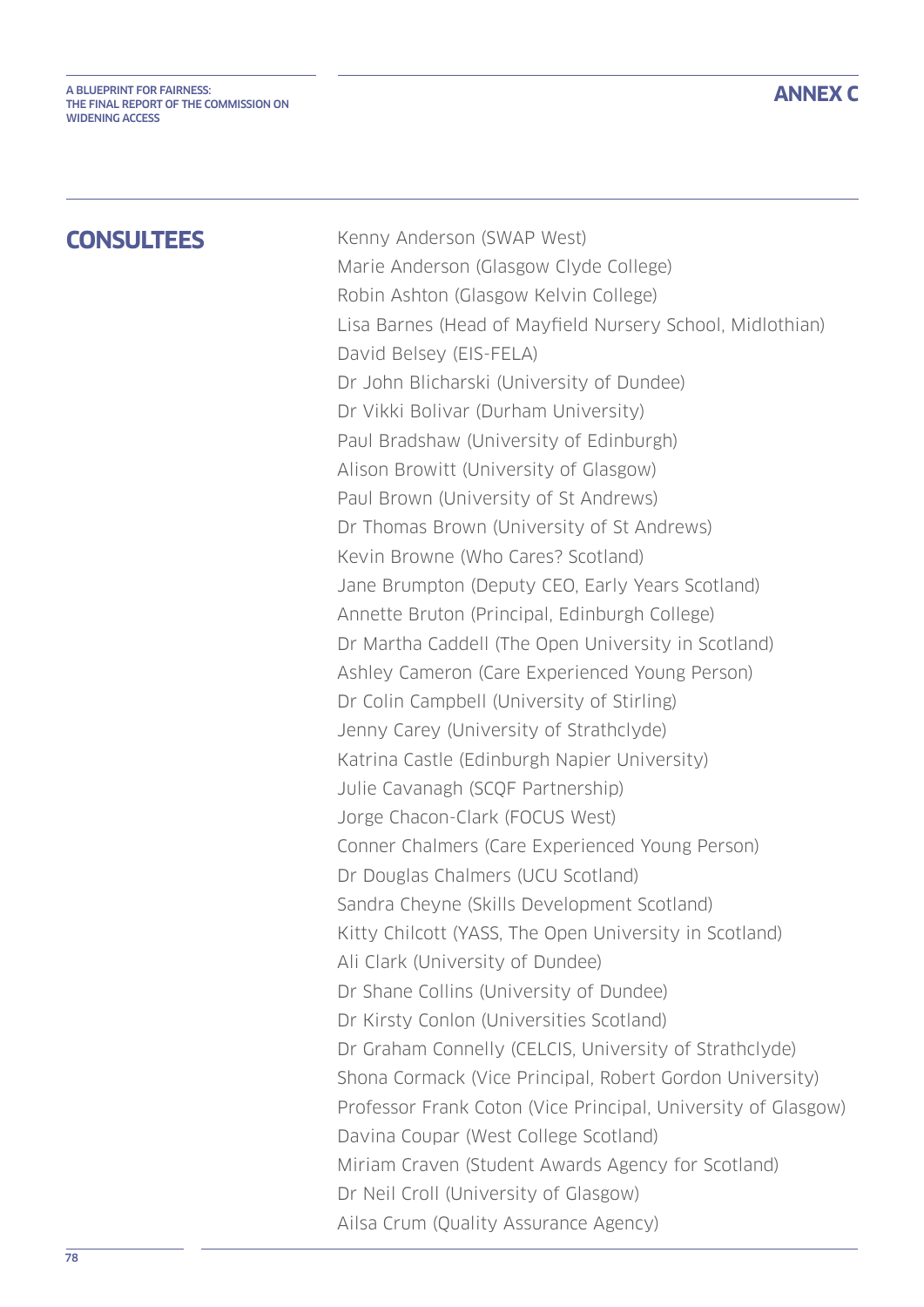## CONSULTEES

Kenny Anderson (SWAP West)
Marie Anderson (Glasgow Clyde College)
Robin Ashton (Glasgow Kelvin College)
Lisa Barnes (Head of Mayfield Nursery School, Midlothian)
David Belsey (EIS-FELA)
Dr John Blicharski (University of Dundee)
Dr Vikki Bolivar (Durham University)
Paul Bradshaw (University of Edinburgh)
Alison Browitt (University of Glasgow)
Paul Brown (University of St Andrews)
Dr Thomas Brown (University of St Andrews)
Kevin Browne (Who Cares? Scotland)
Jane Brumpton (Deputy CEO, Early Years Scotland)
Annette Bruton (Principal, Edinburgh College)
Dr Martha Caddell (The Open University in Scotland)
Ashley Cameron (Care Experienced Young Person)
Dr Colin Campbell (University of Stirling)
Jenny Carey (University of Strathclyde)
Katrina Castle (Edinburgh Napier University)
Julie Cavanagh (SCQF Partnership)
Jorge Chacon-Clark (FOCUS West)
Conner Chalmers (Care Experienced Young Person)
Dr Douglas Chalmers (UCU Scotland)
Sandra Cheyne (Skills Development Scotland)
Kitty Chilcott (YASS, The Open University in Scotland)
Ali Clark (University of Dundee)
Dr Shane Collins (University of Dundee)
Dr Kirsty Conlon (Universities Scotland)
Dr Graham Connelly (CELCIS, University of Strathclyde)
Shona Cormack (Vice Principal, Robert Gordon University)
Professor Frank Coton (Vice Principal, University of Glasgow)
Davina Coupar (West College Scotland)
Miriam Craven (Student Awards Agency for Scotland)
Dr Neil Croll (University of Glasgow)
Ailsa Crum (Quality Assurance Agency)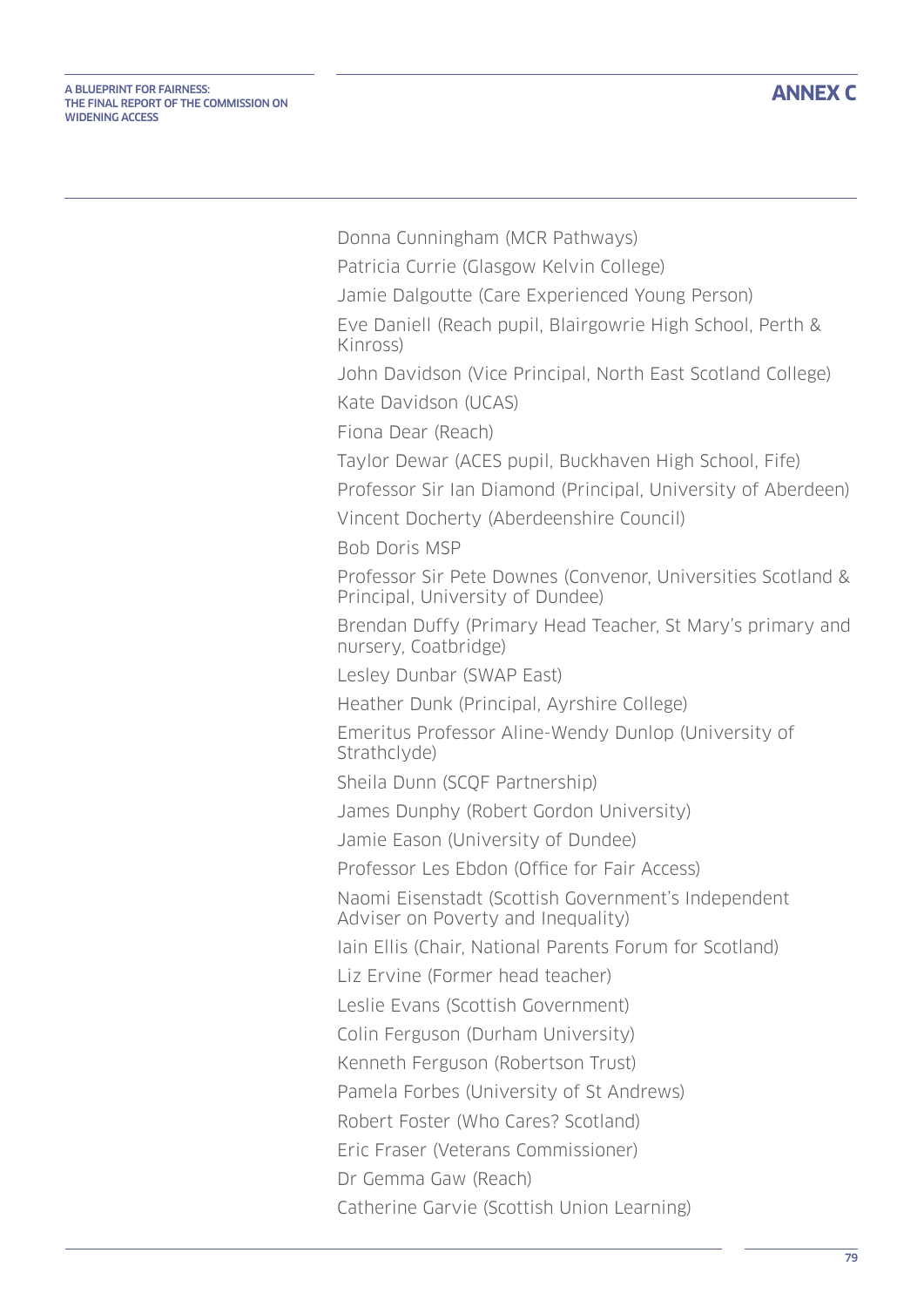Donna Cunningham (MCR Pathways)

Patricia Currie (Glasgow Kelvin College)

Jamie Dalgoutte (Care Experienced Young Person)

Eve Daniell (Reach pupil, Blairgowrie High School, Perth & Kinross)

John Davidson (Vice Principal, North East Scotland College)

Kate Davidson (UCAS)

Fiona Dear (Reach)

Taylor Dewar (ACES pupil, Buckhaven High School, Fife)

Professor Sir Ian Diamond (Principal, University of Aberdeen)

Vincent Docherty (Aberdeenshire Council)

Bob Doris MSP

Professor Sir Pete Downes (Convenor, Universities Scotland & Principal, University of Dundee)

Brendan Duffy (Primary Head Teacher, St Mary's primary and nursery, Coatbridge)

Lesley Dunbar (SWAP East)

Heather Dunk (Principal, Ayrshire College)

Emeritus Professor Aline-Wendy Dunlop (University of Strathclyde)

Sheila Dunn (SCQF Partnership)

James Dunphy (Robert Gordon University)

Jamie Eason (University of Dundee)

Professor Les Ebdon (Office for Fair Access)

Naomi Eisenstadt (Scottish Government's Independent Adviser on Poverty and Inequality)

Iain Ellis (Chair, National Parents Forum for Scotland)

Liz Ervine (Former head teacher)

Leslie Evans (Scottish Government)

Colin Ferguson (Durham University)

Kenneth Ferguson (Robertson Trust)

Pamela Forbes (University of St Andrews)

Robert Foster (Who Cares? Scotland)

Eric Fraser (Veterans Commissioner)

Dr Gemma Gaw (Reach)

Catherine Garvie (Scottish Union Learning)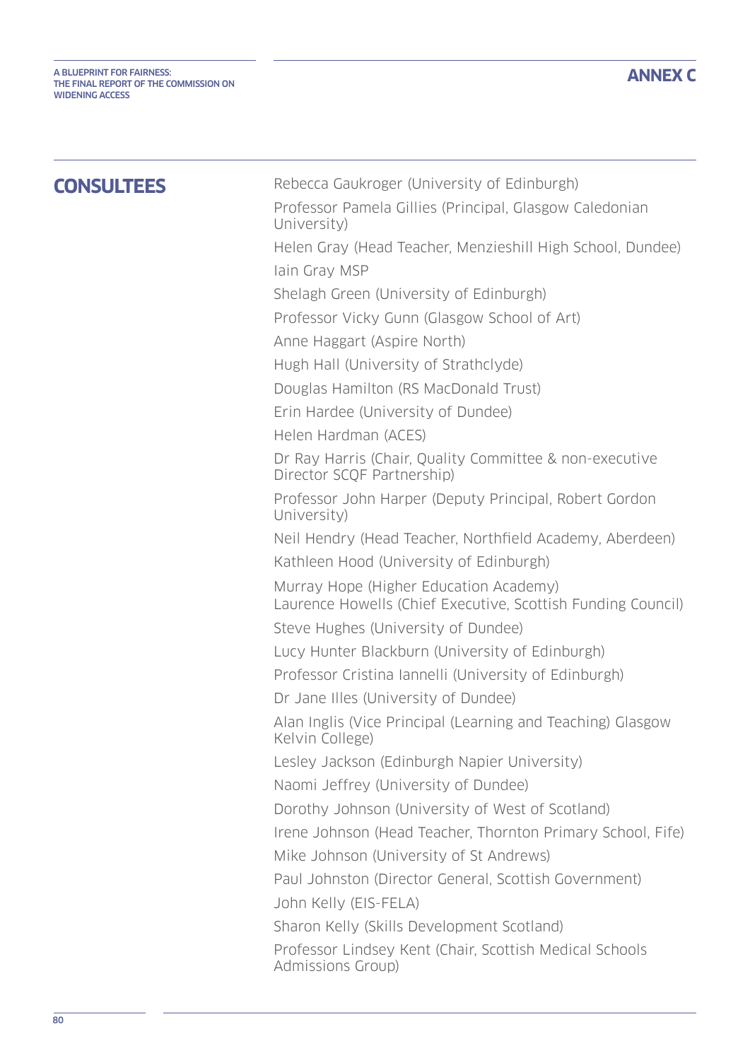## CONSULTEES

Rebecca Gaukroger (University of Edinburgh)

Professor Pamela Gillies (Principal, Glasgow Caledonian University)

Helen Gray (Head Teacher, Menzieshill High School, Dundee)

Iain Gray MSP

Shelagh Green (University of Edinburgh)

Professor Vicky Gunn (Glasgow School of Art)

Anne Haggart (Aspire North)

Hugh Hall (University of Strathclyde)

Douglas Hamilton (RS MacDonald Trust)

Erin Hardee (University of Dundee)

Helen Hardman (ACES)

Dr Ray Harris (Chair, Quality Committee & non-executive Director SCQF Partnership)

Professor John Harper (Deputy Principal, Robert Gordon University)

Neil Hendry (Head Teacher, Northfield Academy, Aberdeen)

Kathleen Hood (University of Edinburgh)

Murray Hope (Higher Education Academy)
Laurence Howells (Chief Executive, Scottish Funding Council)

Steve Hughes (University of Dundee)

Lucy Hunter Blackburn (University of Edinburgh)

Professor Cristina Iannelli (University of Edinburgh)

Dr Jane Illes (University of Dundee)

Alan Inglis (Vice Principal (Learning and Teaching) Glasgow Kelvin College)

Lesley Jackson (Edinburgh Napier University)

Naomi Jeffrey (University of Dundee)

Dorothy Johnson (University of West of Scotland)

Irene Johnson (Head Teacher, Thornton Primary School, Fife)

Mike Johnson (University of St Andrews)

Paul Johnston (Director General, Scottish Government)

John Kelly (EIS-FELA)

Sharon Kelly (Skills Development Scotland)

Professor Lindsey Kent (Chair, Scottish Medical Schools Admissions Group)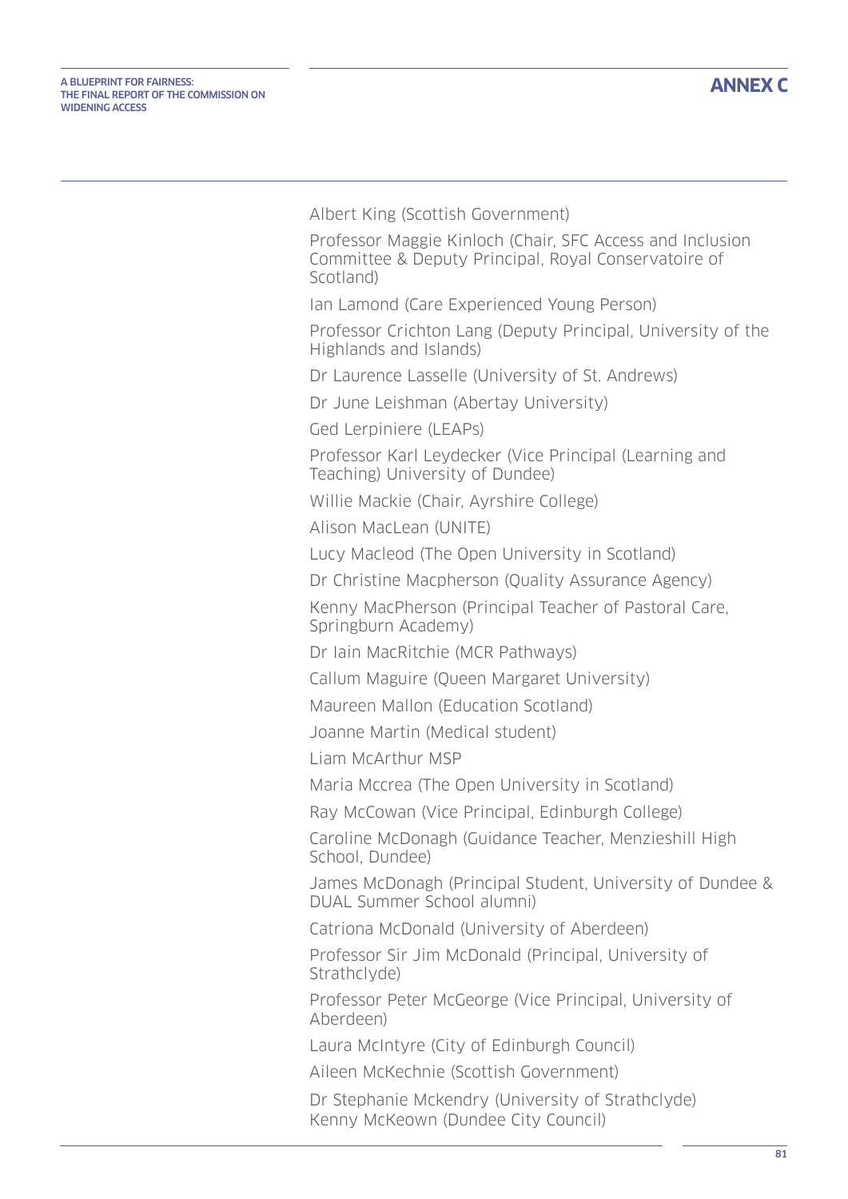Albert King (Scottish Government)

Professor Maggie Kinloch (Chair, SFC Access and Inclusion Committee & Deputy Principal, Royal Conservatoire of Scotland)

Ian Lamond (Care Experienced Young Person)

Professor Crichton Lang (Deputy Principal, University of the Highlands and Islands)

Dr Laurence Lasselle (University of St. Andrews)

Dr June Leishman (Abertay University)

Ged Lerpiniere (LEAPs)

Professor Karl Leydecker (Vice Principal (Learning and Teaching) University of Dundee)

Willie Mackie (Chair, Ayrshire College)

Alison MacLean (UNITE)

Lucy Macleod (The Open University in Scotland)

Dr Christine Macpherson (Quality Assurance Agency)

Kenny MacPherson (Principal Teacher of Pastoral Care, Springburn Academy)

Dr Iain MacRitchie (MCR Pathways)

Callum Maguire (Queen Margaret University)

Maureen Mallon (Education Scotland)

Joanne Martin (Medical student)

Liam McArthur MSP

Maria Mccrea (The Open University in Scotland)

Ray McCowan (Vice Principal, Edinburgh College)

Caroline McDonagh (Guidance Teacher, Menzieshill High School, Dundee)

James McDonagh (Principal Student, University of Dundee & DUAL Summer School alumni)

Catriona McDonald (University of Aberdeen)

Professor Sir Jim McDonald (Principal, University of Strathclyde)

Professor Peter McGeorge (Vice Principal, University of Aberdeen)

Laura McIntyre (City of Edinburgh Council)

Aileen McKechnie (Scottish Government)

Dr Stephanie Mckendry (University of Strathclyde)

Kenny McKeown (Dundee City Council)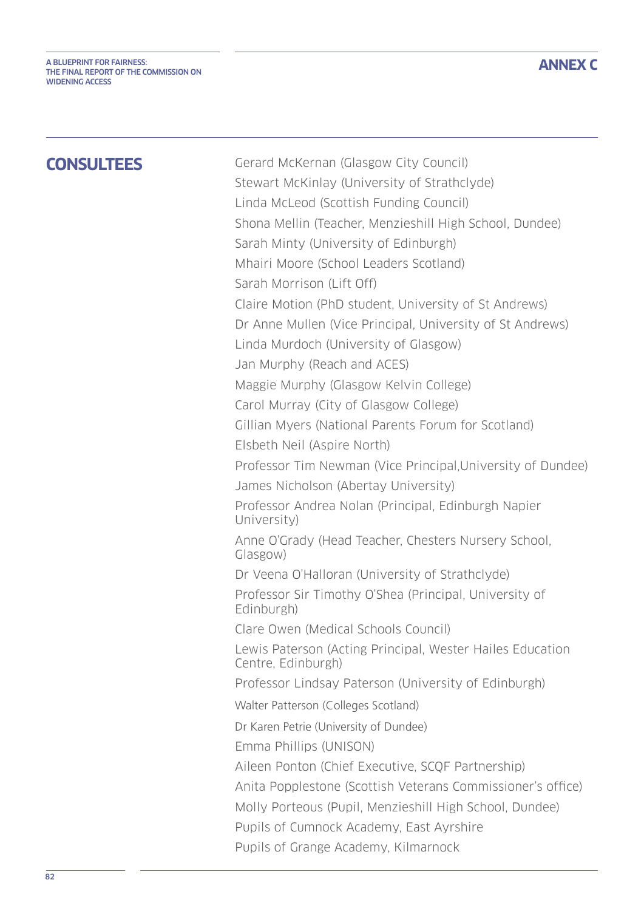## CONSULTEES

Gerard McKernan (Glasgow City Council)
Stewart McKinlay (University of Strathclyde)
Linda McLeod (Scottish Funding Council)
Shona Mellin (Teacher, Menzieshill High School, Dundee)
Sarah Minty (University of Edinburgh)
Mhairi Moore (School Leaders Scotland)
Sarah Morrison (Lift Off)
Claire Motion (PhD student, University of St Andrews)
Dr Anne Mullen (Vice Principal, University of St Andrews)
Linda Murdoch (University of Glasgow)
Jan Murphy (Reach and ACES)
Maggie Murphy (Glasgow Kelvin College)
Carol Murray (City of Glasgow College)
Gillian Myers (National Parents Forum for Scotland)
Elsbeth Neil (Aspire North)
Professor Tim Newman (Vice Principal,University of Dundee)
James Nicholson (Abertay University)
Professor Andrea Nolan (Principal, Edinburgh Napier University)
Anne O'Grady (Head Teacher, Chesters Nursery School, Glasgow)
Dr Veena O'Halloran (University of Strathclyde)
Professor Sir Timothy O'Shea (Principal, University of Edinburgh)
Clare Owen (Medical Schools Council)
Lewis Paterson (Acting Principal, Wester Hailes Education Centre, Edinburgh)
Professor Lindsay Paterson (University of Edinburgh)
Walter Patterson (Colleges Scotland)
Dr Karen Petrie (University of Dundee)
Emma Phillips (UNISON)
Aileen Ponton (Chief Executive, SCQF Partnership)
Anita Popplestone (Scottish Veterans Commissioner's office)
Molly Porteous (Pupil, Menzieshill High School, Dundee)
Pupils of Cumnock Academy, East Ayrshire
Pupils of Grange Academy, Kilmarnock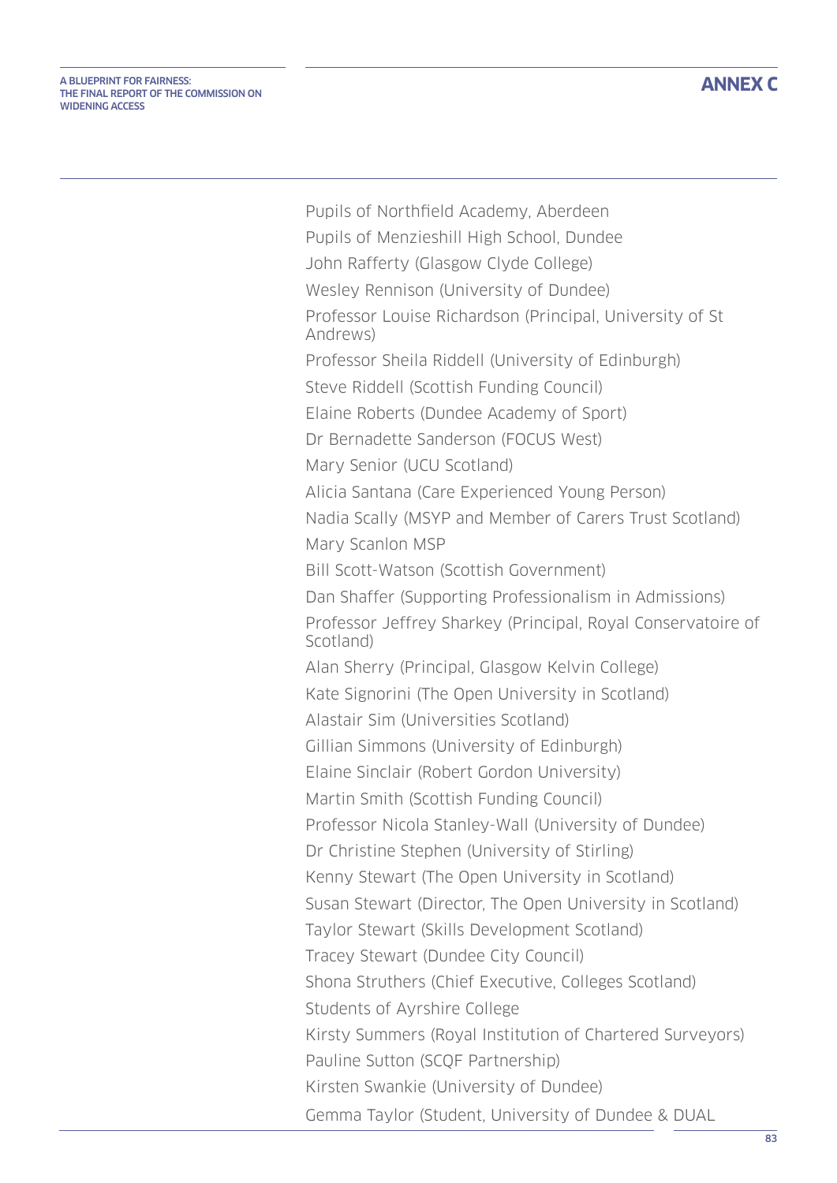Pupils of Northfield Academy, Aberdeen

Pupils of Menzieshill High School, Dundee

John Rafferty (Glasgow Clyde College)

Wesley Rennison (University of Dundee)

Professor Louise Richardson (Principal, University of St Andrews)

Professor Sheila Riddell (University of Edinburgh)

Steve Riddell (Scottish Funding Council)

Elaine Roberts (Dundee Academy of Sport)

Dr Bernadette Sanderson (FOCUS West)

Mary Senior (UCU Scotland)

Alicia Santana (Care Experienced Young Person)

Nadia Scally (MSYP and Member of Carers Trust Scotland)

Mary Scanlon MSP

Bill Scott-Watson (Scottish Government)

Dan Shaffer (Supporting Professionalism in Admissions)

Professor Jeffrey Sharkey (Principal, Royal Conservatoire of Scotland)

Alan Sherry (Principal, Glasgow Kelvin College)

Kate Signorini (The Open University in Scotland)

Alastair Sim (Universities Scotland)

Gillian Simmons (University of Edinburgh)

Elaine Sinclair (Robert Gordon University)

Martin Smith (Scottish Funding Council)

Professor Nicola Stanley-Wall (University of Dundee)

Dr Christine Stephen (University of Stirling)

Kenny Stewart (The Open University in Scotland)

Susan Stewart (Director, The Open University in Scotland)

Taylor Stewart (Skills Development Scotland)

Tracey Stewart (Dundee City Council)

Shona Struthers (Chief Executive, Colleges Scotland)

Students of Ayrshire College

Kirsty Summers (Royal Institution of Chartered Surveyors)

Pauline Sutton (SCQF Partnership)

Kirsten Swankie (University of Dundee)

Gemma Taylor (Student, University of Dundee & DUAL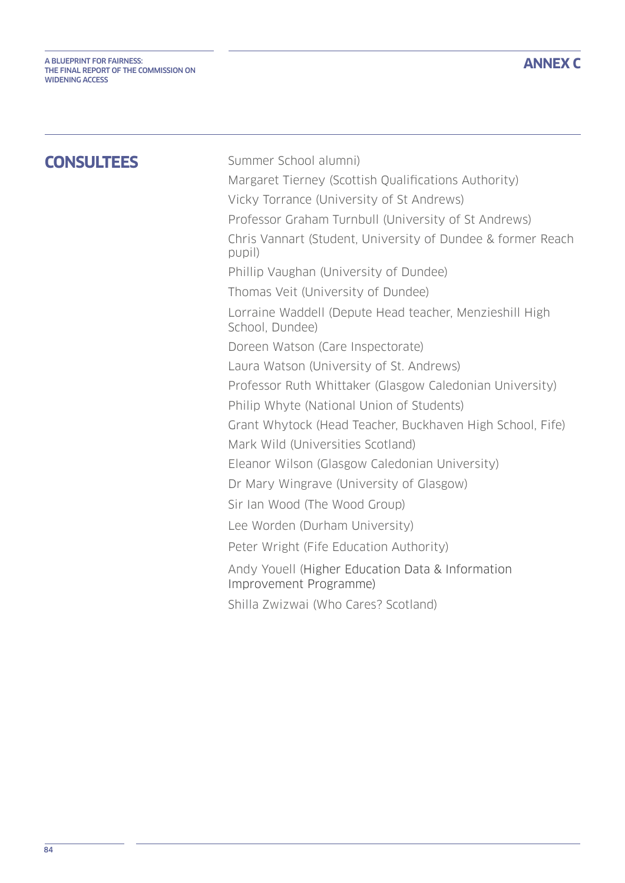## CONSULTEES

Summer School alumni)

Margaret Tierney (Scottish Qualifications Authority)

Vicky Torrance (University of St Andrews)

Professor Graham Turnbull (University of St Andrews)

Chris Vannart (Student, University of Dundee & former Reach pupil)

Phillip Vaughan (University of Dundee)

Thomas Veit (University of Dundee)

Lorraine Waddell (Depute Head teacher, Menzieshill High School, Dundee)

Doreen Watson (Care Inspectorate)

Laura Watson (University of St. Andrews)

Professor Ruth Whittaker (Glasgow Caledonian University)

Philip Whyte (National Union of Students)

Grant Whytock (Head Teacher, Buckhaven High School, Fife)

Mark Wild (Universities Scotland)

Eleanor Wilson (Glasgow Caledonian University)

Dr Mary Wingrave (University of Glasgow)

Sir Ian Wood (The Wood Group)

Lee Worden (Durham University)

Peter Wright (Fife Education Authority)

Andy Youell (Higher Education Data & Information Improvement Programme)

Shilla Zwizwai (Who Cares? Scotland)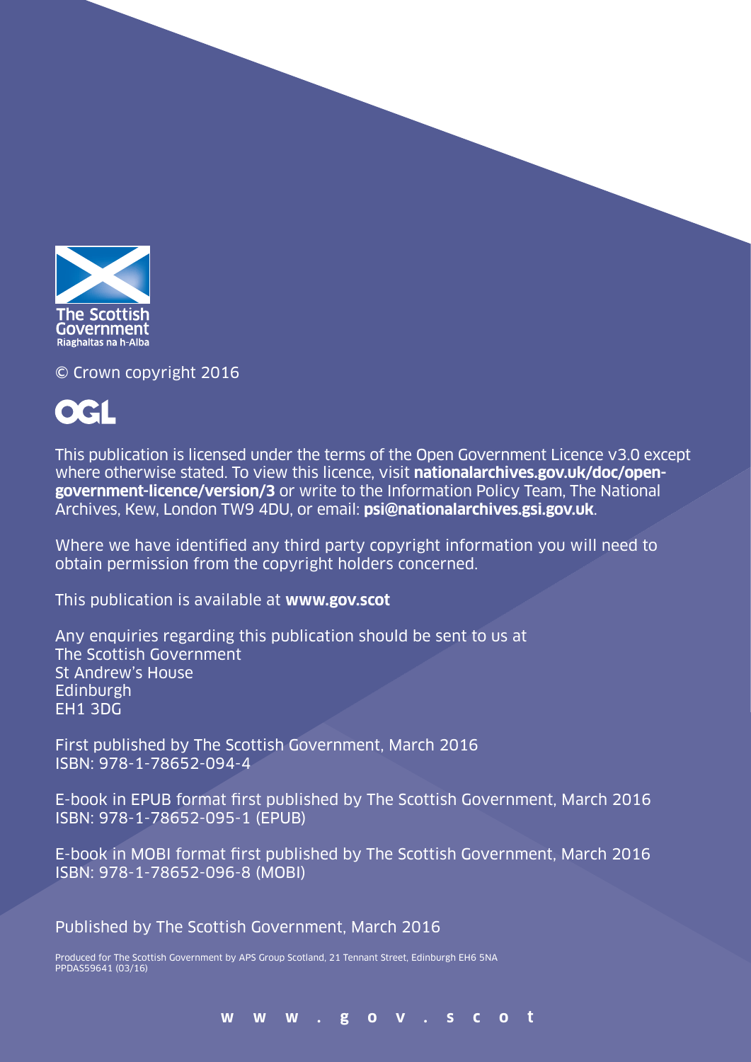The Scottish Government
Riaghaltas na h-Alba

© Crown copyright 2016

OGL

This publication is licensed under the terms of the Open Government Licence v3.0 except where otherwise stated. To view this licence, visit **nationalarchives.gov.uk/doc/open-government-licence/version/3** or write to the Information Policy Team, The National Archives, Kew, London TW9 4DU, or email: **psi@nationalarchives.gsi.gov.uk**.

Where we have identified any third party copyright information you will need to obtain permission from the copyright holders concerned.

This publication is available at **www.gov.scot**

Any enquiries regarding this publication should be sent to us at
The Scottish Government
St Andrew's House
Edinburgh
EH1 3DG

First published by The Scottish Government, March 2016
ISBN: 978-1-78652-094-4

E-book in EPUB format first published by The Scottish Government, March 2016
ISBN: 978-1-78652-095-1 (EPUB)

E-book in MOBI format first published by The Scottish Government, March 2016
ISBN: 978-1-78652-096-8 (MOBI)

Published by The Scottish Government, March 2016

Produced for The Scottish Government by APS Group Scotland, 21 Tennant Street, Edinburgh EH6 5NA
PPDAS59641 (03/16)

**w w w . g o v . s c o t**